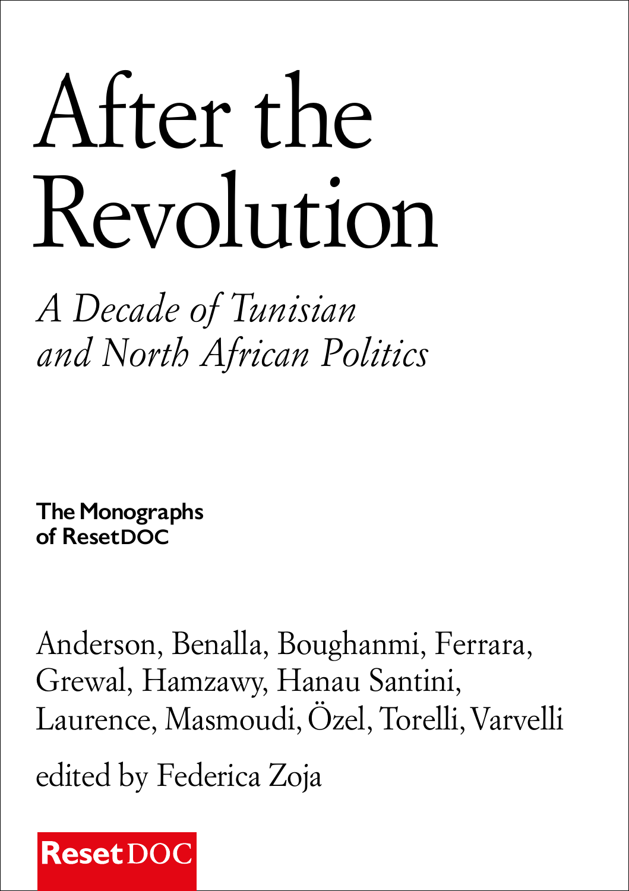# After the Revolution

*A Decade of Tunisian and North African Politics*

**The Monographs of ResetDOC**

Anderson, Benalla, Boughanmi, Ferrara, Grewal, Hamzawy, Hanau Santini, Laurence, Masmoudi, Özel, Torelli, Varvelli

edited by Federica Zoja

**Reset** DOC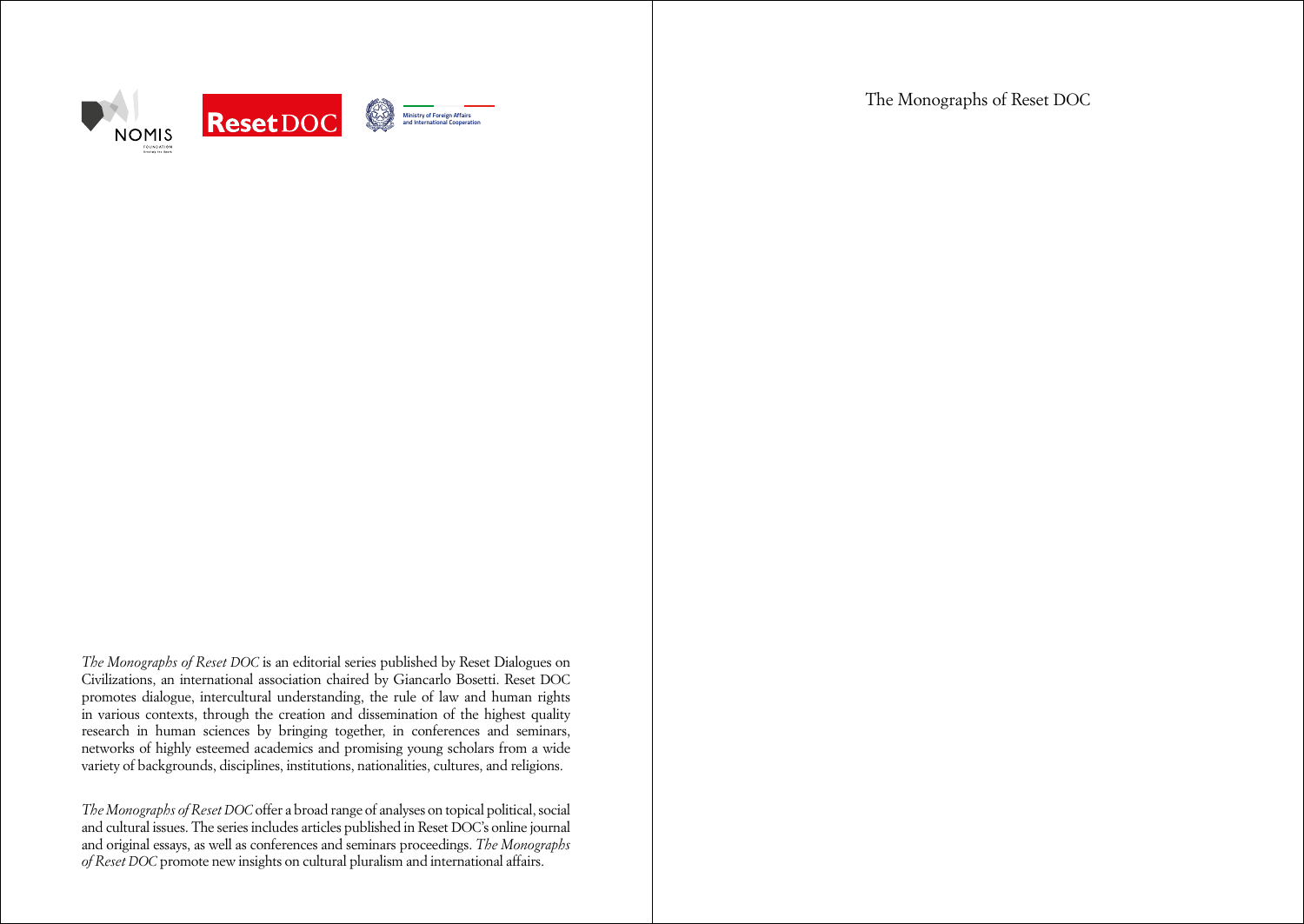NOMIS FOUNDATION

Reset DOC

Ministry of Foreign Affairs and International Cooperation

*The Monographs of Reset DOC* is an editorial series published by Reset Dialogues on Civilizations, an international association chaired by Giancarlo Bosetti. Reset DOC promotes dialogue, intercultural understanding, the rule of law and human rights in various contexts, through the creation and dissemination of the highest quality research in human sciences by bringing together, in conferences and seminars, networks of highly esteemed academics and promising young scholars from a wide variety of backgrounds, disciplines, institutions, nationalities, cultures, and religions.

*The Monographs of Reset DOC* offer a broad range of analyses on topical political, social and cultural issues. The series includes articles published in Reset DOC's online journal and original essays, as well as conferences and seminars proceedings. *The Monographs of Reset DOC* promote new insights on cultural pluralism and international affairs.

The Monographs of Reset DOC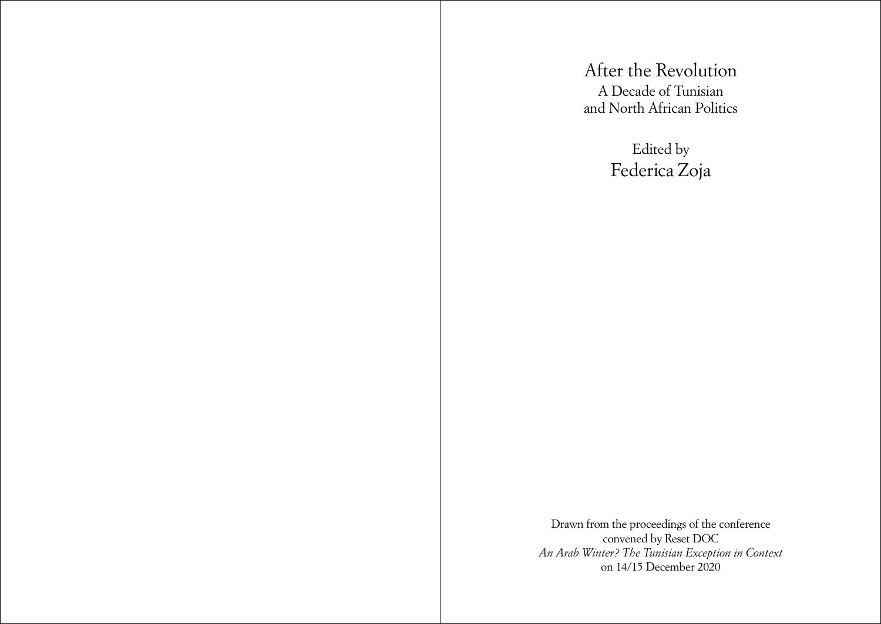# After the Revolution

## A Decade of Tunisian and North African Politics

Edited by

Federica Zoja

Drawn from the proceedings of the conference convened by Reset DOC

*An Arab Winter? The Tunisian Exception in Context*

on 14/15 December 2020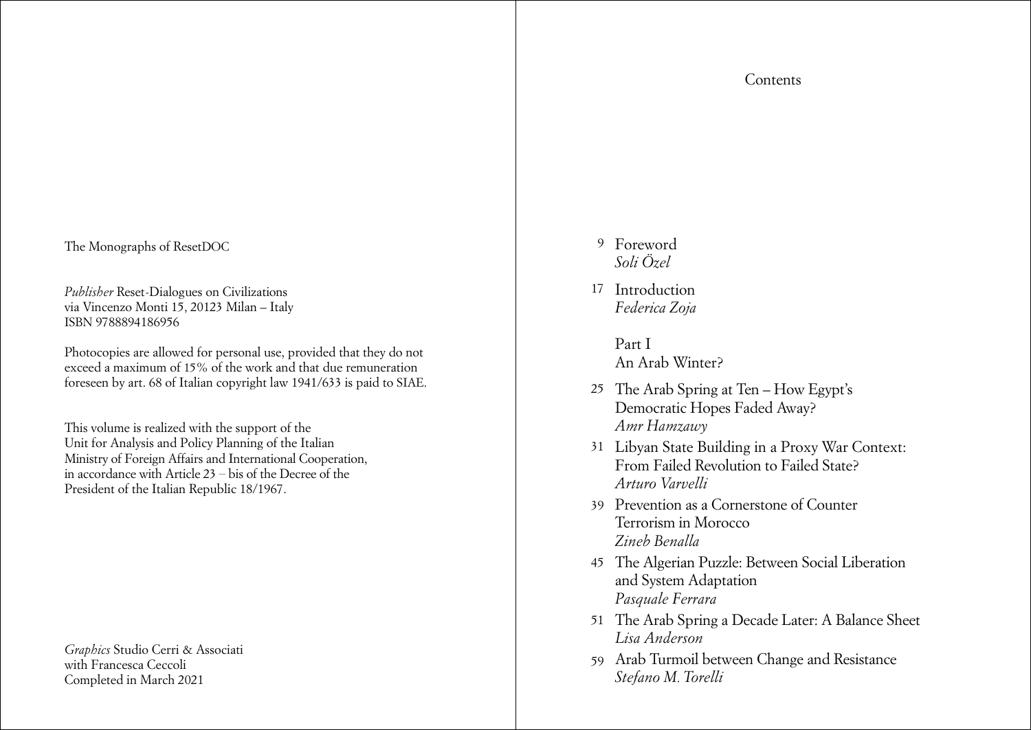The Monographs of ResetDOC

*Publisher* Reset-Dialogues on Civilizations
via Vincenzo Monti 15, 20123 Milan – Italy
ISBN 9788894186956

Photocopies are allowed for personal use, provided that they do not exceed a maximum of 15% of the work and that due remuneration foreseen by art. 68 of Italian copyright law 1941/633 is paid to SIAE.

This volume is realized with the support of the Unit for Analysis and Policy Planning of the Italian Ministry of Foreign Affairs and International Cooperation, in accordance with Article 23 – bis of the Decree of the President of the Italian Republic 18/1967.

*Graphics* Studio Cerri & Associati
with Francesca Ceccoli
Completed in March 2021

# Contents

9 Foreword
*Soli Özel*

17 Introduction
*Federica Zoja*

Part I
An Arab Winter?

25 The Arab Spring at Ten – How Egypt's Democratic Hopes Faded Away?
*Amr Hamzawy*

31 Libyan State Building in a Proxy War Context: From Failed Revolution to Failed State?
*Arturo Varvelli*

39 Prevention as a Cornerstone of Counter Terrorism in Morocco
*Zineb Benalla*

45 The Algerian Puzzle: Between Social Liberation and System Adaptation
*Pasquale Ferrara*

51 The Arab Spring a Decade Later: A Balance Sheet
*Lisa Anderson*

59 Arab Turmoil between Change and Resistance
*Stefano M. Torelli*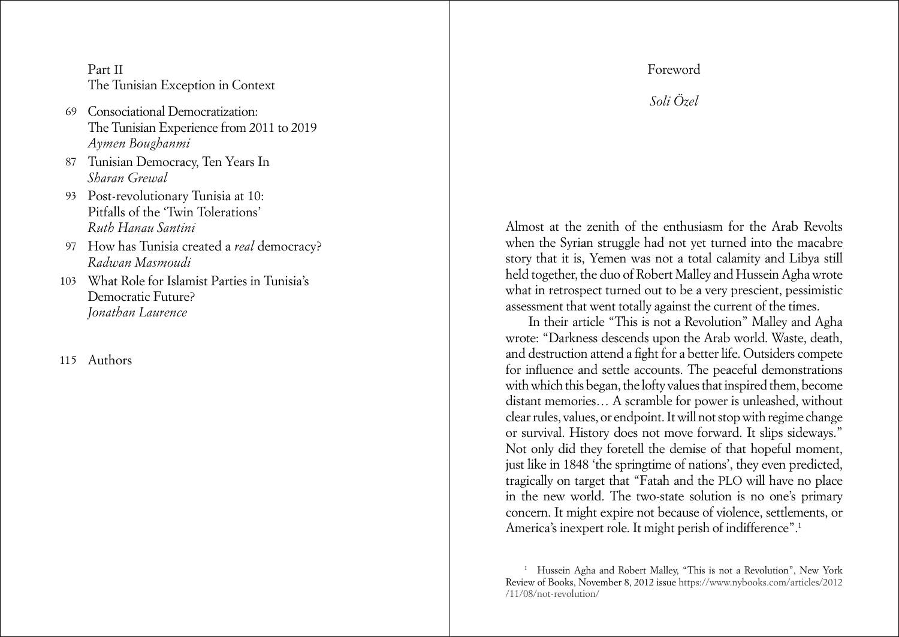Part II
The Tunisian Exception in Context

- 69 Consociational Democratization: The Tunisian Experience from 2011 to 2019
  *Aymen Boughanmi*
- 87 Tunisian Democracy, Ten Years In
  *Sharan Grewal*
- 93 Post-revolutionary Tunisia at 10: Pitfalls of the 'Twin Tolerations'
  *Ruth Hanau Santini*
- 97 How has Tunisia created a *real* democracy?
  *Radwan Masmoudi*
- 103 What Role for Islamist Parties in Tunisia's Democratic Future?
  *Jonathan Laurence*
- 115 Authors

# Foreword

*Soli Özel*

Almost at the zenith of the enthusiasm for the Arab Revolts when the Syrian struggle had not yet turned into the macabre story that it is, Yemen was not a total calamity and Libya still held together, the duo of Robert Malley and Hussein Agha wrote what in retrospect turned out to be a very prescient, pessimistic assessment that went totally against the current of the times.

In their article "This is not a Revolution" Malley and Agha wrote: "Darkness descends upon the Arab world. Waste, death, and destruction attend a fight for a better life. Outsiders compete for influence and settle accounts. The peaceful demonstrations with which this began, the lofty values that inspired them, become distant memories… A scramble for power is unleashed, without clear rules, values, or endpoint. It will not stop with regime change or survival. History does not move forward. It slips sideways." Not only did they foretell the demise of that hopeful moment, just like in 1848 'the springtime of nations', they even predicted, tragically on target that "Fatah and the PLO will have no place in the new world. The two-state solution is no one's primary concern. It might expire not because of violence, settlements, or America's inexpert role. It might perish of indifference".[1]

[1] Hussein Agha and Robert Malley, "This is not a Revolution", New York Review of Books, November 8, 2012 issue https://www.nybooks.com/articles/2012/11/08/not-revolution/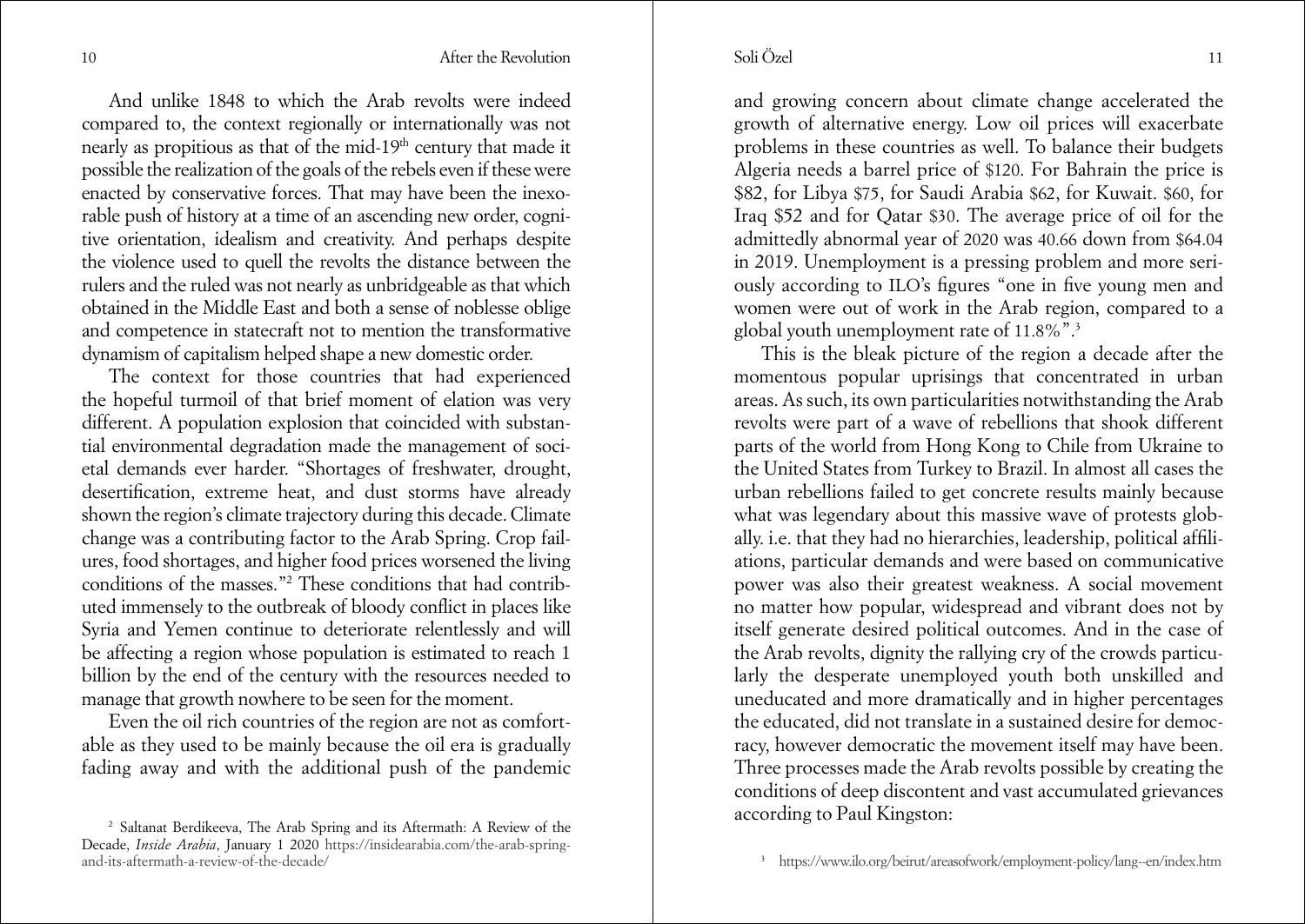And unlike 1848 to which the Arab revolts were indeed compared to, the context regionally or internationally was not nearly as propitious as that of the mid-19th century that made it possible the realization of the goals of the rebels even if these were enacted by conservative forces. That may have been the inexorable push of history at a time of an ascending new order, cognitive orientation, idealism and creativity. And perhaps despite the violence used to quell the revolts the distance between the rulers and the ruled was not nearly as unbridgeable as that which obtained in the Middle East and both a sense of noblesse oblige and competence in statecraft not to mention the transformative dynamism of capitalism helped shape a new domestic order.

The context for those countries that had experienced the hopeful turmoil of that brief moment of elation was very different. A population explosion that coincided with substantial environmental degradation made the management of societal demands ever harder. "Shortages of freshwater, drought, desertification, extreme heat, and dust storms have already shown the region's climate trajectory during this decade. Climate change was a contributing factor to the Arab Spring. Crop failures, food shortages, and higher food prices worsened the living conditions of the masses."[2] These conditions that had contributed immensely to the outbreak of bloody conflict in places like Syria and Yemen continue to deteriorate relentlessly and will be affecting a region whose population is estimated to reach 1 billion by the end of the century with the resources needed to manage that growth nowhere to be seen for the moment.

Even the oil rich countries of the region are not as comfortable as they used to be mainly because the oil era is gradually fading away and with the additional push of the pandemic and growing concern about climate change accelerated the growth of alternative energy. Low oil prices will exacerbate problems in these countries as well. To balance their budgets Algeria needs a barrel price of $120. For Bahrain the price is $82, for Libya $75, for Saudi Arabia $62, for Kuwait. $60, for Iraq $52 and for Qatar $30. The average price of oil for the admittedly abnormal year of 2020 was 40.66 down from $64.04 in 2019. Unemployment is a pressing problem and more seriously according to ILO's figures "one in five young men and women were out of work in the Arab region, compared to a global youth unemployment rate of 11.8%".[3]

This is the bleak picture of the region a decade after the momentous popular uprisings that concentrated in urban areas. As such, its own particularities notwithstanding the Arab revolts were part of a wave of rebellions that shook different parts of the world from Hong Kong to Chile from Ukraine to the United States from Turkey to Brazil. In almost all cases the urban rebellions failed to get concrete results mainly because what was legendary about this massive wave of protests globally. i.e. that they had no hierarchies, leadership, political affiliations, particular demands and were based on communicative power was also their greatest weakness. A social movement no matter how popular, widespread and vibrant does not by itself generate desired political outcomes. And in the case of the Arab revolts, dignity the rallying cry of the crowds particularly the desperate unemployed youth both unskilled and uneducated and more dramatically and in higher percentages the educated, did not translate in a sustained desire for democracy, however democratic the movement itself may have been. Three processes made the Arab revolts possible by creating the conditions of deep discontent and vast accumulated grievances according to Paul Kingston:

---

[2] Saltanat Berdikeeva, The Arab Spring and its Aftermath: A Review of the Decade, *Inside Arabia*, January 1 2020 https://insidearabia.com/the-arab-spring-and-its-aftermath-a-review-of-the-decade/

[3] https://www.ilo.org/beirut/areasofwork/employment-policy/lang--en/index.htm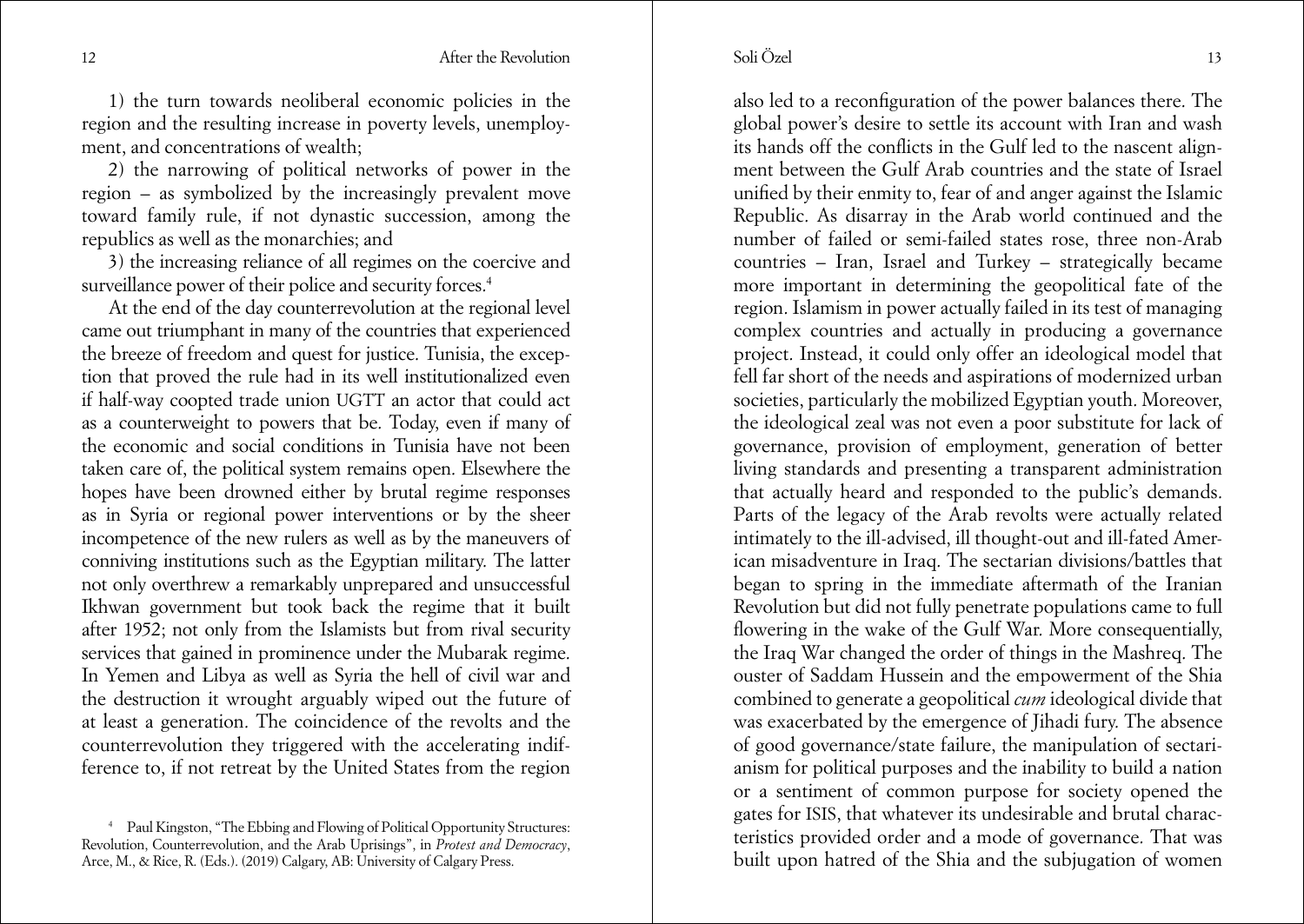1) the turn towards neoliberal economic policies in the region and the resulting increase in poverty levels, unemployment, and concentrations of wealth;

2) the narrowing of political networks of power in the region – as symbolized by the increasingly prevalent move toward family rule, if not dynastic succession, among the republics as well as the monarchies; and

3) the increasing reliance of all regimes on the coercive and surveillance power of their police and security forces.[4]

At the end of the day counterrevolution at the regional level came out triumphant in many of the countries that experienced the breeze of freedom and quest for justice. Tunisia, the exception that proved the rule had in its well institutionalized even if half-way coopted trade union UGTT an actor that could act as a counterweight to powers that be. Today, even if many of the economic and social conditions in Tunisia have not been taken care of, the political system remains open. Elsewhere the hopes have been drowned either by brutal regime responses as in Syria or regional power interventions or by the sheer incompetence of the new rulers as well as by the maneuvers of conniving institutions such as the Egyptian military. The latter not only overthrew a remarkably unprepared and unsuccessful Ikhwan government but took back the regime that it built after 1952; not only from the Islamists but from rival security services that gained in prominence under the Mubarak regime. In Yemen and Libya as well as Syria the hell of civil war and the destruction it wrought arguably wiped out the future of at least a generation. The coincidence of the revolts and the counterrevolution they triggered with the accelerating indifference to, if not retreat by the United States from the region also led to a reconfiguration of the power balances there. The global power's desire to settle its account with Iran and wash its hands off the conflicts in the Gulf led to the nascent alignment between the Gulf Arab countries and the state of Israel unified by their enmity to, fear of and anger against the Islamic Republic. As disarray in the Arab world continued and the number of failed or semi-failed states rose, three non-Arab countries – Iran, Israel and Turkey – strategically became more important in determining the geopolitical fate of the region. Islamism in power actually failed in its test of managing complex countries and actually in producing a governance project. Instead, it could only offer an ideological model that fell far short of the needs and aspirations of modernized urban societies, particularly the mobilized Egyptian youth. Moreover, the ideological zeal was not even a poor substitute for lack of governance, provision of employment, generation of better living standards and presenting a transparent administration that actually heard and responded to the public's demands. Parts of the legacy of the Arab revolts were actually related intimately to the ill-advised, ill thought-out and ill-fated American misadventure in Iraq. The sectarian divisions/battles that began to spring in the immediate aftermath of the Iranian Revolution but did not fully penetrate populations came to full flowering in the wake of the Gulf War. More consequentially, the Iraq War changed the order of things in the Mashreq. The ouster of Saddam Hussein and the empowerment of the Shia combined to generate a geopolitical *cum* ideological divide that was exacerbated by the emergence of Jihadi fury. The absence of good governance/state failure, the manipulation of sectarianism for political purposes and the inability to build a nation or a sentiment of common purpose for society opened the gates for ISIS, that whatever its undesirable and brutal characteristics provided order and a mode of governance. That was built upon hatred of the Shia and the subjugation of women

[4] Paul Kingston, "The Ebbing and Flowing of Political Opportunity Structures: Revolution, Counterrevolution, and the Arab Uprisings", in *Protest and Democracy*, Arce, M., & Rice, R. (Eds.). (2019) Calgary, AB: University of Calgary Press.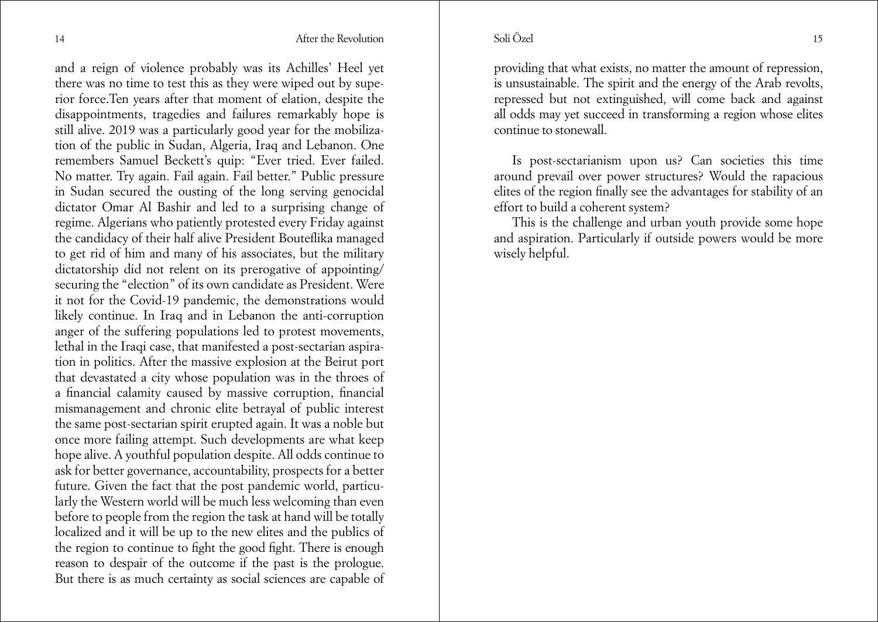and a reign of violence probably was its Achilles' Heel yet there was no time to test this as they were wiped out by superior force.Ten years after that moment of elation, despite the disappointments, tragedies and failures remarkably hope is still alive. 2019 was a particularly good year for the mobilization of the public in Sudan, Algeria, Iraq and Lebanon. One remembers Samuel Beckett's quip: "Ever tried. Ever failed. No matter. Try again. Fail again. Fail better." Public pressure in Sudan secured the ousting of the long serving genocidal dictator Omar Al Bashir and led to a surprising change of regime. Algerians who patiently protested every Friday against the candidacy of their half alive President Bouteflika managed to get rid of him and many of his associates, but the military dictatorship did not relent on its prerogative of appointing/securing the "election" of its own candidate as President. Were it not for the Covid-19 pandemic, the demonstrations would likely continue. In Iraq and in Lebanon the anti-corruption anger of the suffering populations led to protest movements, lethal in the Iraqi case, that manifested a post-sectarian aspiration in politics. After the massive explosion at the Beirut port that devastated a city whose population was in the throes of a financial calamity caused by massive corruption, financial mismanagement and chronic elite betrayal of public interest the same post-sectarian spirit erupted again. It was a noble but once more failing attempt. Such developments are what keep hope alive. A youthful population despite. All odds continue to ask for better governance, accountability, prospects for a better future. Given the fact that the post pandemic world, particularly the Western world will be much less welcoming than even before to people from the region the task at hand will be totally localized and it will be up to the new elites and the publics of the region to continue to fight the good fight. There is enough reason to despair of the outcome if the past is the prologue. But there is as much certainty as social sciences are capable of providing that what exists, no matter the amount of repression, is unsustainable. The spirit and the energy of the Arab revolts, repressed but not extinguished, will come back and against all odds may yet succeed in transforming a region whose elites continue to stonewall.

Is post-sectarianism upon us? Can societies this time around prevail over power structures? Would the rapacious elites of the region finally see the advantages for stability of an effort to build a coherent system?

This is the challenge and urban youth provide some hope and aspiration. Particularly if outside powers would be more wisely helpful.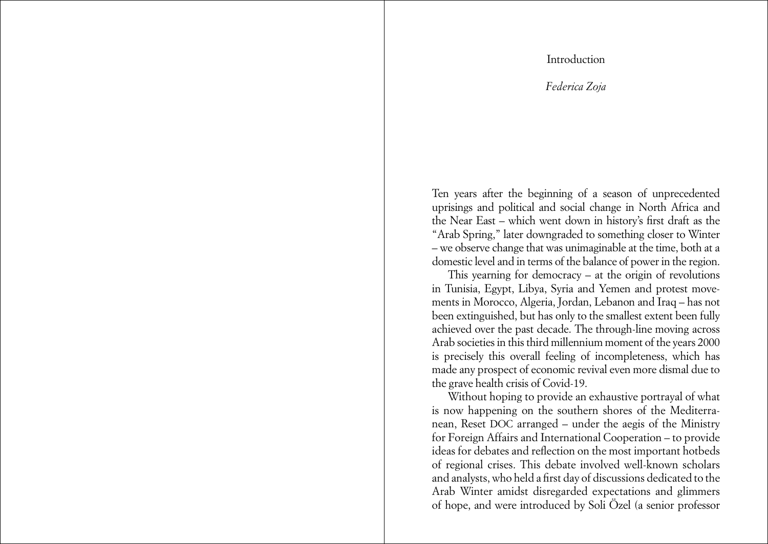# Introduction

*Federica Zoja*

Ten years after the beginning of a season of unprecedented uprisings and political and social change in North Africa and the Near East – which went down in history's first draft as the "Arab Spring," later downgraded to something closer to Winter – we observe change that was unimaginable at the time, both at a domestic level and in terms of the balance of power in the region.

This yearning for democracy – at the origin of revolutions in Tunisia, Egypt, Libya, Syria and Yemen and protest movements in Morocco, Algeria, Jordan, Lebanon and Iraq – has not been extinguished, but has only to the smallest extent been fully achieved over the past decade. The through-line moving across Arab societies in this third millennium moment of the years 2000 is precisely this overall feeling of incompleteness, which has made any prospect of economic revival even more dismal due to the grave health crisis of Covid-19.

Without hoping to provide an exhaustive portrayal of what is now happening on the southern shores of the Mediterranean, Reset DOC arranged – under the aegis of the Ministry for Foreign Affairs and International Cooperation – to provide ideas for debates and reflection on the most important hotbeds of regional crises. This debate involved well-known scholars and analysts, who held a first day of discussions dedicated to the Arab Winter amidst disregarded expectations and glimmers of hope, and were introduced by Soli Özel (a senior professor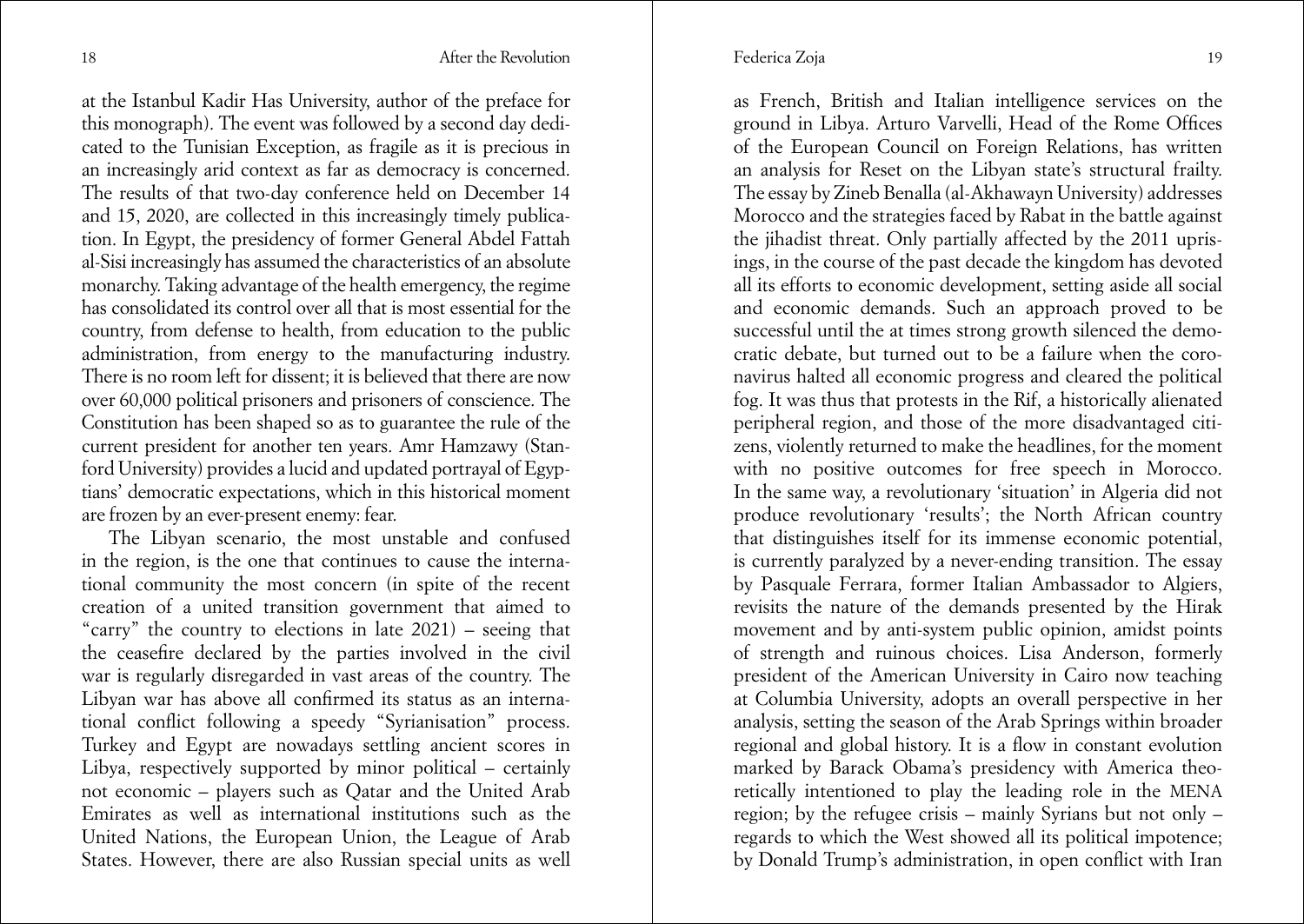at the Istanbul Kadir Has University, author of the preface for this monograph). The event was followed by a second day dedicated to the Tunisian Exception, as fragile as it is precious in an increasingly arid context as far as democracy is concerned. The results of that two-day conference held on December 14 and 15, 2020, are collected in this increasingly timely publication. In Egypt, the presidency of former General Abdel Fattah al-Sisi increasingly has assumed the characteristics of an absolute monarchy. Taking advantage of the health emergency, the regime has consolidated its control over all that is most essential for the country, from defense to health, from education to the public administration, from energy to the manufacturing industry. There is no room left for dissent; it is believed that there are now over 60,000 political prisoners and prisoners of conscience. The Constitution has been shaped so as to guarantee the rule of the current president for another ten years. Amr Hamzawy (Stanford University) provides a lucid and updated portrayal of Egyptians' democratic expectations, which in this historical moment are frozen by an ever-present enemy: fear.

The Libyan scenario, the most unstable and confused in the region, is the one that continues to cause the international community the most concern (in spite of the recent creation of a united transition government that aimed to "carry" the country to elections in late 2021) – seeing that the ceasefire declared by the parties involved in the civil war is regularly disregarded in vast areas of the country. The Libyan war has above all confirmed its status as an international conflict following a speedy "Syrianisation" process. Turkey and Egypt are nowadays settling ancient scores in Libya, respectively supported by minor political – certainly not economic – players such as Qatar and the United Arab Emirates as well as international institutions such as the United Nations, the European Union, the League of Arab States. However, there are also Russian special units as well as French, British and Italian intelligence services on the ground in Libya. Arturo Varvelli, Head of the Rome Offices of the European Council on Foreign Relations, has written an analysis for Reset on the Libyan state's structural frailty. The essay by Zineb Benalla (al-Akhawayn University) addresses Morocco and the strategies faced by Rabat in the battle against the jihadist threat. Only partially affected by the 2011 uprisings, in the course of the past decade the kingdom has devoted all its efforts to economic development, setting aside all social and economic demands. Such an approach proved to be successful until the at times strong growth silenced the democratic debate, but turned out to be a failure when the coronavirus halted all economic progress and cleared the political fog. It was thus that protests in the Rif, a historically alienated peripheral region, and those of the more disadvantaged citizens, violently returned to make the headlines, for the moment with no positive outcomes for free speech in Morocco. In the same way, a revolutionary 'situation' in Algeria did not produce revolutionary 'results'; the North African country that distinguishes itself for its immense economic potential, is currently paralyzed by a never-ending transition. The essay by Pasquale Ferrara, former Italian Ambassador to Algiers, revisits the nature of the demands presented by the Hirak movement and by anti-system public opinion, amidst points of strength and ruinous choices. Lisa Anderson, formerly president of the American University in Cairo now teaching at Columbia University, adopts an overall perspective in her analysis, setting the season of the Arab Springs within broader regional and global history. It is a flow in constant evolution marked by Barack Obama's presidency with America theoretically intentioned to play the leading role in the MENA region; by the refugee crisis – mainly Syrians but not only – regards to which the West showed all its political impotence; by Donald Trump's administration, in open conflict with Iran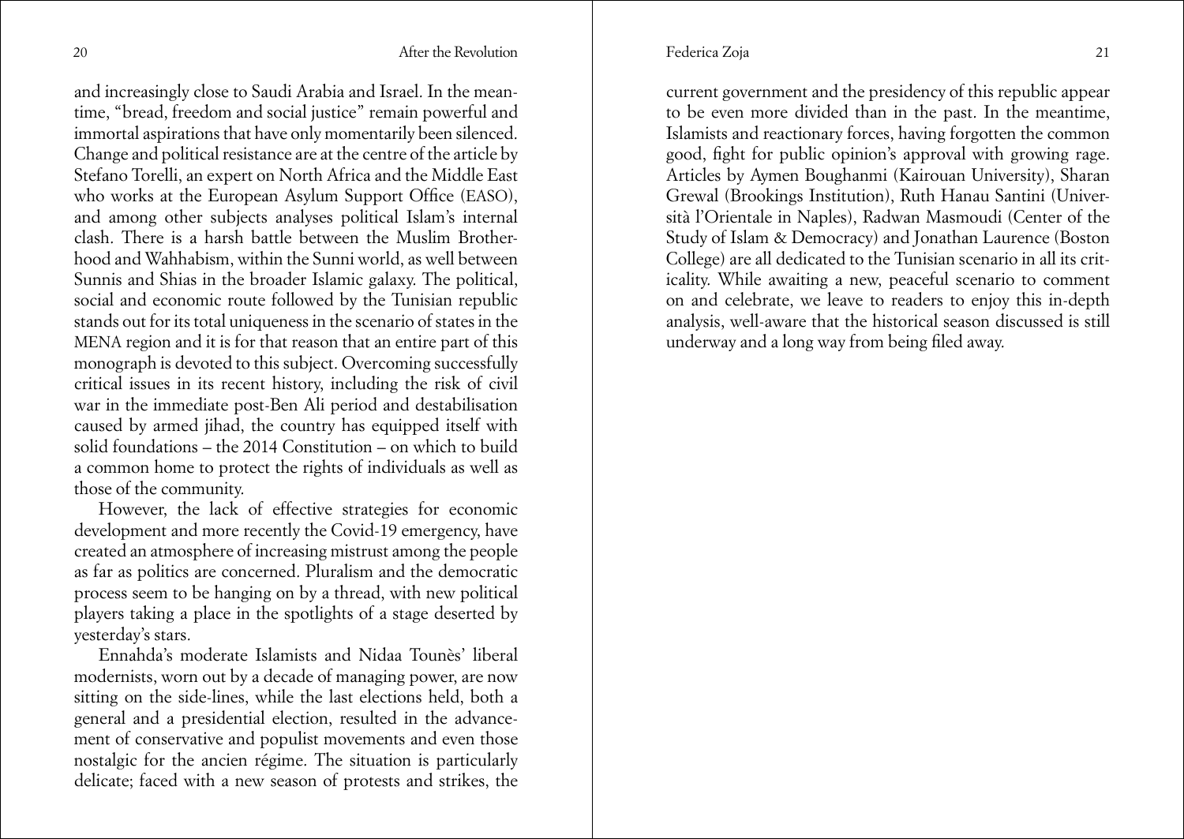and increasingly close to Saudi Arabia and Israel. In the meantime, "bread, freedom and social justice" remain powerful and immortal aspirations that have only momentarily been silenced. Change and political resistance are at the centre of the article by Stefano Torelli, an expert on North Africa and the Middle East who works at the European Asylum Support Office (EASO), and among other subjects analyses political Islam's internal clash. There is a harsh battle between the Muslim Brotherhood and Wahhabism, within the Sunni world, as well between Sunnis and Shias in the broader Islamic galaxy. The political, social and economic route followed by the Tunisian republic stands out for its total uniqueness in the scenario of states in the MENA region and it is for that reason that an entire part of this monograph is devoted to this subject. Overcoming successfully critical issues in its recent history, including the risk of civil war in the immediate post-Ben Ali period and destabilisation caused by armed jihad, the country has equipped itself with solid foundations – the 2014 Constitution – on which to build a common home to protect the rights of individuals as well as those of the community.

However, the lack of effective strategies for economic development and more recently the Covid-19 emergency, have created an atmosphere of increasing mistrust among the people as far as politics are concerned. Pluralism and the democratic process seem to be hanging on by a thread, with new political players taking a place in the spotlights of a stage deserted by yesterday's stars.

Ennahda's moderate Islamists and Nidaa Tounès' liberal modernists, worn out by a decade of managing power, are now sitting on the side-lines, while the last elections held, both a general and a presidential election, resulted in the advancement of conservative and populist movements and even those nostalgic for the ancien régime. The situation is particularly delicate; faced with a new season of protests and strikes, the current government and the presidency of this republic appear to be even more divided than in the past. In the meantime, Islamists and reactionary forces, having forgotten the common good, fight for public opinion's approval with growing rage. Articles by Aymen Boughanmi (Kairouan University), Sharan Grewal (Brookings Institution), Ruth Hanau Santini (Università l'Orientale in Naples), Radwan Masmoudi (Center of the Study of Islam & Democracy) and Jonathan Laurence (Boston College) are all dedicated to the Tunisian scenario in all its criticality. While awaiting a new, peaceful scenario to comment on and celebrate, we leave to readers to enjoy this in-depth analysis, well-aware that the historical season discussed is still underway and a long way from being filed away.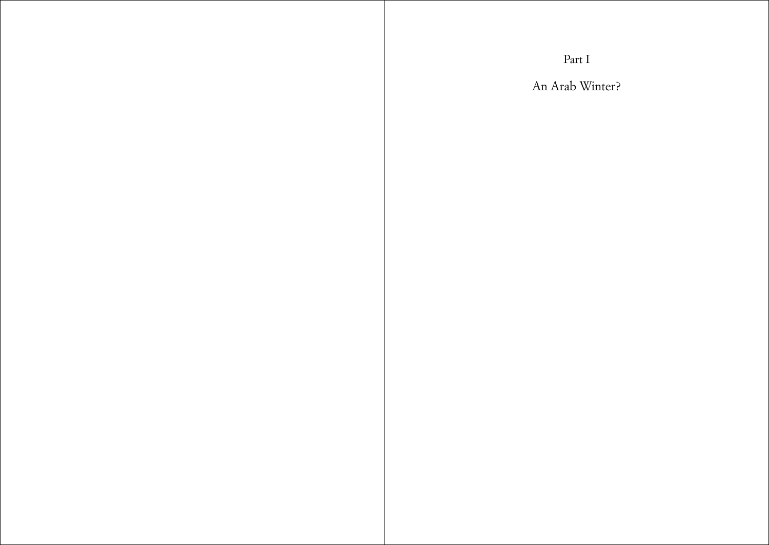# Part I

## An Arab Winter?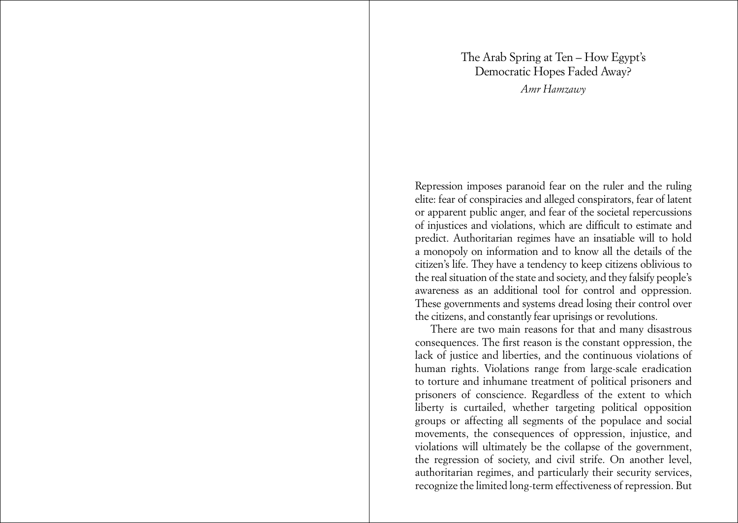# The Arab Spring at Ten – How Egypt's Democratic Hopes Faded Away?

*Amr Hamzawy*

Repression imposes paranoid fear on the ruler and the ruling elite: fear of conspiracies and alleged conspirators, fear of latent or apparent public anger, and fear of the societal repercussions of injustices and violations, which are difficult to estimate and predict. Authoritarian regimes have an insatiable will to hold a monopoly on information and to know all the details of the citizen's life. They have a tendency to keep citizens oblivious to the real situation of the state and society, and they falsify people's awareness as an additional tool for control and oppression. These governments and systems dread losing their control over the citizens, and constantly fear uprisings or revolutions.

There are two main reasons for that and many disastrous consequences. The first reason is the constant oppression, the lack of justice and liberties, and the continuous violations of human rights. Violations range from large-scale eradication to torture and inhumane treatment of political prisoners and prisoners of conscience. Regardless of the extent to which liberty is curtailed, whether targeting political opposition groups or affecting all segments of the populace and social movements, the consequences of oppression, injustice, and violations will ultimately be the collapse of the government, the regression of society, and civil strife. On another level, authoritarian regimes, and particularly their security services, recognize the limited long-term effectiveness of repression. But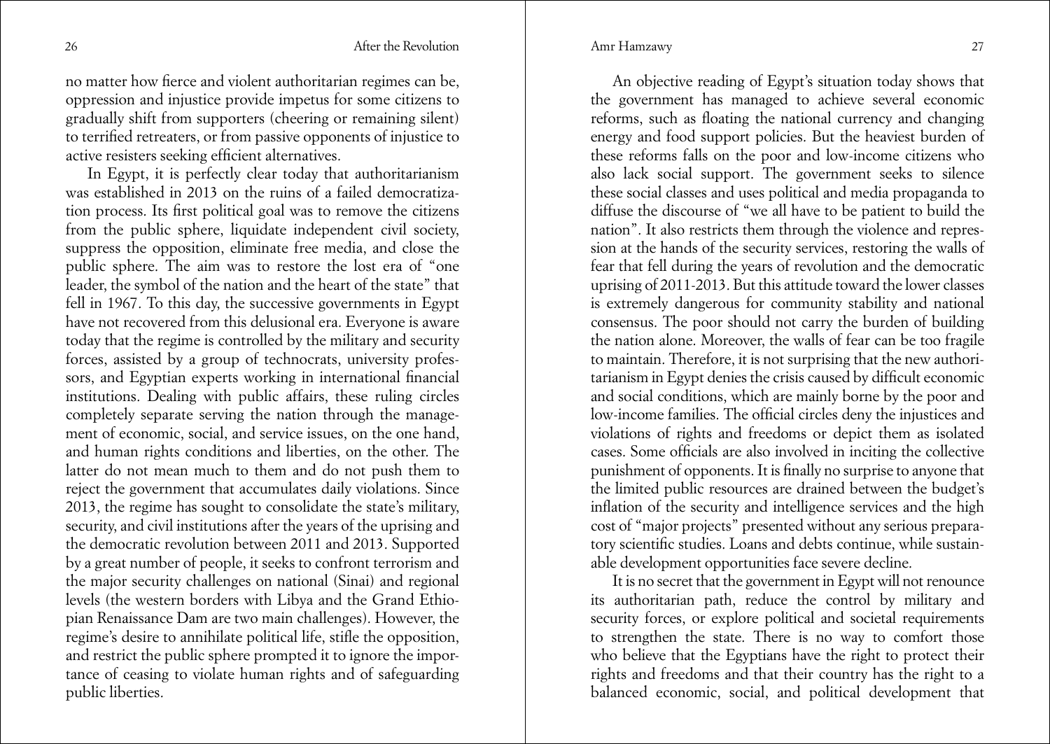no matter how fierce and violent authoritarian regimes can be, oppression and injustice provide impetus for some citizens to gradually shift from supporters (cheering or remaining silent) to terrified retreaters, or from passive opponents of injustice to active resisters seeking efficient alternatives.

In Egypt, it is perfectly clear today that authoritarianism was established in 2013 on the ruins of a failed democratization process. Its first political goal was to remove the citizens from the public sphere, liquidate independent civil society, suppress the opposition, eliminate free media, and close the public sphere. The aim was to restore the lost era of "one leader, the symbol of the nation and the heart of the state" that fell in 1967. To this day, the successive governments in Egypt have not recovered from this delusional era. Everyone is aware today that the regime is controlled by the military and security forces, assisted by a group of technocrats, university professors, and Egyptian experts working in international financial institutions. Dealing with public affairs, these ruling circles completely separate serving the nation through the management of economic, social, and service issues, on the one hand, and human rights conditions and liberties, on the other. The latter do not mean much to them and do not push them to reject the government that accumulates daily violations. Since 2013, the regime has sought to consolidate the state's military, security, and civil institutions after the years of the uprising and the democratic revolution between 2011 and 2013. Supported by a great number of people, it seeks to confront terrorism and the major security challenges on national (Sinai) and regional levels (the western borders with Libya and the Grand Ethiopian Renaissance Dam are two main challenges). However, the regime's desire to annihilate political life, stifle the opposition, and restrict the public sphere prompted it to ignore the importance of ceasing to violate human rights and of safeguarding public liberties.

An objective reading of Egypt's situation today shows that the government has managed to achieve several economic reforms, such as floating the national currency and changing energy and food support policies. But the heaviest burden of these reforms falls on the poor and low-income citizens who also lack social support. The government seeks to silence these social classes and uses political and media propaganda to diffuse the discourse of "we all have to be patient to build the nation". It also restricts them through the violence and repression at the hands of the security services, restoring the walls of fear that fell during the years of revolution and the democratic uprising of 2011-2013. But this attitude toward the lower classes is extremely dangerous for community stability and national consensus. The poor should not carry the burden of building the nation alone. Moreover, the walls of fear can be too fragile to maintain. Therefore, it is not surprising that the new authoritarianism in Egypt denies the crisis caused by difficult economic and social conditions, which are mainly borne by the poor and low-income families. The official circles deny the injustices and violations of rights and freedoms or depict them as isolated cases. Some officials are also involved in inciting the collective punishment of opponents. It is finally no surprise to anyone that the limited public resources are drained between the budget's inflation of the security and intelligence services and the high cost of "major projects" presented without any serious preparatory scientific studies. Loans and debts continue, while sustainable development opportunities face severe decline.

It is no secret that the government in Egypt will not renounce its authoritarian path, reduce the control by military and security forces, or explore political and societal requirements to strengthen the state. There is no way to comfort those who believe that the Egyptians have the right to protect their rights and freedoms and that their country has the right to a balanced economic, social, and political development that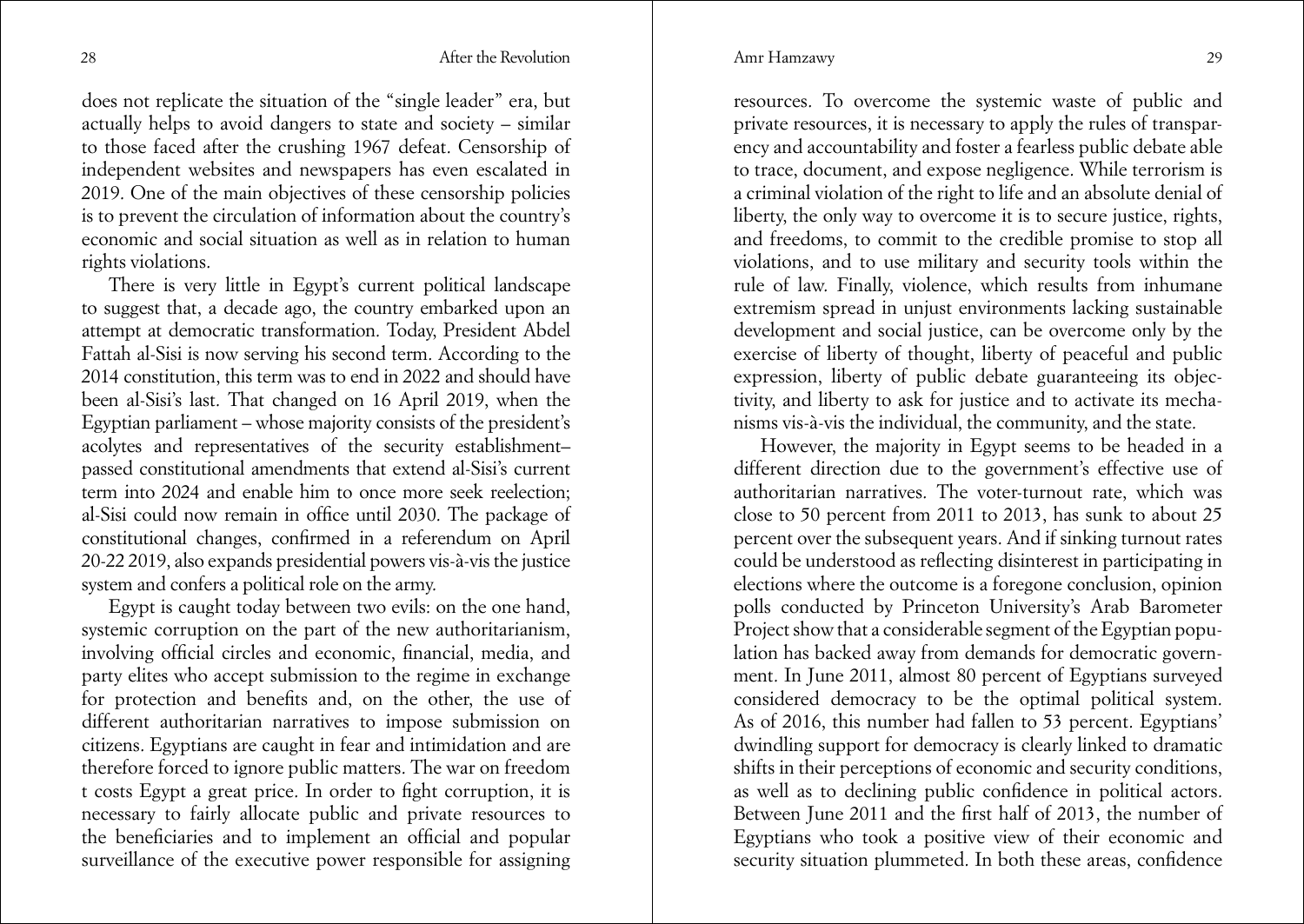does not replicate the situation of the "single leader" era, but actually helps to avoid dangers to state and society – similar to those faced after the crushing 1967 defeat. Censorship of independent websites and newspapers has even escalated in 2019. One of the main objectives of these censorship policies is to prevent the circulation of information about the country's economic and social situation as well as in relation to human rights violations.

There is very little in Egypt's current political landscape to suggest that, a decade ago, the country embarked upon an attempt at democratic transformation. Today, President Abdel Fattah al-Sisi is now serving his second term. According to the 2014 constitution, this term was to end in 2022 and should have been al-Sisi's last. That changed on 16 April 2019, when the Egyptian parliament – whose majority consists of the president's acolytes and representatives of the security establishment– passed constitutional amendments that extend al-Sisi's current term into 2024 and enable him to once more seek reelection; al-Sisi could now remain in office until 2030. The package of constitutional changes, confirmed in a referendum on April 20-22 2019, also expands presidential powers vis-à-vis the justice system and confers a political role on the army.

Egypt is caught today between two evils: on the one hand, systemic corruption on the part of the new authoritarianism, involving official circles and economic, financial, media, and party elites who accept submission to the regime in exchange for protection and benefits and, on the other, the use of different authoritarian narratives to impose submission on citizens. Egyptians are caught in fear and intimidation and are therefore forced to ignore public matters. The war on freedom t costs Egypt a great price. In order to fight corruption, it is necessary to fairly allocate public and private resources to the beneficiaries and to implement an official and popular surveillance of the executive power responsible for assigning resources. To overcome the systemic waste of public and private resources, it is necessary to apply the rules of transparency and accountability and foster a fearless public debate able to trace, document, and expose negligence. While terrorism is a criminal violation of the right to life and an absolute denial of liberty, the only way to overcome it is to secure justice, rights, and freedoms, to commit to the credible promise to stop all violations, and to use military and security tools within the rule of law. Finally, violence, which results from inhumane extremism spread in unjust environments lacking sustainable development and social justice, can be overcome only by the exercise of liberty of thought, liberty of peaceful and public expression, liberty of public debate guaranteeing its objectivity, and liberty to ask for justice and to activate its mechanisms vis-à-vis the individual, the community, and the state.

However, the majority in Egypt seems to be headed in a different direction due to the government's effective use of authoritarian narratives. The voter-turnout rate, which was close to 50 percent from 2011 to 2013, has sunk to about 25 percent over the subsequent years. And if sinking turnout rates could be understood as reflecting disinterest in participating in elections where the outcome is a foregone conclusion, opinion polls conducted by Princeton University's Arab Barometer Project show that a considerable segment of the Egyptian population has backed away from demands for democratic government. In June 2011, almost 80 percent of Egyptians surveyed considered democracy to be the optimal political system. As of 2016, this number had fallen to 53 percent. Egyptians' dwindling support for democracy is clearly linked to dramatic shifts in their perceptions of economic and security conditions, as well as to declining public confidence in political actors. Between June 2011 and the first half of 2013, the number of Egyptians who took a positive view of their economic and security situation plummeted. In both these areas, confidence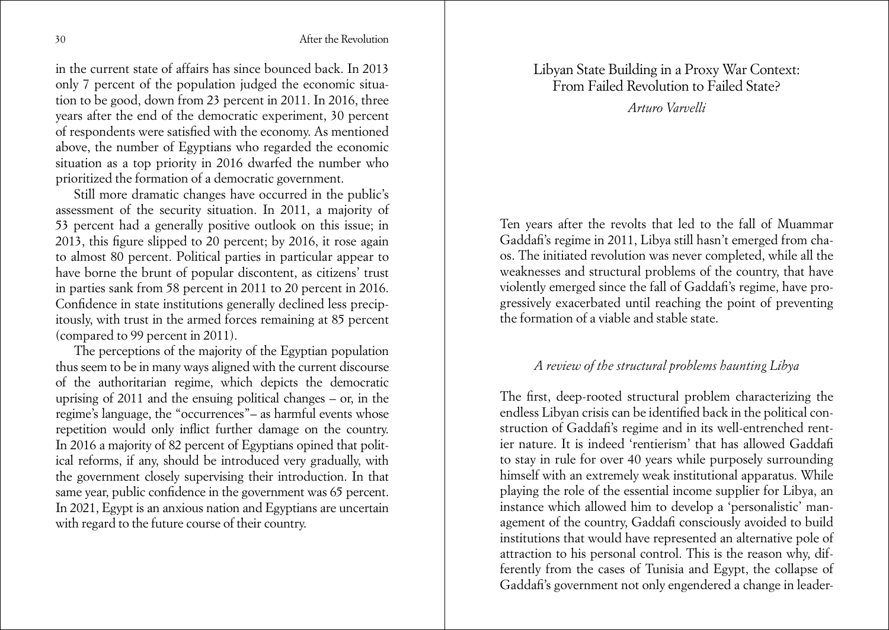in the current state of affairs has since bounced back. In 2013 only 7 percent of the population judged the economic situation to be good, down from 23 percent in 2011. In 2016, three years after the end of the democratic experiment, 30 percent of respondents were satisfied with the economy. As mentioned above, the number of Egyptians who regarded the economic situation as a top priority in 2016 dwarfed the number who prioritized the formation of a democratic government.

Still more dramatic changes have occurred in the public's assessment of the security situation. In 2011, a majority of 53 percent had a generally positive outlook on this issue; in 2013, this figure slipped to 20 percent; by 2016, it rose again to almost 80 percent. Political parties in particular appear to have borne the brunt of popular discontent, as citizens' trust in parties sank from 58 percent in 2011 to 20 percent in 2016. Confidence in state institutions generally declined less precipitously, with trust in the armed forces remaining at 85 percent (compared to 99 percent in 2011).

The perceptions of the majority of the Egyptian population thus seem to be in many ways aligned with the current discourse of the authoritarian regime, which depicts the democratic uprising of 2011 and the ensuing political changes – or, in the regime's language, the "occurrences"– as harmful events whose repetition would only inflict further damage on the country. In 2016 a majority of 82 percent of Egyptians opined that political reforms, if any, should be introduced very gradually, with the government closely supervising their introduction. In that same year, public confidence in the government was 65 percent. In 2021, Egypt is an anxious nation and Egyptians are uncertain with regard to the future course of their country.

# Libyan State Building in a Proxy War Context: From Failed Revolution to Failed State?

*Arturo Varvelli*

Ten years after the revolts that led to the fall of Muammar Gaddafi's regime in 2011, Libya still hasn't emerged from chaos. The initiated revolution was never completed, while all the weaknesses and structural problems of the country, that have violently emerged since the fall of Gaddafi's regime, have progressively exacerbated until reaching the point of preventing the formation of a viable and stable state.

## *A review of the structural problems haunting Libya*

The first, deep-rooted structural problem characterizing the endless Libyan crisis can be identified back in the political construction of Gaddafi's regime and in its well-entrenched rentier nature. It is indeed 'rentierism' that has allowed Gaddafi to stay in rule for over 40 years while purposely surrounding himself with an extremely weak institutional apparatus. While playing the role of the essential income supplier for Libya, an instance which allowed him to develop a 'personalistic' management of the country, Gaddafi consciously avoided to build institutions that would have represented an alternative pole of attraction to his personal control. This is the reason why, differently from the cases of Tunisia and Egypt, the collapse of Gaddafi's government not only engendered a change in leader-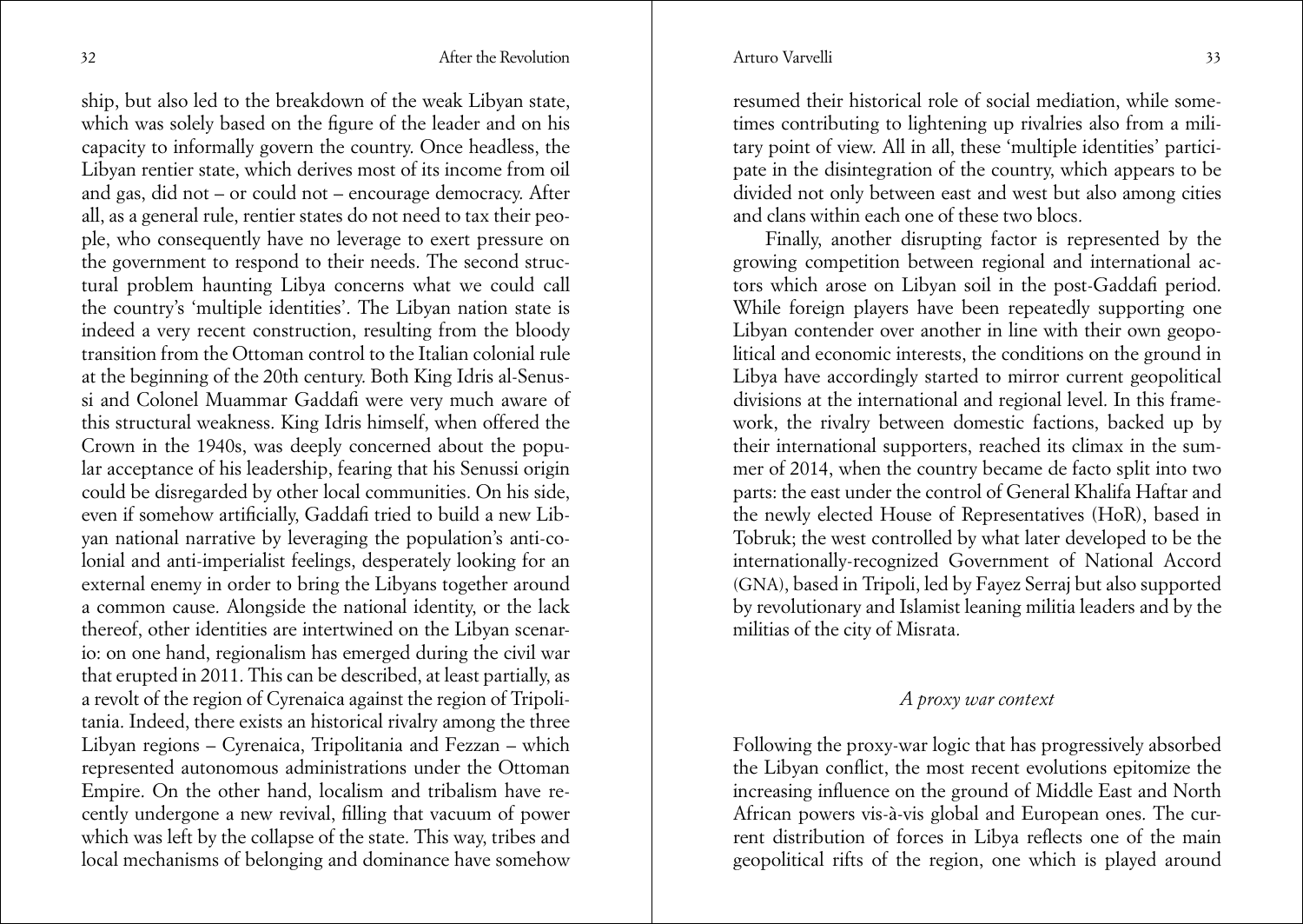ship, but also led to the breakdown of the weak Libyan state, which was solely based on the figure of the leader and on his capacity to informally govern the country. Once headless, the Libyan rentier state, which derives most of its income from oil and gas, did not – or could not – encourage democracy. After all, as a general rule, rentier states do not need to tax their people, who consequently have no leverage to exert pressure on the government to respond to their needs. The second structural problem haunting Libya concerns what we could call the country's 'multiple identities'. The Libyan nation state is indeed a very recent construction, resulting from the bloody transition from the Ottoman control to the Italian colonial rule at the beginning of the 20th century. Both King Idris al-Senussi and Colonel Muammar Gaddafi were very much aware of this structural weakness. King Idris himself, when offered the Crown in the 1940s, was deeply concerned about the popular acceptance of his leadership, fearing that his Senussi origin could be disregarded by other local communities. On his side, even if somehow artificially, Gaddafi tried to build a new Libyan national narrative by leveraging the population's anti-colonial and anti-imperialist feelings, desperately looking for an external enemy in order to bring the Libyans together around a common cause. Alongside the national identity, or the lack thereof, other identities are intertwined on the Libyan scenario: on one hand, regionalism has emerged during the civil war that erupted in 2011. This can be described, at least partially, as a revolt of the region of Cyrenaica against the region of Tripolitania. Indeed, there exists an historical rivalry among the three Libyan regions – Cyrenaica, Tripolitania and Fezzan – which represented autonomous administrations under the Ottoman Empire. On the other hand, localism and tribalism have recently undergone a new revival, filling that vacuum of power which was left by the collapse of the state. This way, tribes and local mechanisms of belonging and dominance have somehow resumed their historical role of social mediation, while sometimes contributing to lightening up rivalries also from a military point of view. All in all, these 'multiple identities' participate in the disintegration of the country, which appears to be divided not only between east and west but also among cities and clans within each one of these two blocs.

Finally, another disrupting factor is represented by the growing competition between regional and international actors which arose on Libyan soil in the post-Gaddafi period. While foreign players have been repeatedly supporting one Libyan contender over another in line with their own geopolitical and economic interests, the conditions on the ground in Libya have accordingly started to mirror current geopolitical divisions at the international and regional level. In this framework, the rivalry between domestic factions, backed up by their international supporters, reached its climax in the summer of 2014, when the country became de facto split into two parts: the east under the control of General Khalifa Haftar and the newly elected House of Representatives (HoR), based in Tobruk; the west controlled by what later developed to be the internationally-recognized Government of National Accord (GNA), based in Tripoli, led by Fayez Serraj but also supported by revolutionary and Islamist leaning militia leaders and by the militias of the city of Misrata.

### *A proxy war context*

Following the proxy-war logic that has progressively absorbed the Libyan conflict, the most recent evolutions epitomize the increasing influence on the ground of Middle East and North African powers vis-à-vis global and European ones. The current distribution of forces in Libya reflects one of the main geopolitical rifts of the region, one which is played around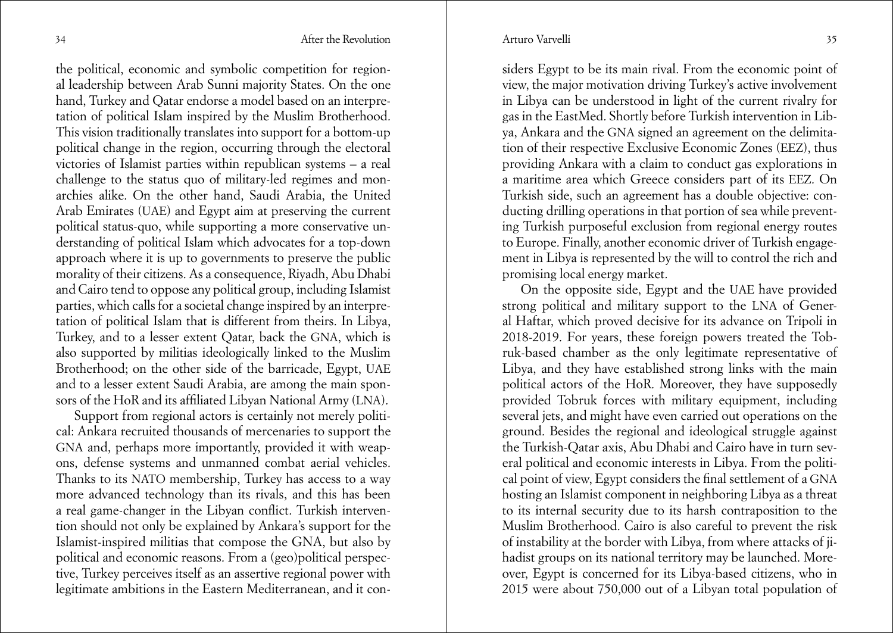the political, economic and symbolic competition for regional leadership between Arab Sunni majority States. On the one hand, Turkey and Qatar endorse a model based on an interpretation of political Islam inspired by the Muslim Brotherhood. This vision traditionally translates into support for a bottom-up political change in the region, occurring through the electoral victories of Islamist parties within republican systems – a real challenge to the status quo of military-led regimes and monarchies alike. On the other hand, Saudi Arabia, the United Arab Emirates (UAE) and Egypt aim at preserving the current political status-quo, while supporting a more conservative understanding of political Islam which advocates for a top-down approach where it is up to governments to preserve the public morality of their citizens. As a consequence, Riyadh, Abu Dhabi and Cairo tend to oppose any political group, including Islamist parties, which calls for a societal change inspired by an interpretation of political Islam that is different from theirs. In Libya, Turkey, and to a lesser extent Qatar, back the GNA, which is also supported by militias ideologically linked to the Muslim Brotherhood; on the other side of the barricade, Egypt, UAE and to a lesser extent Saudi Arabia, are among the main sponsors of the HoR and its affiliated Libyan National Army (LNA).

Support from regional actors is certainly not merely political: Ankara recruited thousands of mercenaries to support the GNA and, perhaps more importantly, provided it with weapons, defense systems and unmanned combat aerial vehicles. Thanks to its NATO membership, Turkey has access to a way more advanced technology than its rivals, and this has been a real game-changer in the Libyan conflict. Turkish intervention should not only be explained by Ankara's support for the Islamist-inspired militias that compose the GNA, but also by political and economic reasons. From a (geo)political perspective, Turkey perceives itself as an assertive regional power with legitimate ambitions in the Eastern Mediterranean, and it considers Egypt to be its main rival. From the economic point of view, the major motivation driving Turkey's active involvement in Libya can be understood in light of the current rivalry for gas in the EastMed. Shortly before Turkish intervention in Libya, Ankara and the GNA signed an agreement on the delimitation of their respective Exclusive Economic Zones (EEZ), thus providing Ankara with a claim to conduct gas explorations in a maritime area which Greece considers part of its EEZ. On Turkish side, such an agreement has a double objective: conducting drilling operations in that portion of sea while preventing Turkish purposeful exclusion from regional energy routes to Europe. Finally, another economic driver of Turkish engagement in Libya is represented by the will to control the rich and promising local energy market.

On the opposite side, Egypt and the UAE have provided strong political and military support to the LNA of General Haftar, which proved decisive for its advance on Tripoli in 2018-2019. For years, these foreign powers treated the Tobruk-based chamber as the only legitimate representative of Libya, and they have established strong links with the main political actors of the HoR. Moreover, they have supposedly provided Tobruk forces with military equipment, including several jets, and might have even carried out operations on the ground. Besides the regional and ideological struggle against the Turkish-Qatar axis, Abu Dhabi and Cairo have in turn several political and economic interests in Libya. From the political point of view, Egypt considers the final settlement of a GNA hosting an Islamist component in neighboring Libya as a threat to its internal security due to its harsh contraposition to the Muslim Brotherhood. Cairo is also careful to prevent the risk of instability at the border with Libya, from where attacks of jihadist groups on its national territory may be launched. Moreover, Egypt is concerned for its Libya-based citizens, who in 2015 were about 750,000 out of a Libyan total population of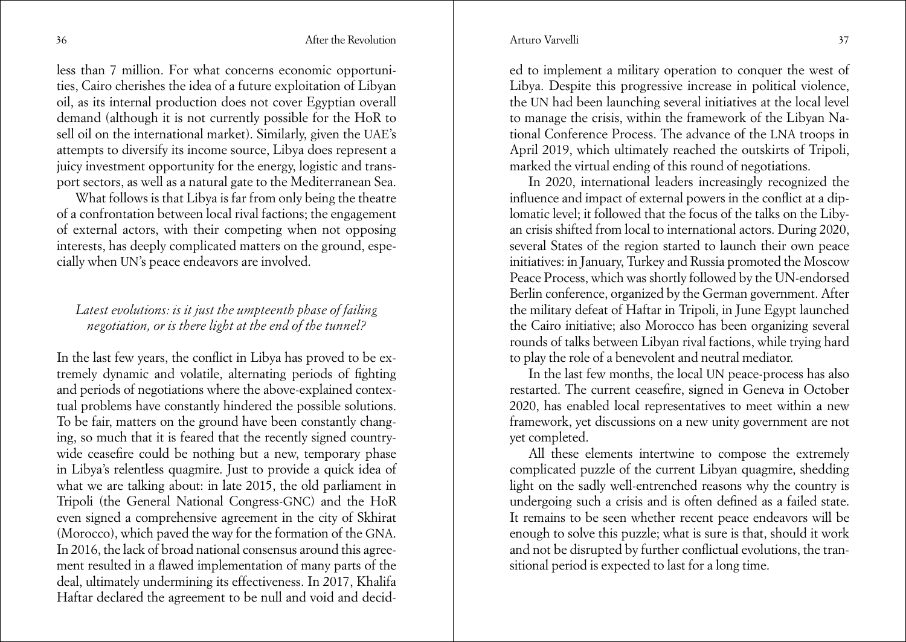less than 7 million. For what concerns economic opportunities, Cairo cherishes the idea of a future exploitation of Libyan oil, as its internal production does not cover Egyptian overall demand (although it is not currently possible for the HoR to sell oil on the international market). Similarly, given the UAE's attempts to diversify its income source, Libya does represent a juicy investment opportunity for the energy, logistic and transport sectors, as well as a natural gate to the Mediterranean Sea.

What follows is that Libya is far from only being the theatre of a confrontation between local rival factions; the engagement of external actors, with their competing when not opposing interests, has deeply complicated matters on the ground, especially when UN's peace endeavors are involved.

## *Latest evolutions: is it just the umpteenth phase of failing negotiation, or is there light at the end of the tunnel?*

In the last few years, the conflict in Libya has proved to be extremely dynamic and volatile, alternating periods of fighting and periods of negotiations where the above-explained contextual problems have constantly hindered the possible solutions. To be fair, matters on the ground have been constantly changing, so much that it is feared that the recently signed countrywide ceasefire could be nothing but a new, temporary phase in Libya's relentless quagmire. Just to provide a quick idea of what we are talking about: in late 2015, the old parliament in Tripoli (the General National Congress-GNC) and the HoR even signed a comprehensive agreement in the city of Skhirat (Morocco), which paved the way for the formation of the GNA. In 2016, the lack of broad national consensus around this agreement resulted in a flawed implementation of many parts of the deal, ultimately undermining its effectiveness. In 2017, Khalifa Haftar declared the agreement to be null and void and decided to implement a military operation to conquer the west of Libya. Despite this progressive increase in political violence, the UN had been launching several initiatives at the local level to manage the crisis, within the framework of the Libyan National Conference Process. The advance of the LNA troops in April 2019, which ultimately reached the outskirts of Tripoli, marked the virtual ending of this round of negotiations.

In 2020, international leaders increasingly recognized the influence and impact of external powers in the conflict at a diplomatic level; it followed that the focus of the talks on the Libyan crisis shifted from local to international actors. During 2020, several States of the region started to launch their own peace initiatives: in January, Turkey and Russia promoted the Moscow Peace Process, which was shortly followed by the UN-endorsed Berlin conference, organized by the German government. After the military defeat of Haftar in Tripoli, in June Egypt launched the Cairo initiative; also Morocco has been organizing several rounds of talks between Libyan rival factions, while trying hard to play the role of a benevolent and neutral mediator.

In the last few months, the local UN peace-process has also restarted. The current ceasefire, signed in Geneva in October 2020, has enabled local representatives to meet within a new framework, yet discussions on a new unity government are not yet completed.

All these elements intertwine to compose the extremely complicated puzzle of the current Libyan quagmire, shedding light on the sadly well-entrenched reasons why the country is undergoing such a crisis and is often defined as a failed state. It remains to be seen whether recent peace endeavors will be enough to solve this puzzle; what is sure is that, should it work and not be disrupted by further conflictual evolutions, the transitional period is expected to last for a long time.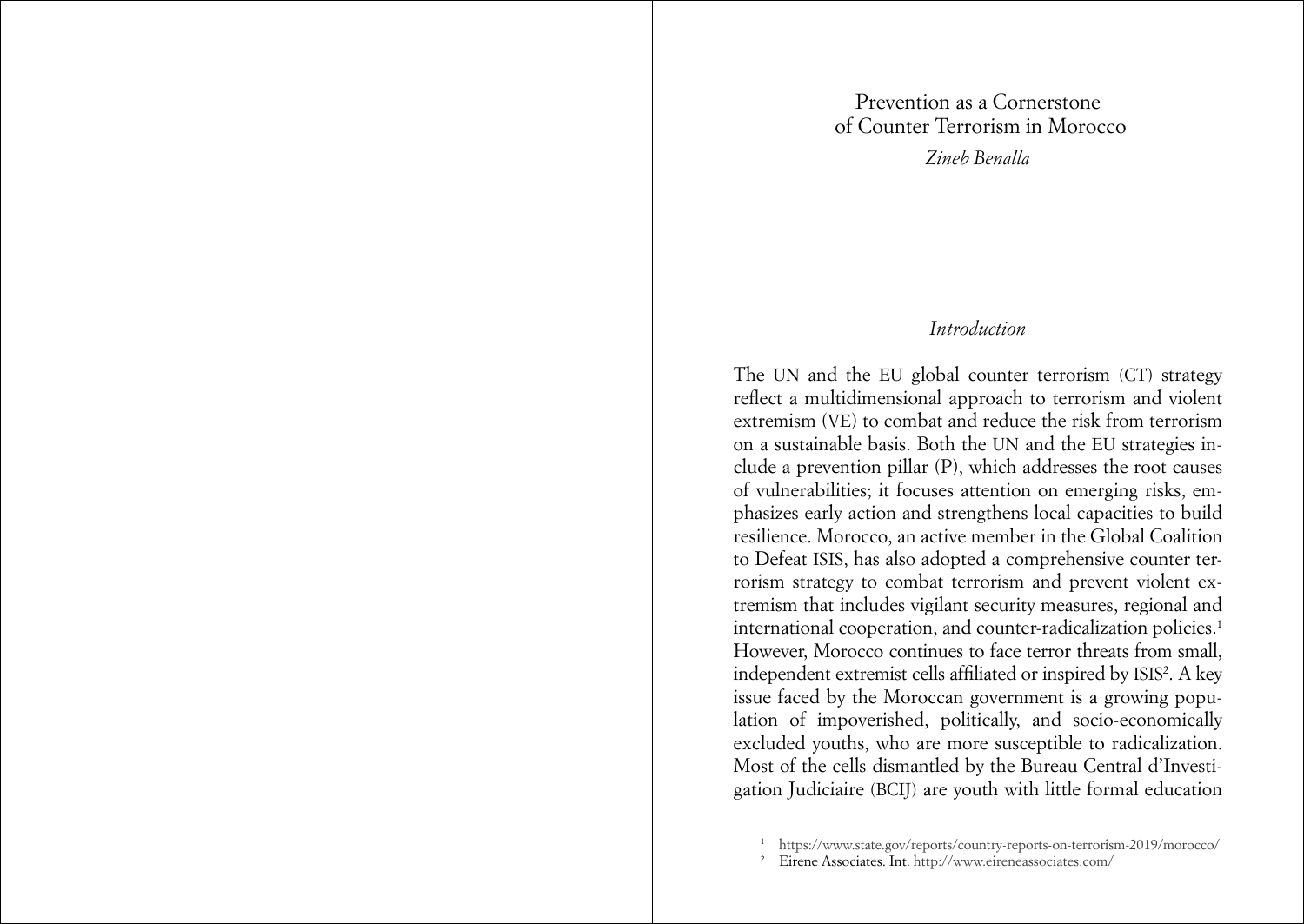# Prevention as a Cornerstone of Counter Terrorism in Morocco

*Zineb Benalla*

## *Introduction*

The UN and the EU global counter terrorism (CT) strategy reflect a multidimensional approach to terrorism and violent extremism (VE) to combat and reduce the risk from terrorism on a sustainable basis. Both the UN and the EU strategies include a prevention pillar (P), which addresses the root causes of vulnerabilities; it focuses attention on emerging risks, emphasizes early action and strengthens local capacities to build resilience. Morocco, an active member in the Global Coalition to Defeat ISIS, has also adopted a comprehensive counter terrorism strategy to combat terrorism and prevent violent extremism that includes vigilant security measures, regional and international cooperation, and counter-radicalization policies.[1] However, Morocco continues to face terror threats from small, independent extremist cells affiliated or inspired by ISIS[2]. A key issue faced by the Moroccan government is a growing population of impoverished, politically, and socio-economically excluded youths, who are more susceptible to radicalization. Most of the cells dismantled by the Bureau Central d'Investigation Judiciaire (BCIJ) are youth with little formal education

[1] https://www.state.gov/reports/country-reports-on-terrorism-2019/morocco/

[2] Eirene Associates. Int. http://www.eireneassociates.com/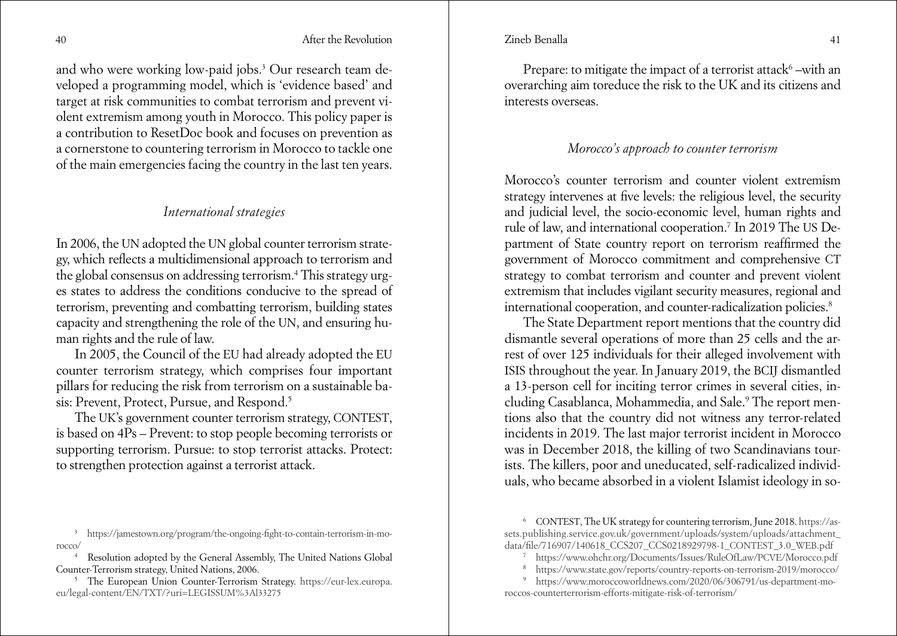and who were working low-paid jobs.[3] Our research team developed a programming model, which is 'evidence based' and target at risk communities to combat terrorism and prevent violent extremism among youth in Morocco. This policy paper is a contribution to ResetDoc book and focuses on prevention as a cornerstone to countering terrorism in Morocco to tackle one of the main emergencies facing the country in the last ten years.

### *International strategies*

In 2006, the UN adopted the UN global counter terrorism strategy, which reflects a multidimensional approach to terrorism and the global consensus on addressing terrorism.[4] This strategy urges states to address the conditions conducive to the spread of terrorism, preventing and combatting terrorism, building states capacity and strengthening the role of the UN, and ensuring human rights and the rule of law.

In 2005, the Council of the EU had already adopted the EU counter terrorism strategy, which comprises four important pillars for reducing the risk from terrorism on a sustainable basis: Prevent, Protect, Pursue, and Respond.[5]

The UK's government counter terrorism strategy, CONTEST, is based on 4Ps – Prevent: to stop people becoming terrorists or supporting terrorism. Pursue: to stop terrorist attacks. Protect: to strengthen protection against a terrorist attack.

Prepare: to mitigate the impact of a terrorist attack[6] –with an overarching aim toreduce the risk to the UK and its citizens and interests overseas.

### *Morocco's approach to counter terrorism*

Morocco's counter terrorism and counter violent extremism strategy intervenes at five levels: the religious level, the security and judicial level, the socio-economic level, human rights and rule of law, and international cooperation.[7] In 2019 The US Department of State country report on terrorism reaffirmed the government of Morocco commitment and comprehensive CT strategy to combat terrorism and counter and prevent violent extremism that includes vigilant security measures, regional and international cooperation, and counter-radicalization policies.[8]

The State Department report mentions that the country did dismantle several operations of more than 25 cells and the arrest of over 125 individuals for their alleged involvement with ISIS throughout the year. In January 2019, the BCIJ dismantled a 13-person cell for inciting terror crimes in several cities, including Casablanca, Mohammedia, and Sale.[9] The report mentions also that the country did not witness any terror-related incidents in 2019. The last major terrorist incident in Morocco was in December 2018, the killing of two Scandinavians tourists. The killers, poor and uneducated, self-radicalized individuals, who became absorbed in a violent Islamist ideology in so-

---

[3] https://jamestown.org/program/the-ongoing-fight-to-contain-terrorism-in-morocco/

[4] Resolution adopted by the General Assembly, The United Nations Global Counter-Terrorism strategy, United Nations, 2006.

[5] The European Union Counter-Terrorism Strategy. https://eur-lex.europa.eu/legal-content/EN/TXT/?uri=LEGISSUM%3Al33275

[6] CONTEST, The UK strategy for countering terrorism, June 2018. https://assets.publishing.service.gov.uk/government/uploads/system/uploads/attachment_data/file/716907/140618_CCS207_CCS0218929798-1_CONTEST_3.0_WEB.pdf

[7] https://www.ohchr.org/Documents/Issues/RuleOfLaw/PCVE/Morocco.pdf

[8] https://www.state.gov/reports/country-reports-on-terrorism-2019/morocco/

[9] https://www.moroccoworldnews.com/2020/06/306791/us-department-moroccos-counterterrorism-efforts-mitigate-risk-of-terrorism/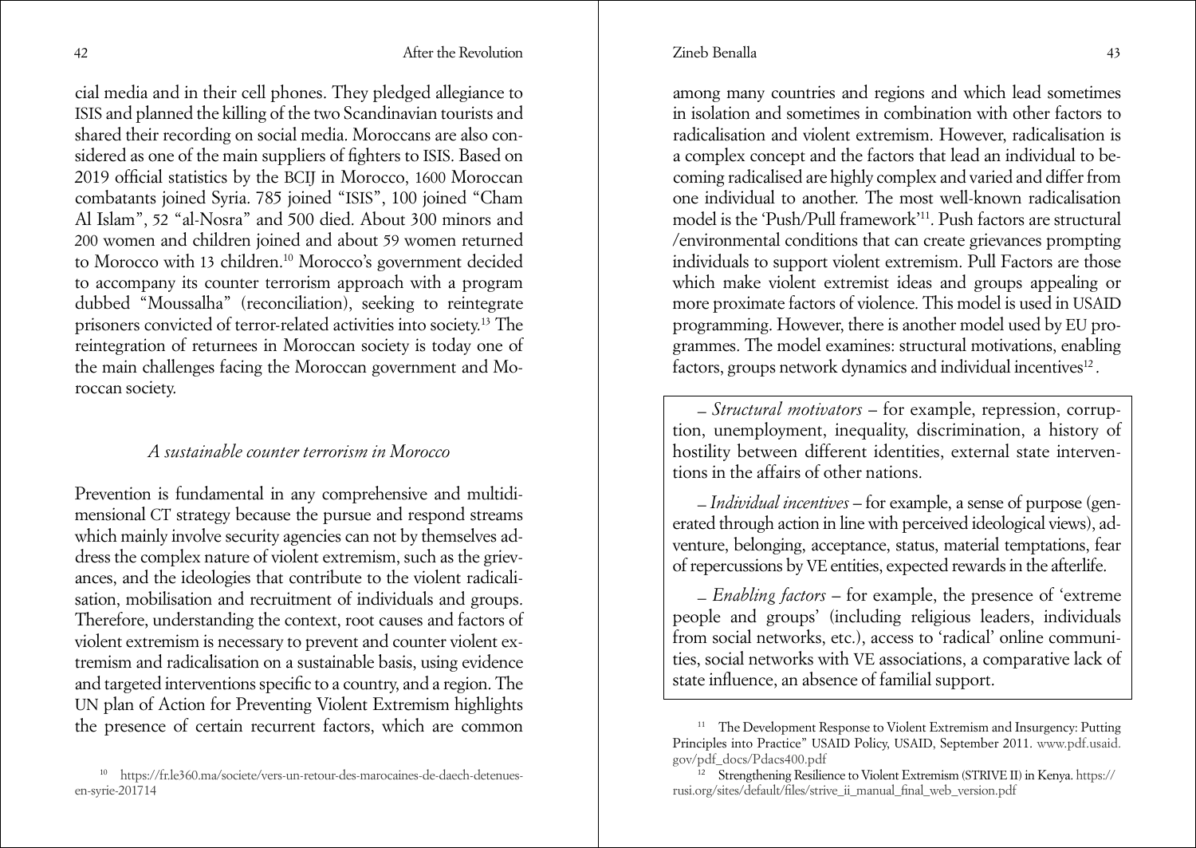cial media and in their cell phones. They pledged allegiance to ISIS and planned the killing of the two Scandinavian tourists and shared their recording on social media. Moroccans are also considered as one of the main suppliers of fighters to ISIS. Based on 2019 official statistics by the BCIJ in Morocco, 1600 Moroccan combatants joined Syria. 785 joined "ISIS", 100 joined "Cham Al Islam", 52 "al-Nosra" and 500 died. About 300 minors and 200 women and children joined and about 59 women returned to Morocco with 13 children.[10] Morocco's government decided to accompany its counter terrorism approach with a program dubbed "Moussalha" (reconciliation), seeking to reintegrate prisoners convicted of terror-related activities into society.[13] The reintegration of returnees in Moroccan society is today one of the main challenges facing the Moroccan government and Moroccan society.

### *A sustainable counter terrorism in Morocco*

Prevention is fundamental in any comprehensive and multidimensional CT strategy because the pursue and respond streams which mainly involve security agencies can not by themselves address the complex nature of violent extremism, such as the grievances, and the ideologies that contribute to the violent radicalisation, mobilisation and recruitment of individuals and groups. Therefore, understanding the context, root causes and factors of violent extremism is necessary to prevent and counter violent extremism and radicalisation on a sustainable basis, using evidence and targeted interventions specific to a country, and a region. The UN plan of Action for Preventing Violent Extremism highlights the presence of certain recurrent factors, which are common among many countries and regions and which lead sometimes in isolation and sometimes in combination with other factors to radicalisation and violent extremism. However, radicalisation is a complex concept and the factors that lead an individual to becoming radicalised are highly complex and varied and differ from one individual to another. The most well-known radicalisation model is the 'Push/Pull framework'[11]. Push factors are structural /environmental conditions that can create grievances prompting individuals to support violent extremism. Pull Factors are those which make violent extremist ideas and groups appealing or more proximate factors of violence. This model is used in USAID programming. However, there is another model used by EU programmes. The model examines: structural motivations, enabling factors, groups network dynamics and individual incentives[12].

– *Structural motivators* – for example, repression, corruption, unemployment, inequality, discrimination, a history of hostility between different identities, external state interventions in the affairs of other nations.

– *Individual incentives* – for example, a sense of purpose (generated through action in line with perceived ideological views), adventure, belonging, acceptance, status, material temptations, fear of repercussions by VE entities, expected rewards in the afterlife.

– *Enabling factors* – for example, the presence of 'extreme people and groups' (including religious leaders, individuals from social networks, etc.), access to 'radical' online communities, social networks with VE associations, a comparative lack of state influence, an absence of familial support.

---

[10] https://fr.le360.ma/societe/vers-un-retour-des-marocaines-de-daech-detenues-en-syrie-201714

[11] The Development Response to Violent Extremism and Insurgency: Putting Principles into Practice" USAID Policy, USAID, September 2011. www.pdf.usaid.gov/pdf_docs/Pdacs400.pdf

[12] Strengthening Resilience to Violent Extremism (STRIVE II) in Kenya. https://rusi.org/sites/default/files/strive_ii_manual_final_web_version.pdf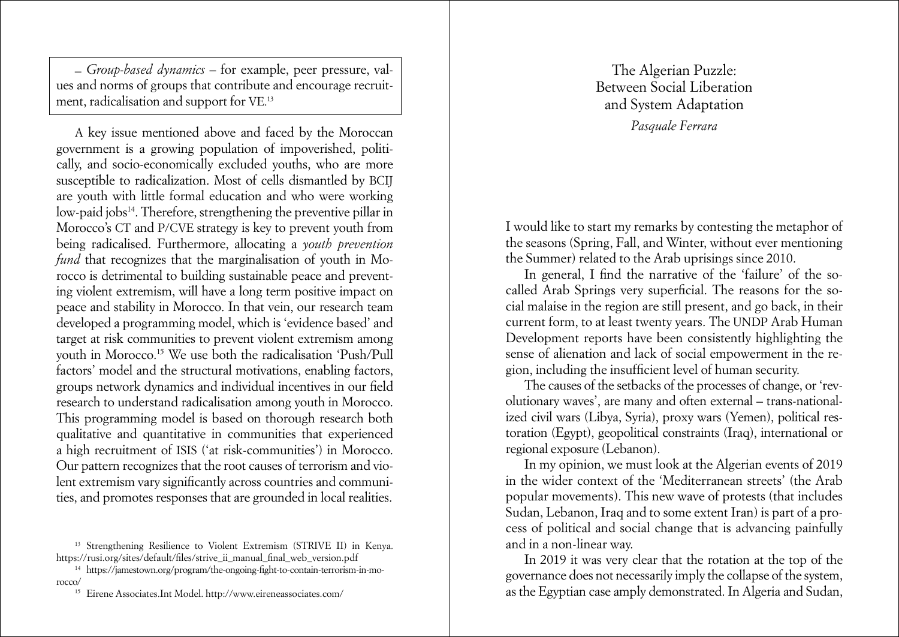– *Group-based dynamics* – for example, peer pressure, values and norms of groups that contribute and encourage recruitment, radicalisation and support for VE.[13]

A key issue mentioned above and faced by the Moroccan government is a growing population of impoverished, politically, and socio-economically excluded youths, who are more susceptible to radicalization. Most of cells dismantled by BCIJ are youth with little formal education and who were working low-paid jobs[14]. Therefore, strengthening the preventive pillar in Morocco's CT and P/CVE strategy is key to prevent youth from being radicalised. Furthermore, allocating a *youth prevention fund* that recognizes that the marginalisation of youth in Morocco is detrimental to building sustainable peace and preventing violent extremism, will have a long term positive impact on peace and stability in Morocco. In that vein, our research team developed a programming model, which is 'evidence based' and target at risk communities to prevent violent extremism among youth in Morocco.[15] We use both the radicalisation 'Push/Pull factors' model and the structural motivations, enabling factors, groups network dynamics and individual incentives in our field research to understand radicalisation among youth in Morocco. This programming model is based on thorough research both qualitative and quantitative in communities that experienced a high recruitment of ISIS ('at risk-communities') in Morocco. Our pattern recognizes that the root causes of terrorism and violent extremism vary significantly across countries and communities, and promotes responses that are grounded in local realities.

[13] Strengthening Resilience to Violent Extremism (STRIVE II) in Kenya. https://rusi.org/sites/default/files/strive_ii_manual_final_web_version.pdf

[14] https://jamestown.org/program/the-ongoing-fight-to-contain-terrorism-in-morocco/

[15] Eirene Associates.Int Model. http://www.eireneassociates.com/

# The Algerian Puzzle: Between Social Liberation and System Adaptation

*Pasquale Ferrara*

I would like to start my remarks by contesting the metaphor of the seasons (Spring, Fall, and Winter, without ever mentioning the Summer) related to the Arab uprisings since 2010.

In general, I find the narrative of the 'failure' of the so-called Arab Springs very superficial. The reasons for the social malaise in the region are still present, and go back, in their current form, to at least twenty years. The UNDP Arab Human Development reports have been consistently highlighting the sense of alienation and lack of social empowerment in the region, including the insufficient level of human security.

The causes of the setbacks of the processes of change, or 'revolutionary waves', are many and often external – trans-nationalized civil wars (Libya, Syria), proxy wars (Yemen), political restoration (Egypt), geopolitical constraints (Iraq), international or regional exposure (Lebanon).

In my opinion, we must look at the Algerian events of 2019 in the wider context of the 'Mediterranean streets' (the Arab popular movements). This new wave of protests (that includes Sudan, Lebanon, Iraq and to some extent Iran) is part of a process of political and social change that is advancing painfully and in a non-linear way.

In 2019 it was very clear that the rotation at the top of the governance does not necessarily imply the collapse of the system, as the Egyptian case amply demonstrated. In Algeria and Sudan,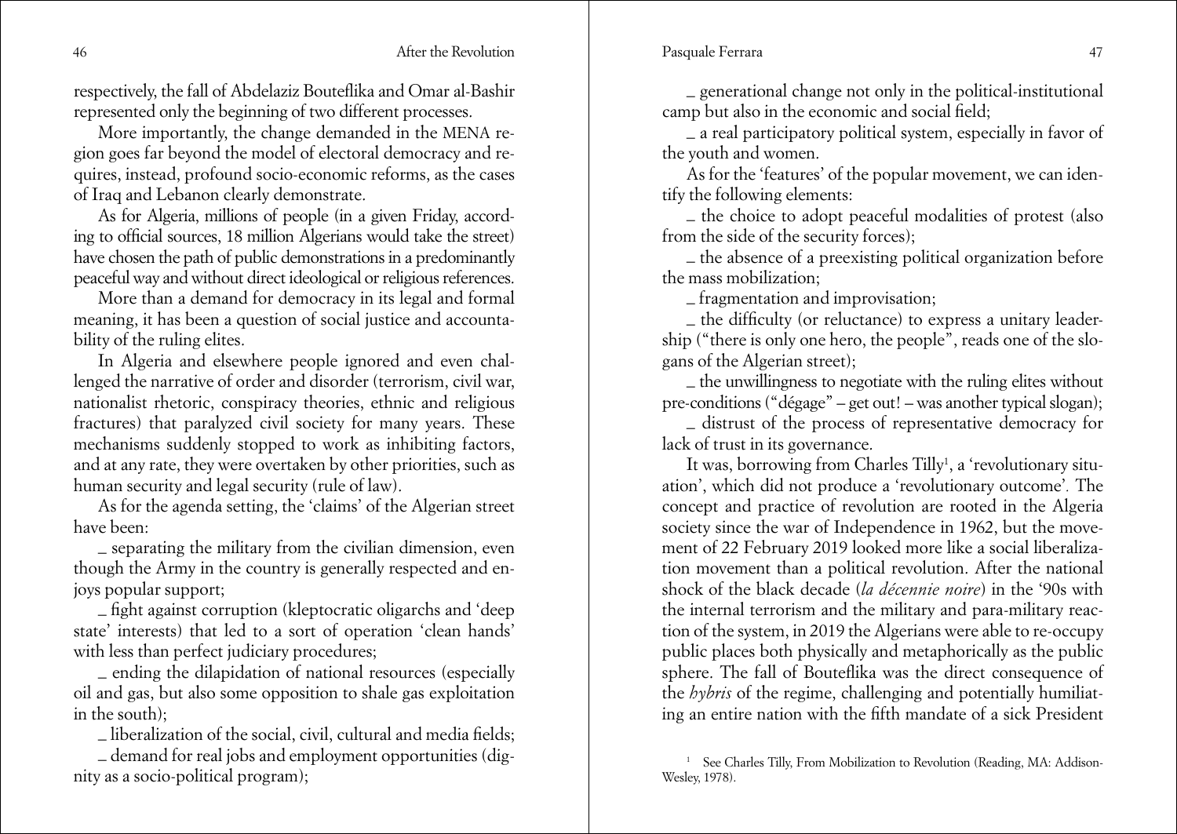respectively, the fall of Abdelaziz Bouteflika and Omar al-Bashir represented only the beginning of two different processes.

More importantly, the change demanded in the MENA region goes far beyond the model of electoral democracy and requires, instead, profound socio-economic reforms, as the cases of Iraq and Lebanon clearly demonstrate.

As for Algeria, millions of people (in a given Friday, according to official sources, 18 million Algerians would take the street) have chosen the path of public demonstrations in a predominantly peaceful way and without direct ideological or religious references.

More than a demand for democracy in its legal and formal meaning, it has been a question of social justice and accountability of the ruling elites.

In Algeria and elsewhere people ignored and even challenged the narrative of order and disorder (terrorism, civil war, nationalist rhetoric, conspiracy theories, ethnic and religious fractures) that paralyzed civil society for many years. These mechanisms suddenly stopped to work as inhibiting factors, and at any rate, they were overtaken by other priorities, such as human security and legal security (rule of law).

As for the agenda setting, the 'claims' of the Algerian street have been:

- separating the military from the civilian dimension, even though the Army in the country is generally respected and enjoys popular support;
- fight against corruption (kleptocratic oligarchs and 'deep state' interests) that led to a sort of operation 'clean hands' with less than perfect judiciary procedures;
- ending the dilapidation of national resources (especially oil and gas, but also some opposition to shale gas exploitation in the south);
- liberalization of the social, civil, cultural and media fields;
- demand for real jobs and employment opportunities (dignity as a socio-political program);
- generational change not only in the political-institutional camp but also in the economic and social field;
- a real participatory political system, especially in favor of the youth and women.

As for the 'features' of the popular movement, we can identify the following elements:

- the choice to adopt peaceful modalities of protest (also from the side of the security forces);
- the absence of a preexisting political organization before the mass mobilization;
- fragmentation and improvisation;
- the difficulty (or reluctance) to express a unitary leadership ("there is only one hero, the people", reads one of the slogans of the Algerian street);
- the unwillingness to negotiate with the ruling elites without pre-conditions ("dégage" – get out! – was another typical slogan);
- distrust of the process of representative democracy for lack of trust in its governance.

It was, borrowing from Charles Tilly[1], a 'revolutionary situation', which did not produce a 'revolutionary outcome'. The concept and practice of revolution are rooted in the Algeria society since the war of Independence in 1962, but the movement of 22 February 2019 looked more like a social liberalization movement than a political revolution. After the national shock of the black decade (*la décennie noire*) in the '90s with the internal terrorism and the military and para-military reaction of the system, in 2019 the Algerians were able to re-occupy public places both physically and metaphorically as the public sphere. The fall of Bouteflika was the direct consequence of the *hybris* of the regime, challenging and potentially humiliating an entire nation with the fifth mandate of a sick President

[1] See Charles Tilly, From Mobilization to Revolution (Reading, MA: Addison-Wesley, 1978).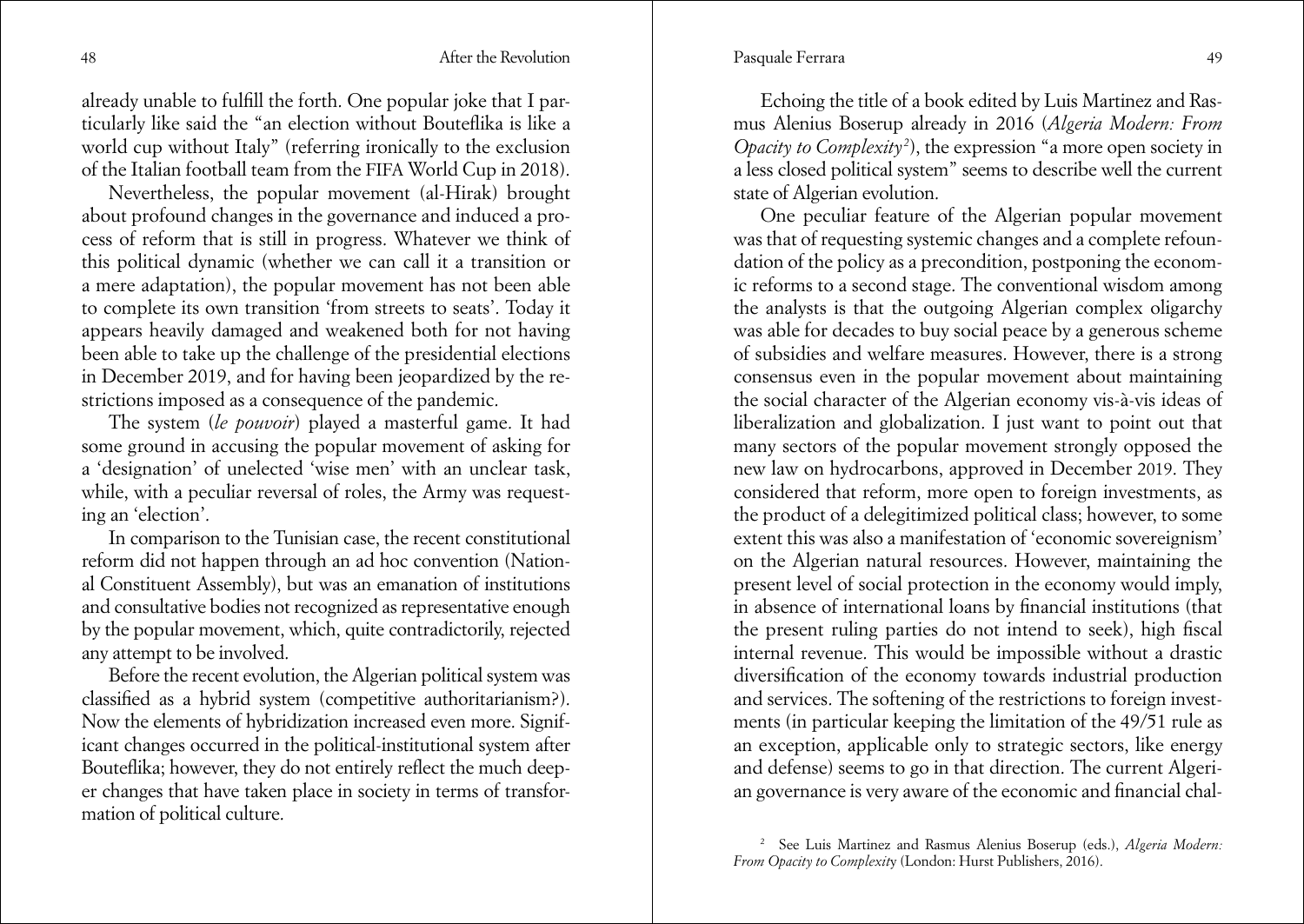already unable to fulfill the forth. One popular joke that I particularly like said the "an election without Bouteflika is like a world cup without Italy" (referring ironically to the exclusion of the Italian football team from the FIFA World Cup in 2018).

Nevertheless, the popular movement (al-Hirak) brought about profound changes in the governance and induced a process of reform that is still in progress. Whatever we think of this political dynamic (whether we can call it a transition or a mere adaptation), the popular movement has not been able to complete its own transition 'from streets to seats'. Today it appears heavily damaged and weakened both for not having been able to take up the challenge of the presidential elections in December 2019, and for having been jeopardized by the restrictions imposed as a consequence of the pandemic.

The system (*le pouvoir*) played a masterful game. It had some ground in accusing the popular movement of asking for a 'designation' of unelected 'wise men' with an unclear task, while, with a peculiar reversal of roles, the Army was requesting an 'election'.

In comparison to the Tunisian case, the recent constitutional reform did not happen through an ad hoc convention (National Constituent Assembly), but was an emanation of institutions and consultative bodies not recognized as representative enough by the popular movement, which, quite contradictorily, rejected any attempt to be involved.

Before the recent evolution, the Algerian political system was classified as a hybrid system (competitive authoritarianism?). Now the elements of hybridization increased even more. Significant changes occurred in the political-institutional system after Bouteflika; however, they do not entirely reflect the much deeper changes that have taken place in society in terms of transformation of political culture.

Echoing the title of a book edited by Luis Martinez and Rasmus Alenius Boserup already in 2016 (*Algeria Modern: From Opacity to Complexity*[2]), the expression "a more open society in a less closed political system" seems to describe well the current state of Algerian evolution.

One peculiar feature of the Algerian popular movement was that of requesting systemic changes and a complete refoundation of the policy as a precondition, postponing the economic reforms to a second stage. The conventional wisdom among the analysts is that the outgoing Algerian complex oligarchy was able for decades to buy social peace by a generous scheme of subsidies and welfare measures. However, there is a strong consensus even in the popular movement about maintaining the social character of the Algerian economy vis-à-vis ideas of liberalization and globalization. I just want to point out that many sectors of the popular movement strongly opposed the new law on hydrocarbons, approved in December 2019. They considered that reform, more open to foreign investments, as the product of a delegitimized political class; however, to some extent this was also a manifestation of 'economic sovereignism' on the Algerian natural resources. However, maintaining the present level of social protection in the economy would imply, in absence of international loans by financial institutions (that the present ruling parties do not intend to seek), high fiscal internal revenue. This would be impossible without a drastic diversification of the economy towards industrial production and services. The softening of the restrictions to foreign investments (in particular keeping the limitation of the 49/51 rule as an exception, applicable only to strategic sectors, like energy and defense) seems to go in that direction. The current Algerian governance is very aware of the economic and financial chal-

[2] See Luis Martinez and Rasmus Alenius Boserup (eds.), *Algeria Modern: From Opacity to Complexity* (London: Hurst Publishers, 2016).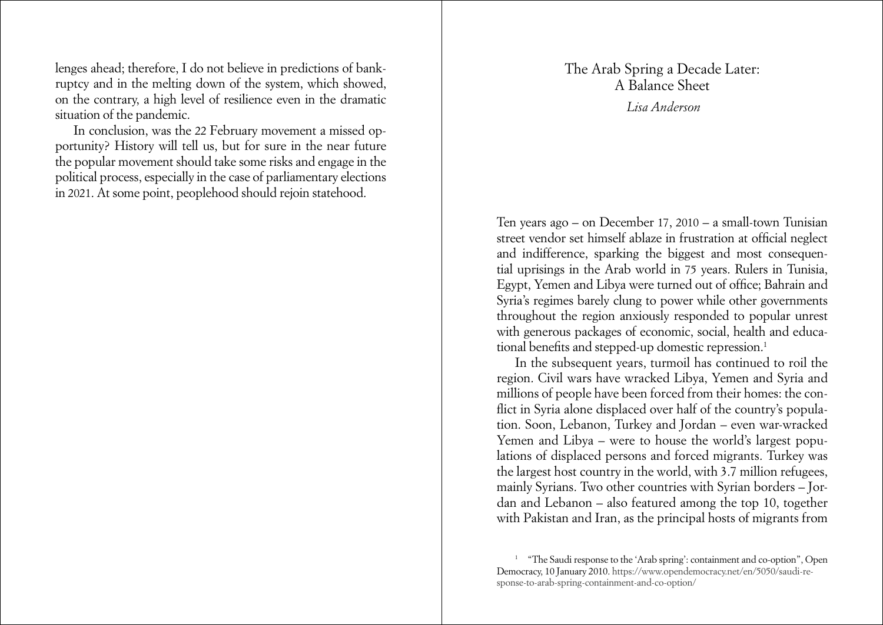lenges ahead; therefore, I do not believe in predictions of bankruptcy and in the melting down of the system, which showed, on the contrary, a high level of resilience even in the dramatic situation of the pandemic.

In conclusion, was the 22 February movement a missed opportunity? History will tell us, but for sure in the near future the popular movement should take some risks and engage in the political process, especially in the case of parliamentary elections in 2021. At some point, peoplehood should rejoin statehood.

# The Arab Spring a Decade Later: A Balance Sheet

*Lisa Anderson*

Ten years ago – on December 17, 2010 – a small-town Tunisian street vendor set himself ablaze in frustration at official neglect and indifference, sparking the biggest and most consequential uprisings in the Arab world in 75 years. Rulers in Tunisia, Egypt, Yemen and Libya were turned out of office; Bahrain and Syria's regimes barely clung to power while other governments throughout the region anxiously responded to popular unrest with generous packages of economic, social, health and educational benefits and stepped-up domestic repression.[1]

In the subsequent years, turmoil has continued to roil the region. Civil wars have wracked Libya, Yemen and Syria and millions of people have been forced from their homes: the conflict in Syria alone displaced over half of the country's population. Soon, Lebanon, Turkey and Jordan – even war-wracked Yemen and Libya – were to house the world's largest populations of displaced persons and forced migrants. Turkey was the largest host country in the world, with 3.7 million refugees, mainly Syrians. Two other countries with Syrian borders – Jordan and Lebanon – also featured among the top 10, together with Pakistan and Iran, as the principal hosts of migrants from

[1] "The Saudi response to the 'Arab spring': containment and co-option", Open Democracy, 10 January 2010. https://www.opendemocracy.net/en/5050/saudi-response-to-arab-spring-containment-and-co-option/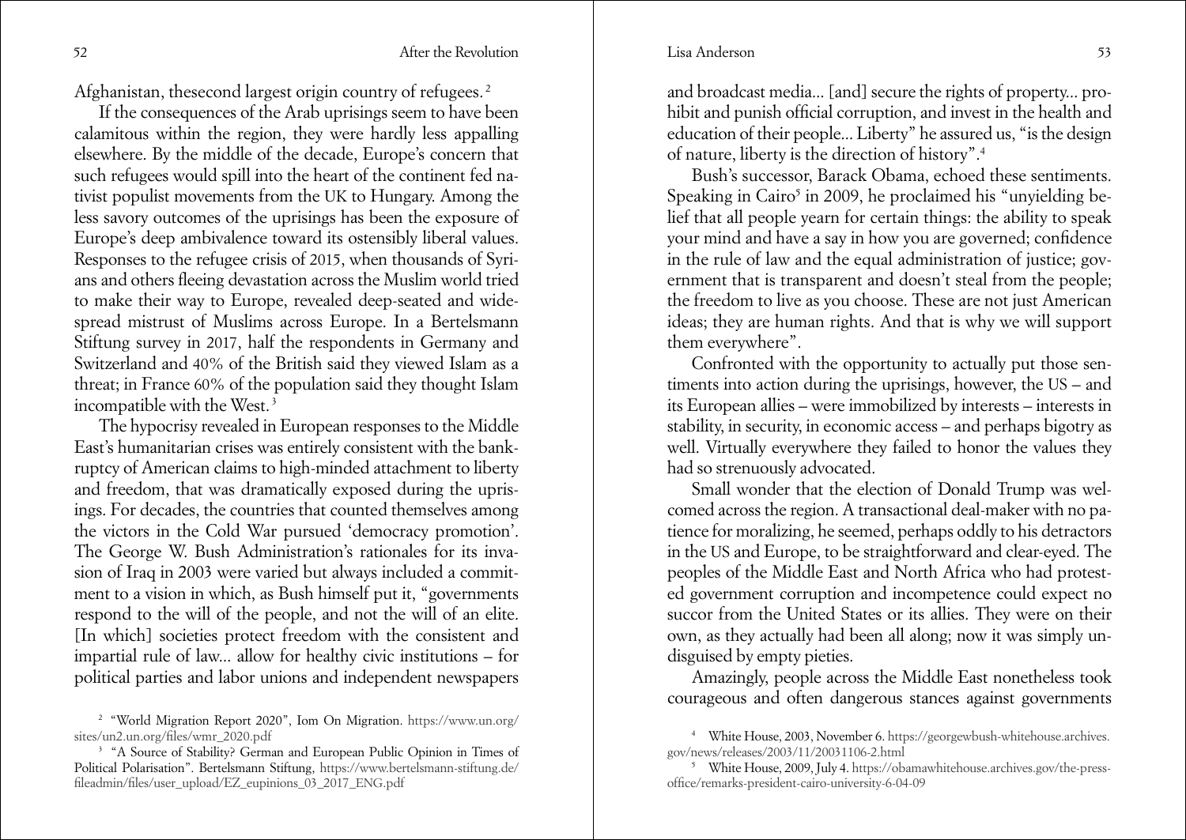Afghanistan, thesecond largest origin country of refugees.[2]

If the consequences of the Arab uprisings seem to have been calamitous within the region, they were hardly less appalling elsewhere. By the middle of the decade, Europe's concern that such refugees would spill into the heart of the continent fed nativist populist movements from the UK to Hungary. Among the less savory outcomes of the uprisings has been the exposure of Europe's deep ambivalence toward its ostensibly liberal values. Responses to the refugee crisis of 2015, when thousands of Syrians and others fleeing devastation across the Muslim world tried to make their way to Europe, revealed deep-seated and widespread mistrust of Muslims across Europe. In a Bertelsmann Stiftung survey in 2017, half the respondents in Germany and Switzerland and 40% of the British said they viewed Islam as a threat; in France 60% of the population said they thought Islam incompatible with the West.[3]

The hypocrisy revealed in European responses to the Middle East's humanitarian crises was entirely consistent with the bankruptcy of American claims to high-minded attachment to liberty and freedom, that was dramatically exposed during the uprisings. For decades, the countries that counted themselves among the victors in the Cold War pursued 'democracy promotion'. The George W. Bush Administration's rationales for its invasion of Iraq in 2003 were varied but always included a commitment to a vision in which, as Bush himself put it, "governments respond to the will of the people, and not the will of an elite. [In which] societies protect freedom with the consistent and impartial rule of law... allow for healthy civic institutions – for political parties and labor unions and independent newspapers and broadcast media... [and] secure the rights of property... prohibit and punish official corruption, and invest in the health and education of their people... Liberty" he assured us, "is the design of nature, liberty is the direction of history".[4]

Bush's successor, Barack Obama, echoed these sentiments. Speaking in Cairo[5] in 2009, he proclaimed his "unyielding belief that all people yearn for certain things: the ability to speak your mind and have a say in how you are governed; confidence in the rule of law and the equal administration of justice; government that is transparent and doesn't steal from the people; the freedom to live as you choose. These are not just American ideas; they are human rights. And that is why we will support them everywhere".

Confronted with the opportunity to actually put those sentiments into action during the uprisings, however, the US – and its European allies – were immobilized by interests – interests in stability, in security, in economic access – and perhaps bigotry as well. Virtually everywhere they failed to honor the values they had so strenuously advocated.

Small wonder that the election of Donald Trump was welcomed across the region. A transactional deal-maker with no patience for moralizing, he seemed, perhaps oddly to his detractors in the US and Europe, to be straightforward and clear-eyed. The peoples of the Middle East and North Africa who had protested government corruption and incompetence could expect no succor from the United States or its allies. They were on their own, as they actually had been all along; now it was simply undisguised by empty pieties.

Amazingly, people across the Middle East nonetheless took courageous and often dangerous stances against governments

---

[2] "World Migration Report 2020", Iom On Migration. https://www.un.org/sites/un2.un.org/files/wmr_2020.pdf

[3] "A Source of Stability? German and European Public Opinion in Times of Political Polarisation". Bertelsmann Stiftung, https://www.bertelsmann-stiftung.de/fileadmin/files/user_upload/EZ_eupinions_03_2017_ENG.pdf

[4] White House, 2003, November 6. https://georgewbush-whitehouse.archives.gov/news/releases/2003/11/20031106-2.html

[5] White House, 2009, July 4. https://obamawhitehouse.archives.gov/the-press-office/remarks-president-cairo-university-6-04-09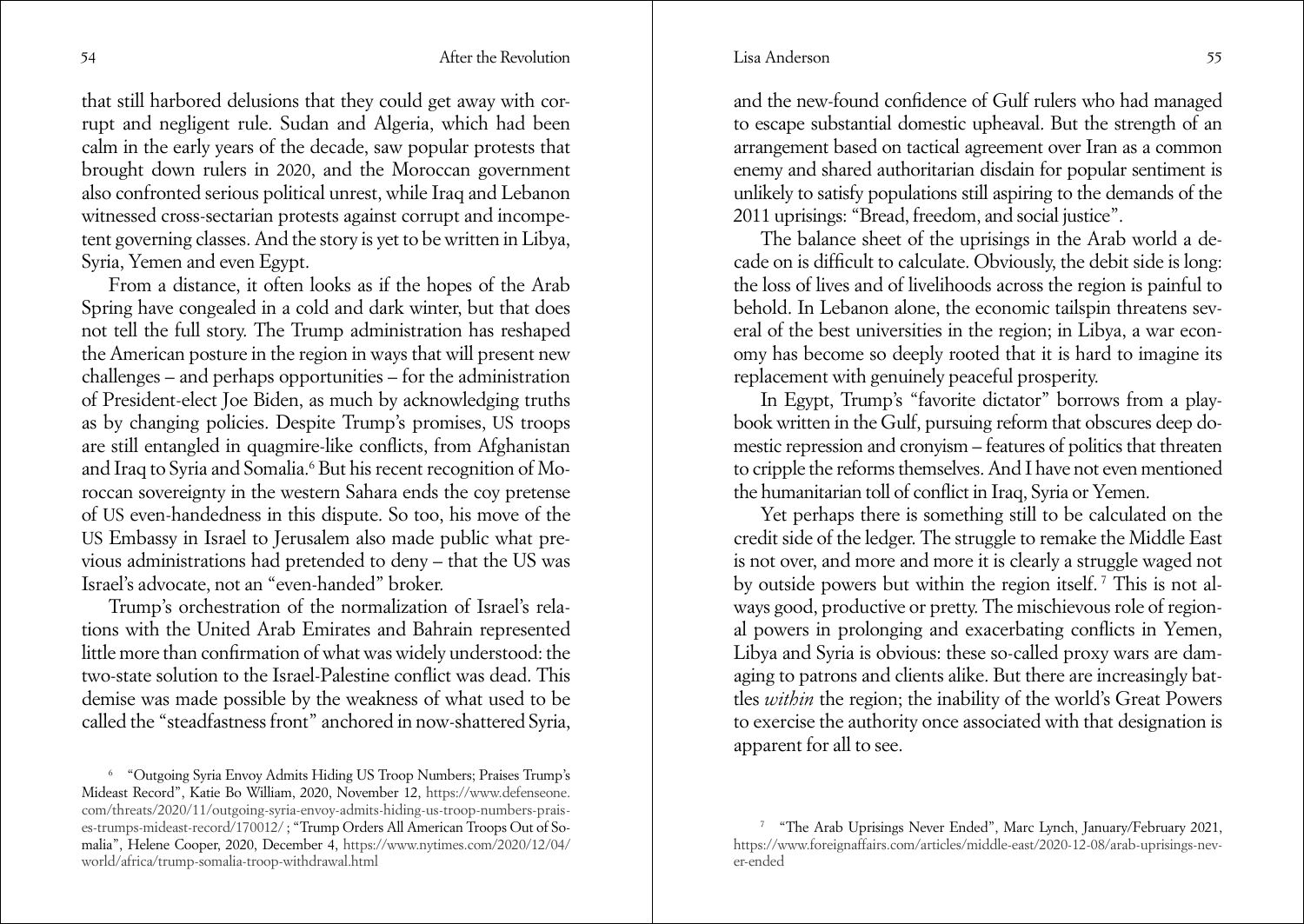that still harbored delusions that they could get away with corrupt and negligent rule. Sudan and Algeria, which had been calm in the early years of the decade, saw popular protests that brought down rulers in 2020, and the Moroccan government also confronted serious political unrest, while Iraq and Lebanon witnessed cross-sectarian protests against corrupt and incompetent governing classes. And the story is yet to be written in Libya, Syria, Yemen and even Egypt.

From a distance, it often looks as if the hopes of the Arab Spring have congealed in a cold and dark winter, but that does not tell the full story. The Trump administration has reshaped the American posture in the region in ways that will present new challenges – and perhaps opportunities – for the administration of President-elect Joe Biden, as much by acknowledging truths as by changing policies. Despite Trump's promises, US troops are still entangled in quagmire-like conflicts, from Afghanistan and Iraq to Syria and Somalia.[6] But his recent recognition of Moroccan sovereignty in the western Sahara ends the coy pretense of US even-handedness in this dispute. So too, his move of the US Embassy in Israel to Jerusalem also made public what previous administrations had pretended to deny – that the US was Israel's advocate, not an "even-handed" broker.

Trump's orchestration of the normalization of Israel's relations with the United Arab Emirates and Bahrain represented little more than confirmation of what was widely understood: the two-state solution to the Israel-Palestine conflict was dead. This demise was made possible by the weakness of what used to be called the "steadfastness front" anchored in now-shattered Syria, and the new-found confidence of Gulf rulers who had managed to escape substantial domestic upheaval. But the strength of an arrangement based on tactical agreement over Iran as a common enemy and shared authoritarian disdain for popular sentiment is unlikely to satisfy populations still aspiring to the demands of the 2011 uprisings: "Bread, freedom, and social justice".

The balance sheet of the uprisings in the Arab world a decade on is difficult to calculate. Obviously, the debit side is long: the loss of lives and of livelihoods across the region is painful to behold. In Lebanon alone, the economic tailspin threatens several of the best universities in the region; in Libya, a war economy has become so deeply rooted that it is hard to imagine its replacement with genuinely peaceful prosperity.

In Egypt, Trump's "favorite dictator" borrows from a playbook written in the Gulf, pursuing reform that obscures deep domestic repression and cronyism – features of politics that threaten to cripple the reforms themselves. And I have not even mentioned the humanitarian toll of conflict in Iraq, Syria or Yemen.

Yet perhaps there is something still to be calculated on the credit side of the ledger. The struggle to remake the Middle East is not over, and more and more it is clearly a struggle waged not by outside powers but within the region itself.[7] This is not always good, productive or pretty. The mischievous role of regional powers in prolonging and exacerbating conflicts in Yemen, Libya and Syria is obvious: these so-called proxy wars are damaging to patrons and clients alike. But there are increasingly battles *within* the region; the inability of the world's Great Powers to exercise the authority once associated with that designation is apparent for all to see.

---

[6] "Outgoing Syria Envoy Admits Hiding US Troop Numbers; Praises Trump's Mideast Record", Katie Bo William, 2020, November 12, https://www.defenseone.com/threats/2020/11/outgoing-syria-envoy-admits-hiding-us-troop-numbers-praises-trumps-mideast-record/170012/ ; "Trump Orders All American Troops Out of Somalia", Helene Cooper, 2020, December 4, https://www.nytimes.com/2020/12/04/world/africa/trump-somalia-troop-withdrawal.html

[7] "The Arab Uprisings Never Ended", Marc Lynch, January/February 2021, https://www.foreignaffairs.com/articles/middle-east/2020-12-08/arab-uprisings-never-ended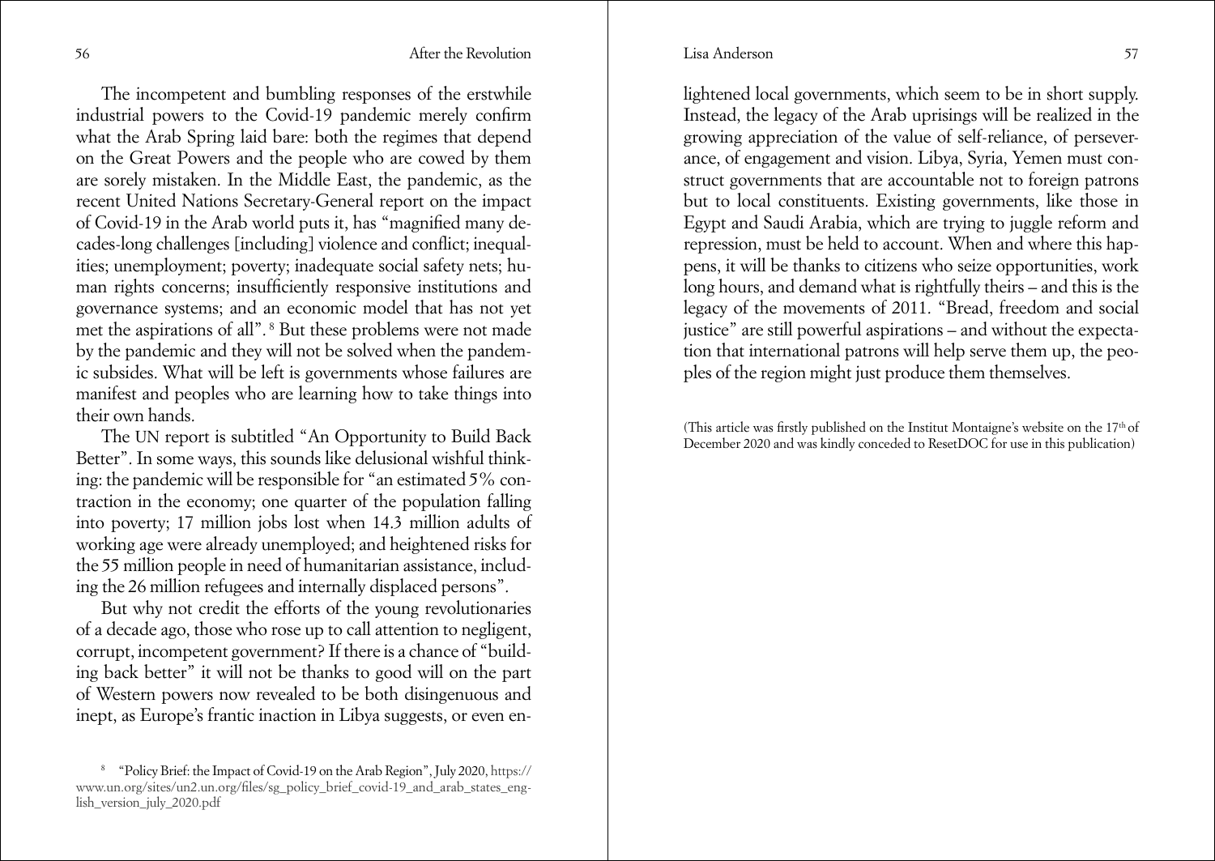The incompetent and bumbling responses of the erstwhile industrial powers to the Covid-19 pandemic merely confirm what the Arab Spring laid bare: both the regimes that depend on the Great Powers and the people who are cowed by them are sorely mistaken. In the Middle East, the pandemic, as the recent United Nations Secretary-General report on the impact of Covid-19 in the Arab world puts it, has "magnified many decades-long challenges [including] violence and conflict; inequalities; unemployment; poverty; inadequate social safety nets; human rights concerns; insufficiently responsive institutions and governance systems; and an economic model that has not yet met the aspirations of all".[8] But these problems were not made by the pandemic and they will not be solved when the pandemic subsides. What will be left is governments whose failures are manifest and peoples who are learning how to take things into their own hands.

The UN report is subtitled "An Opportunity to Build Back Better". In some ways, this sounds like delusional wishful thinking: the pandemic will be responsible for "an estimated 5% contraction in the economy; one quarter of the population falling into poverty; 17 million jobs lost when 14.3 million adults of working age were already unemployed; and heightened risks for the 55 million people in need of humanitarian assistance, including the 26 million refugees and internally displaced persons".

But why not credit the efforts of the young revolutionaries of a decade ago, those who rose up to call attention to negligent, corrupt, incompetent government? If there is a chance of "building back better" it will not be thanks to good will on the part of Western powers now revealed to be both disingenuous and inept, as Europe's frantic inaction in Libya suggests, or even enlightened local governments, which seem to be in short supply. Instead, the legacy of the Arab uprisings will be realized in the growing appreciation of the value of self-reliance, of perseverance, of engagement and vision. Libya, Syria, Yemen must construct governments that are accountable not to foreign patrons but to local constituents. Existing governments, like those in Egypt and Saudi Arabia, which are trying to juggle reform and repression, must be held to account. When and where this happens, it will be thanks to citizens who seize opportunities, work long hours, and demand what is rightfully theirs – and this is the legacy of the movements of 2011. "Bread, freedom and social justice" are still powerful aspirations – and without the expectation that international patrons will help serve them up, the peoples of the region might just produce them themselves.

(This article was firstly published on the Institut Montaigne's website on the 17th of December 2020 and was kindly conceded to ResetDOC for use in this publication)

[8] "Policy Brief: the Impact of Covid-19 on the Arab Region", July 2020, https://www.un.org/sites/un2.un.org/files/sg_policy_brief_covid-19_and_arab_states_english_version_july_2020.pdf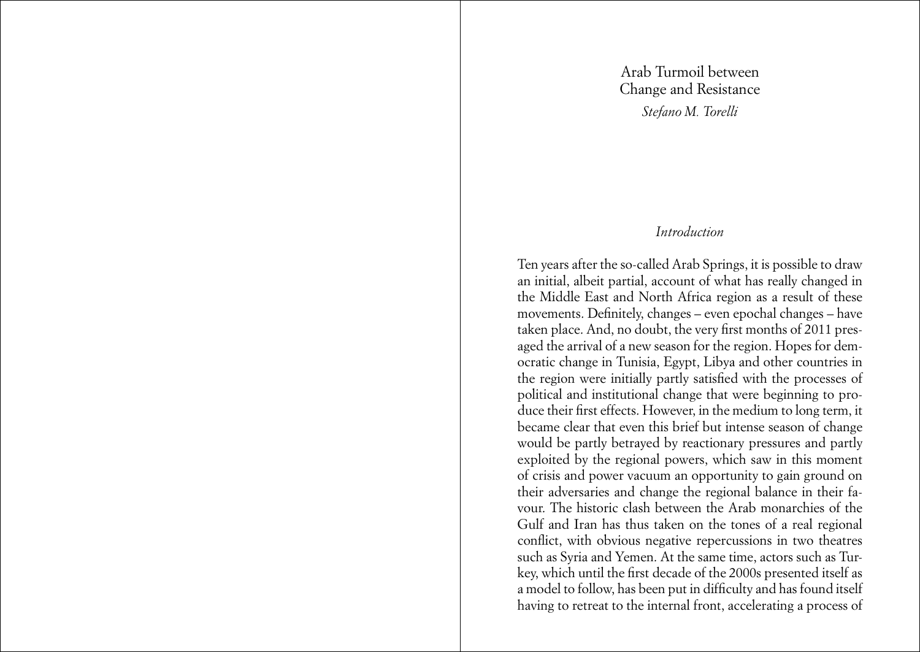# Arab Turmoil between Change and Resistance

*Stefano M. Torelli*

## *Introduction*

Ten years after the so-called Arab Springs, it is possible to draw an initial, albeit partial, account of what has really changed in the Middle East and North Africa region as a result of these movements. Definitely, changes – even epochal changes – have taken place. And, no doubt, the very first months of 2011 presaged the arrival of a new season for the region. Hopes for democratic change in Tunisia, Egypt, Libya and other countries in the region were initially partly satisfied with the processes of political and institutional change that were beginning to produce their first effects. However, in the medium to long term, it became clear that even this brief but intense season of change would be partly betrayed by reactionary pressures and partly exploited by the regional powers, which saw in this moment of crisis and power vacuum an opportunity to gain ground on their adversaries and change the regional balance in their favour. The historic clash between the Arab monarchies of the Gulf and Iran has thus taken on the tones of a real regional conflict, with obvious negative repercussions in two theatres such as Syria and Yemen. At the same time, actors such as Turkey, which until the first decade of the 2000s presented itself as a model to follow, has been put in difficulty and has found itself having to retreat to the internal front, accelerating a process of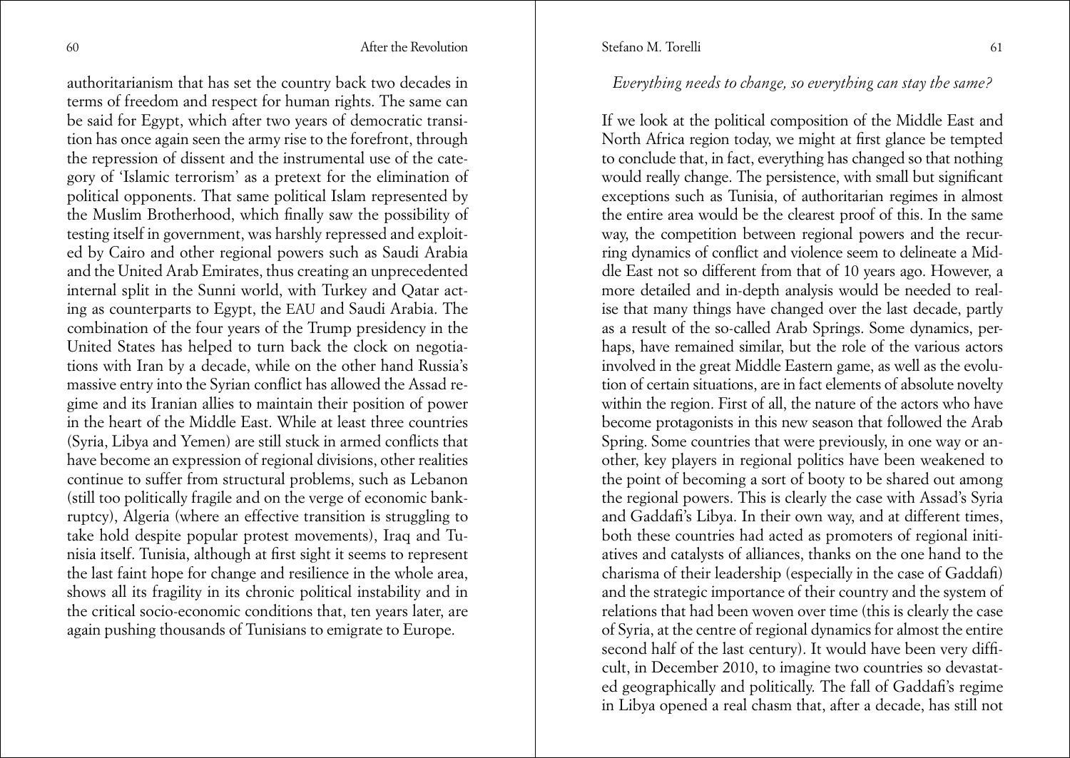authoritarianism that has set the country back two decades in terms of freedom and respect for human rights. The same can be said for Egypt, which after two years of democratic transition has once again seen the army rise to the forefront, through the repression of dissent and the instrumental use of the category of 'Islamic terrorism' as a pretext for the elimination of political opponents. That same political Islam represented by the Muslim Brotherhood, which finally saw the possibility of testing itself in government, was harshly repressed and exploited by Cairo and other regional powers such as Saudi Arabia and the United Arab Emirates, thus creating an unprecedented internal split in the Sunni world, with Turkey and Qatar acting as counterparts to Egypt, the EAU and Saudi Arabia. The combination of the four years of the Trump presidency in the United States has helped to turn back the clock on negotiations with Iran by a decade, while on the other hand Russia's massive entry into the Syrian conflict has allowed the Assad regime and its Iranian allies to maintain their position of power in the heart of the Middle East. While at least three countries (Syria, Libya and Yemen) are still stuck in armed conflicts that have become an expression of regional divisions, other realities continue to suffer from structural problems, such as Lebanon (still too politically fragile and on the verge of economic bankruptcy), Algeria (where an effective transition is struggling to take hold despite popular protest movements), Iraq and Tunisia itself. Tunisia, although at first sight it seems to represent the last faint hope for change and resilience in the whole area, shows all its fragility in its chronic political instability and in the critical socio-economic conditions that, ten years later, are again pushing thousands of Tunisians to emigrate to Europe.

### *Everything needs to change, so everything can stay the same?*

If we look at the political composition of the Middle East and North Africa region today, we might at first glance be tempted to conclude that, in fact, everything has changed so that nothing would really change. The persistence, with small but significant exceptions such as Tunisia, of authoritarian regimes in almost the entire area would be the clearest proof of this. In the same way, the competition between regional powers and the recurring dynamics of conflict and violence seem to delineate a Middle East not so different from that of 10 years ago. However, a more detailed and in-depth analysis would be needed to realise that many things have changed over the last decade, partly as a result of the so-called Arab Springs. Some dynamics, perhaps, have remained similar, but the role of the various actors involved in the great Middle Eastern game, as well as the evolution of certain situations, are in fact elements of absolute novelty within the region. First of all, the nature of the actors who have become protagonists in this new season that followed the Arab Spring. Some countries that were previously, in one way or another, key players in regional politics have been weakened to the point of becoming a sort of booty to be shared out among the regional powers. This is clearly the case with Assad's Syria and Gaddafi's Libya. In their own way, and at different times, both these countries had acted as promoters of regional initiatives and catalysts of alliances, thanks on the one hand to the charisma of their leadership (especially in the case of Gaddafi) and the strategic importance of their country and the system of relations that had been woven over time (this is clearly the case of Syria, at the centre of regional dynamics for almost the entire second half of the last century). It would have been very difficult, in December 2010, to imagine two countries so devastated geographically and politically. The fall of Gaddafi's regime in Libya opened a real chasm that, after a decade, has still not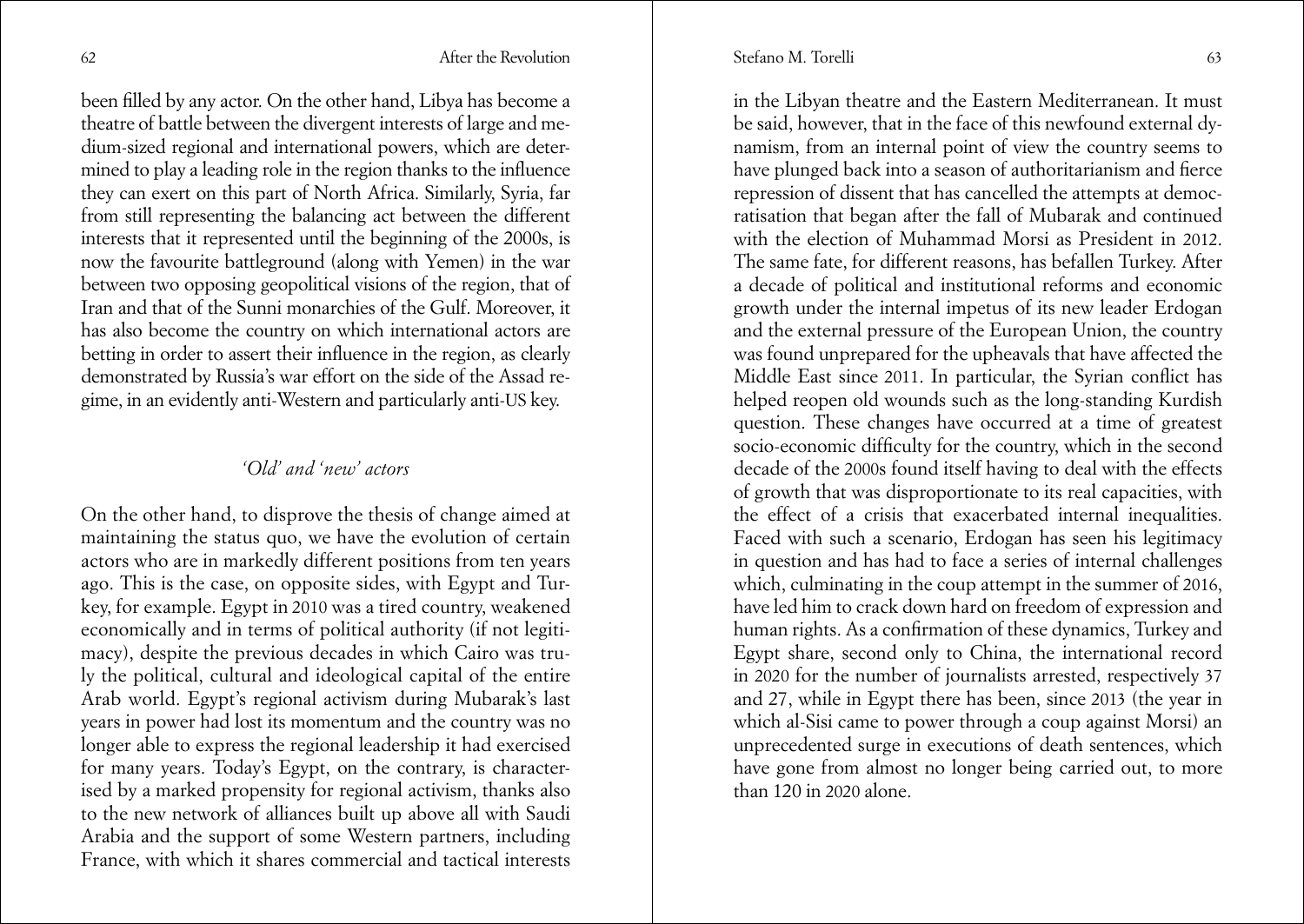been filled by any actor. On the other hand, Libya has become a theatre of battle between the divergent interests of large and medium-sized regional and international powers, which are determined to play a leading role in the region thanks to the influence they can exert on this part of North Africa. Similarly, Syria, far from still representing the balancing act between the different interests that it represented until the beginning of the 2000s, is now the favourite battleground (along with Yemen) in the war between two opposing geopolitical visions of the region, that of Iran and that of the Sunni monarchies of the Gulf. Moreover, it has also become the country on which international actors are betting in order to assert their influence in the region, as clearly demonstrated by Russia's war effort on the side of the Assad regime, in an evidently anti-Western and particularly anti-US key.

### *'Old' and 'new' actors*

On the other hand, to disprove the thesis of change aimed at maintaining the status quo, we have the evolution of certain actors who are in markedly different positions from ten years ago. This is the case, on opposite sides, with Egypt and Turkey, for example. Egypt in 2010 was a tired country, weakened economically and in terms of political authority (if not legitimacy), despite the previous decades in which Cairo was truly the political, cultural and ideological capital of the entire Arab world. Egypt's regional activism during Mubarak's last years in power had lost its momentum and the country was no longer able to express the regional leadership it had exercised for many years. Today's Egypt, on the contrary, is characterised by a marked propensity for regional activism, thanks also to the new network of alliances built up above all with Saudi Arabia and the support of some Western partners, including France, with which it shares commercial and tactical interests in the Libyan theatre and the Eastern Mediterranean. It must be said, however, that in the face of this newfound external dynamism, from an internal point of view the country seems to have plunged back into a season of authoritarianism and fierce repression of dissent that has cancelled the attempts at democratisation that began after the fall of Mubarak and continued with the election of Muhammad Morsi as President in 2012. The same fate, for different reasons, has befallen Turkey. After a decade of political and institutional reforms and economic growth under the internal impetus of its new leader Erdogan and the external pressure of the European Union, the country was found unprepared for the upheavals that have affected the Middle East since 2011. In particular, the Syrian conflict has helped reopen old wounds such as the long-standing Kurdish question. These changes have occurred at a time of greatest socio-economic difficulty for the country, which in the second decade of the 2000s found itself having to deal with the effects of growth that was disproportionate to its real capacities, with the effect of a crisis that exacerbated internal inequalities. Faced with such a scenario, Erdogan has seen his legitimacy in question and has had to face a series of internal challenges which, culminating in the coup attempt in the summer of 2016, have led him to crack down hard on freedom of expression and human rights. As a confirmation of these dynamics, Turkey and Egypt share, second only to China, the international record in 2020 for the number of journalists arrested, respectively 37 and 27, while in Egypt there has been, since 2013 (the year in which al-Sisi came to power through a coup against Morsi) an unprecedented surge in executions of death sentences, which have gone from almost no longer being carried out, to more than 120 in 2020 alone.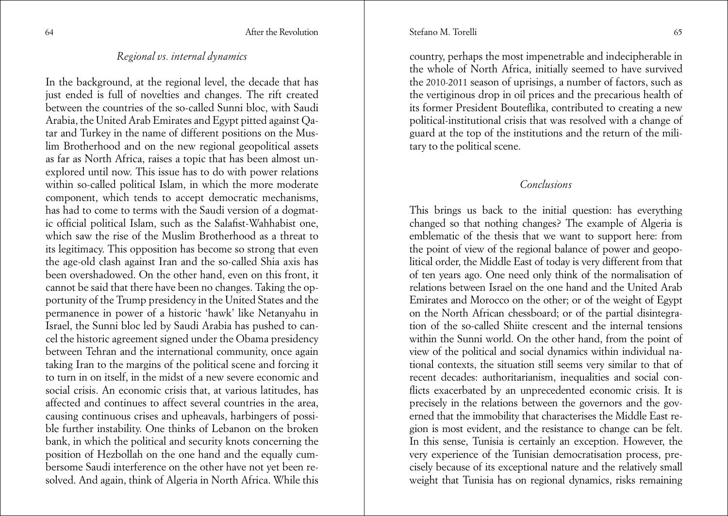### *Regional vs. internal dynamics*

In the background, at the regional level, the decade that has just ended is full of novelties and changes. The rift created between the countries of the so-called Sunni bloc, with Saudi Arabia, the United Arab Emirates and Egypt pitted against Qatar and Turkey in the name of different positions on the Muslim Brotherhood and on the new regional geopolitical assets as far as North Africa, raises a topic that has been almost unexplored until now. This issue has to do with power relations within so-called political Islam, in which the more moderate component, which tends to accept democratic mechanisms, has had to come to terms with the Saudi version of a dogmatic official political Islam, such as the Salafist-Wahhabist one, which saw the rise of the Muslim Brotherhood as a threat to its legitimacy. This opposition has become so strong that even the age-old clash against Iran and the so-called Shia axis has been overshadowed. On the other hand, even on this front, it cannot be said that there have been no changes. Taking the opportunity of the Trump presidency in the United States and the permanence in power of a historic 'hawk' like Netanyahu in Israel, the Sunni bloc led by Saudi Arabia has pushed to cancel the historic agreement signed under the Obama presidency between Tehran and the international community, once again taking Iran to the margins of the political scene and forcing it to turn in on itself, in the midst of a new severe economic and social crisis. An economic crisis that, at various latitudes, has affected and continues to affect several countries in the area, causing continuous crises and upheavals, harbingers of possible further instability. One thinks of Lebanon on the broken bank, in which the political and security knots concerning the position of Hezbollah on the one hand and the equally cumbersome Saudi interference on the other have not yet been resolved. And again, think of Algeria in North Africa. While this country, perhaps the most impenetrable and indecipherable in the whole of North Africa, initially seemed to have survived the 2010-2011 season of uprisings, a number of factors, such as the vertiginous drop in oil prices and the precarious health of its former President Bouteflika, contributed to creating a new political-institutional crisis that was resolved with a change of guard at the top of the institutions and the return of the military to the political scene.

### *Conclusions*

This brings us back to the initial question: has everything changed so that nothing changes? The example of Algeria is emblematic of the thesis that we want to support here: from the point of view of the regional balance of power and geopolitical order, the Middle East of today is very different from that of ten years ago. One need only think of the normalisation of relations between Israel on the one hand and the United Arab Emirates and Morocco on the other; or of the weight of Egypt on the North African chessboard; or of the partial disintegration of the so-called Shiite crescent and the internal tensions within the Sunni world. On the other hand, from the point of view of the political and social dynamics within individual national contexts, the situation still seems very similar to that of recent decades: authoritarianism, inequalities and social conflicts exacerbated by an unprecedented economic crisis. It is precisely in the relations between the governors and the governed that the immobility that characterises the Middle East region is most evident, and the resistance to change can be felt. In this sense, Tunisia is certainly an exception. However, the very experience of the Tunisian democratisation process, precisely because of its exceptional nature and the relatively small weight that Tunisia has on regional dynamics, risks remaining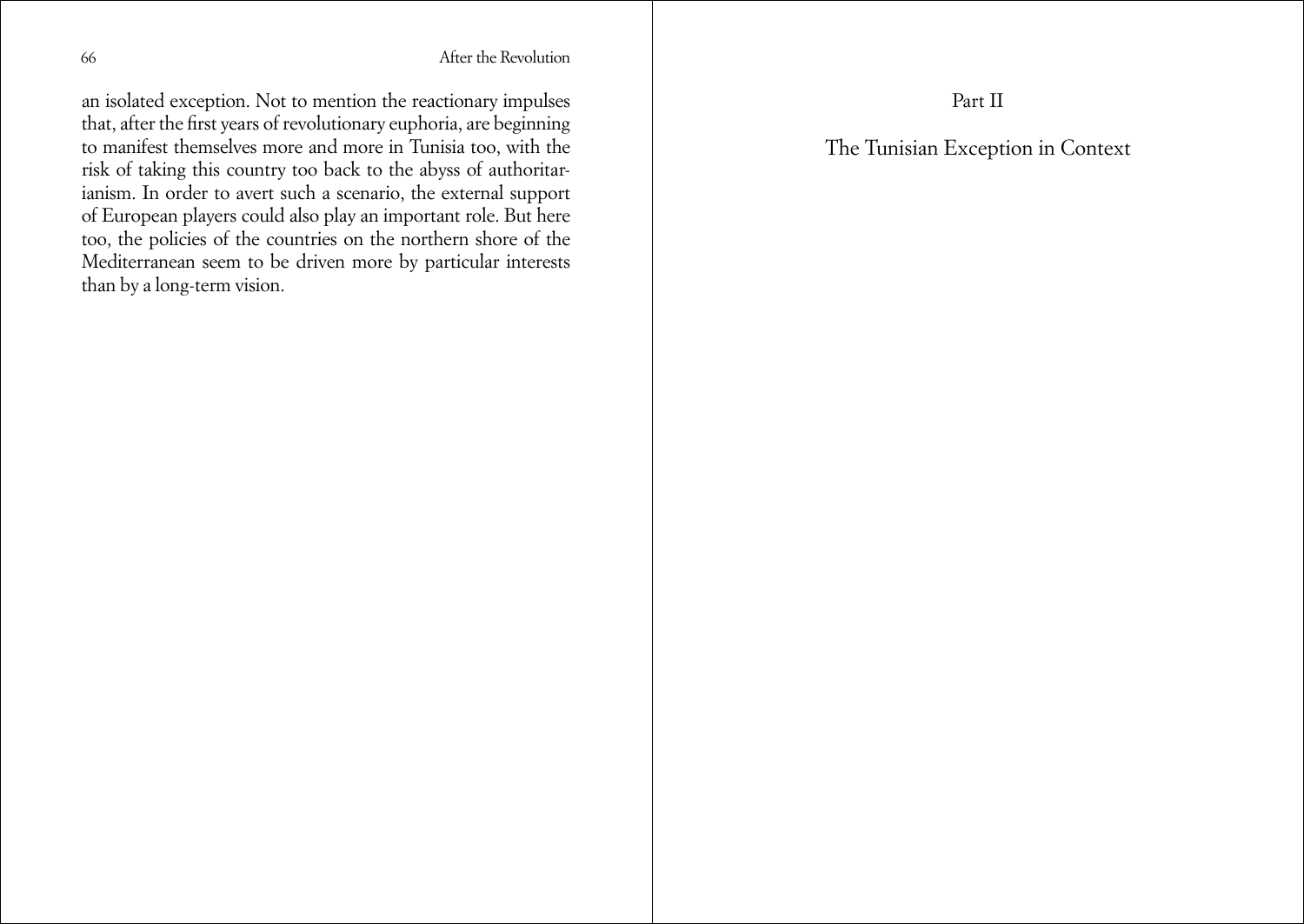an isolated exception. Not to mention the reactionary impulses that, after the first years of revolutionary euphoria, are beginning to manifest themselves more and more in Tunisia too, with the risk of taking this country too back to the abyss of authoritarianism. In order to avert such a scenario, the external support of European players could also play an important role. But here too, the policies of the countries on the northern shore of the Mediterranean seem to be driven more by particular interests than by a long-term vision.

# Part II

# The Tunisian Exception in Context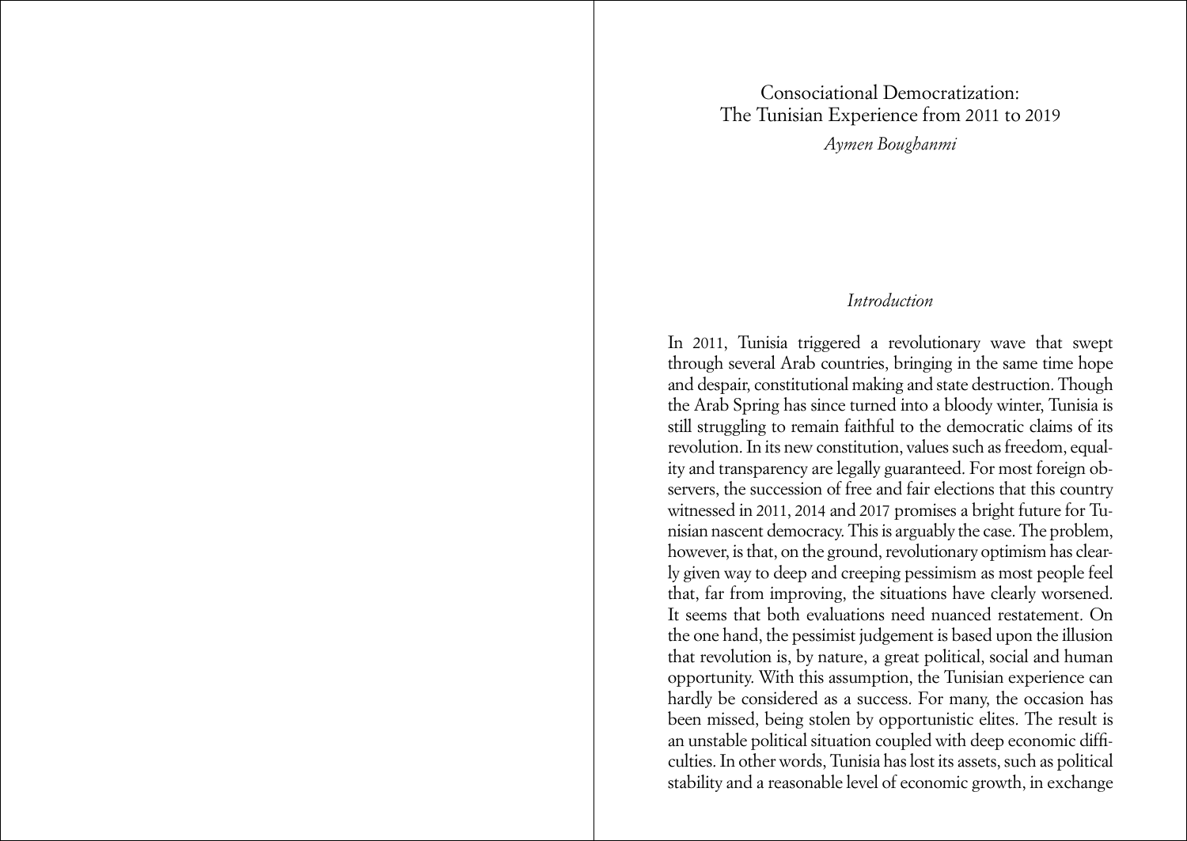# Consociational Democratization: The Tunisian Experience from 2011 to 2019

*Aymen Boughanmi*

## *Introduction*

In 2011, Tunisia triggered a revolutionary wave that swept through several Arab countries, bringing in the same time hope and despair, constitutional making and state destruction. Though the Arab Spring has since turned into a bloody winter, Tunisia is still struggling to remain faithful to the democratic claims of its revolution. In its new constitution, values such as freedom, equality and transparency are legally guaranteed. For most foreign observers, the succession of free and fair elections that this country witnessed in 2011, 2014 and 2017 promises a bright future for Tunisian nascent democracy. This is arguably the case. The problem, however, is that, on the ground, revolutionary optimism has clearly given way to deep and creeping pessimism as most people feel that, far from improving, the situations have clearly worsened. It seems that both evaluations need nuanced restatement. On the one hand, the pessimist judgement is based upon the illusion that revolution is, by nature, a great political, social and human opportunity. With this assumption, the Tunisian experience can hardly be considered as a success. For many, the occasion has been missed, being stolen by opportunistic elites. The result is an unstable political situation coupled with deep economic difficulties. In other words, Tunisia has lost its assets, such as political stability and a reasonable level of economic growth, in exchange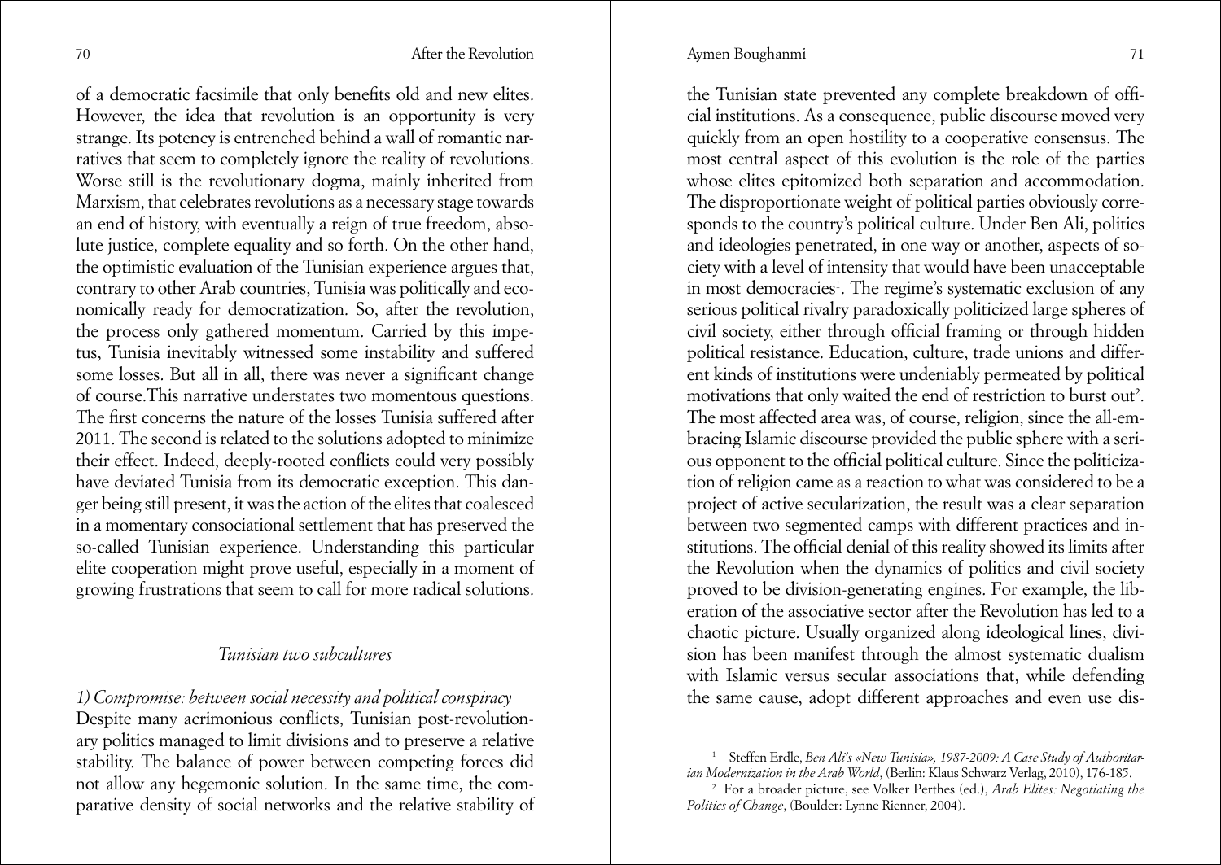of a democratic facsimile that only benefits old and new elites. However, the idea that revolution is an opportunity is very strange. Its potency is entrenched behind a wall of romantic narratives that seem to completely ignore the reality of revolutions. Worse still is the revolutionary dogma, mainly inherited from Marxism, that celebrates revolutions as a necessary stage towards an end of history, with eventually a reign of true freedom, absolute justice, complete equality and so forth. On the other hand, the optimistic evaluation of the Tunisian experience argues that, contrary to other Arab countries, Tunisia was politically and economically ready for democratization. So, after the revolution, the process only gathered momentum. Carried by this impetus, Tunisia inevitably witnessed some instability and suffered some losses. But all in all, there was never a significant change of course.This narrative understates two momentous questions. The first concerns the nature of the losses Tunisia suffered after 2011. The second is related to the solutions adopted to minimize their effect. Indeed, deeply-rooted conflicts could very possibly have deviated Tunisia from its democratic exception. This danger being still present, it was the action of the elites that coalesced in a momentary consociational settlement that has preserved the so-called Tunisian experience. Understanding this particular elite cooperation might prove useful, especially in a moment of growing frustrations that seem to call for more radical solutions.

## *Tunisian two subcultures*

### *1) Compromise: between social necessity and political conspiracy*

Despite many acrimonious conflicts, Tunisian post-revolutionary politics managed to limit divisions and to preserve a relative stability. The balance of power between competing forces did not allow any hegemonic solution. In the same time, the comparative density of social networks and the relative stability of the Tunisian state prevented any complete breakdown of official institutions. As a consequence, public discourse moved very quickly from an open hostility to a cooperative consensus. The most central aspect of this evolution is the role of the parties whose elites epitomized both separation and accommodation. The disproportionate weight of political parties obviously corresponds to the country's political culture. Under Ben Ali, politics and ideologies penetrated, in one way or another, aspects of society with a level of intensity that would have been unacceptable in most democracies[1]. The regime's systematic exclusion of any serious political rivalry paradoxically politicized large spheres of civil society, either through official framing or through hidden political resistance. Education, culture, trade unions and different kinds of institutions were undeniably permeated by political motivations that only waited the end of restriction to burst out[2]. The most affected area was, of course, religion, since the all-embracing Islamic discourse provided the public sphere with a serious opponent to the official political culture. Since the politicization of religion came as a reaction to what was considered to be a project of active secularization, the result was a clear separation between two segmented camps with different practices and institutions. The official denial of this reality showed its limits after the Revolution when the dynamics of politics and civil society proved to be division-generating engines. For example, the liberation of the associative sector after the Revolution has led to a chaotic picture. Usually organized along ideological lines, division has been manifest through the almost systematic dualism with Islamic versus secular associations that, while defending the same cause, adopt different approaches and even use dis-

[1] Steffen Erdle, *Ben Ali's «New Tunisia», 1987-2009: A Case Study of Authoritarian Modernization in the Arab World*, (Berlin: Klaus Schwarz Verlag, 2010), 176-185.

[2] For a broader picture, see Volker Perthes (ed.), *Arab Elites: Negotiating the Politics of Change*, (Boulder: Lynne Rienner, 2004).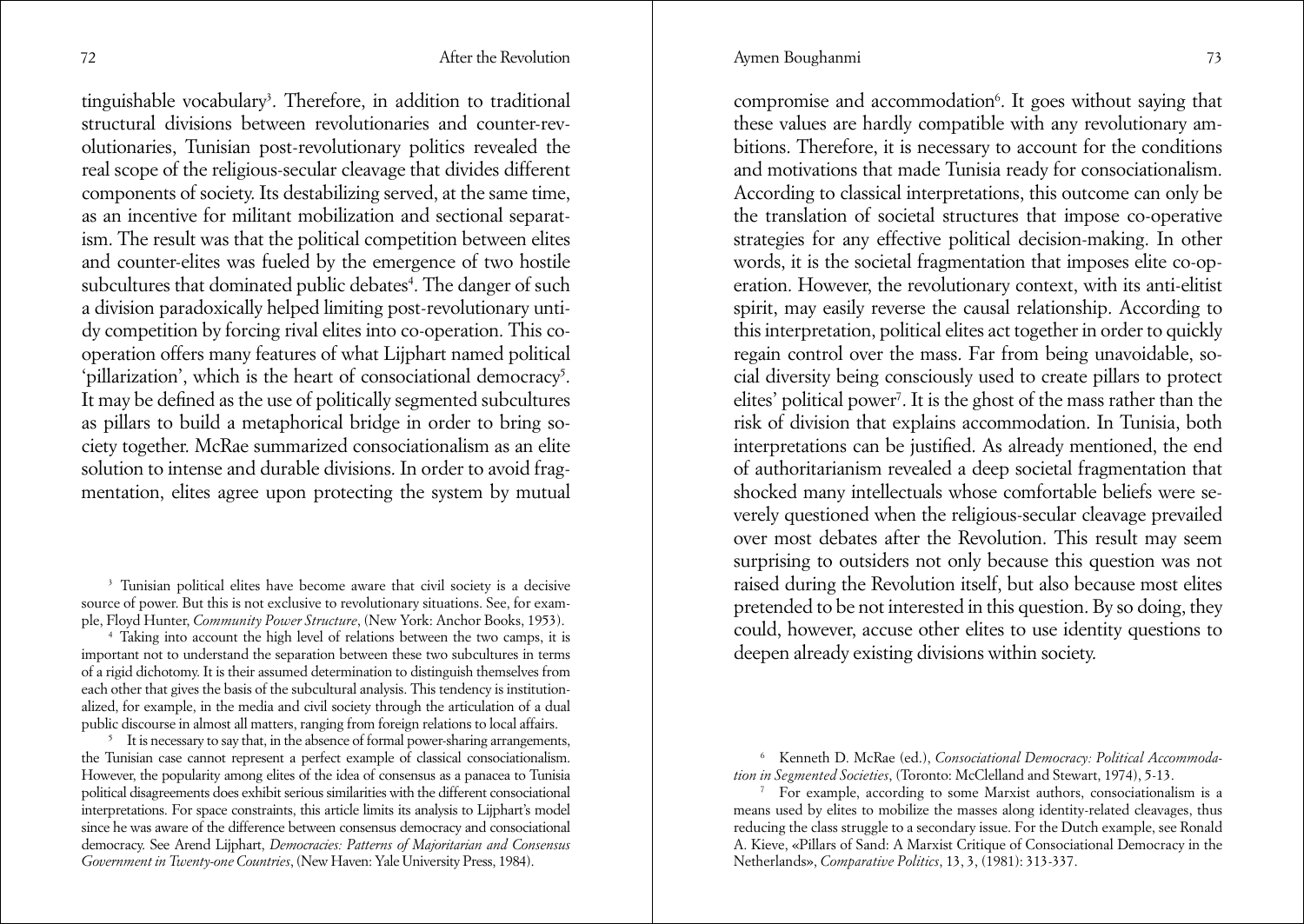tinguishable vocabulary[3]. Therefore, in addition to traditional structural divisions between revolutionaries and counter-revolutionaries, Tunisian post-revolutionary politics revealed the real scope of the religious-secular cleavage that divides different components of society. Its destabilizing served, at the same time, as an incentive for militant mobilization and sectional separatism. The result was that the political competition between elites and counter-elites was fueled by the emergence of two hostile subcultures that dominated public debates[4]. The danger of such a division paradoxically helped limiting post-revolutionary untidy competition by forcing rival elites into co-operation. This co-operation offers many features of what Lijphart named political 'pillarization', which is the heart of consociational democracy[5]. It may be defined as the use of politically segmented subcultures as pillars to build a metaphorical bridge in order to bring society together. McRae summarized consociationalism as an elite solution to intense and durable divisions. In order to avoid fragmentation, elites agree upon protecting the system by mutual compromise and accommodation[6]. It goes without saying that these values are hardly compatible with any revolutionary ambitions. Therefore, it is necessary to account for the conditions and motivations that made Tunisia ready for consociationalism. According to classical interpretations, this outcome can only be the translation of societal structures that impose co-operative strategies for any effective political decision-making. In other words, it is the societal fragmentation that imposes elite co-operation. However, the revolutionary context, with its anti-elitist spirit, may easily reverse the causal relationship. According to this interpretation, political elites act together in order to quickly regain control over the mass. Far from being unavoidable, social diversity being consciously used to create pillars to protect elites' political power[7]. It is the ghost of the mass rather than the risk of division that explains accommodation. In Tunisia, both interpretations can be justified. As already mentioned, the end of authoritarianism revealed a deep societal fragmentation that shocked many intellectuals whose comfortable beliefs were severely questioned when the religious-secular cleavage prevailed over most debates after the Revolution. This result may seem surprising to outsiders not only because this question was not raised during the Revolution itself, but also because most elites pretended to be not interested in this question. By so doing, they could, however, accuse other elites to use identity questions to deepen already existing divisions within society.

---

[3] Tunisian political elites have become aware that civil society is a decisive source of power. But this is not exclusive to revolutionary situations. See, for example, Floyd Hunter, *Community Power Structure*, (New York: Anchor Books, 1953).

[4] Taking into account the high level of relations between the two camps, it is important not to understand the separation between these two subcultures in terms of a rigid dichotomy. It is their assumed determination to distinguish themselves from each other that gives the basis of the subcultural analysis. This tendency is institutionalized, for example, in the media and civil society through the articulation of a dual public discourse in almost all matters, ranging from foreign relations to local affairs.

[5] It is necessary to say that, in the absence of formal power-sharing arrangements, the Tunisian case cannot represent a perfect example of classical consociationalism. However, the popularity among elites of the idea of consensus as a panacea to Tunisia political disagreements does exhibit serious similarities with the different consociational interpretations. For space constraints, this article limits its analysis to Lijphart's model since he was aware of the difference between consensus democracy and consociational democracy. See Arend Lijphart, *Democracies: Patterns of Majoritarian and Consensus Government in Twenty-one Countries*, (New Haven: Yale University Press, 1984).

[6] Kenneth D. McRae (ed.), *Consociational Democracy: Political Accommodation in Segmented Societies*, (Toronto: McClelland and Stewart, 1974), 5-13.

[7] For example, according to some Marxist authors, consociationalism is a means used by elites to mobilize the masses along identity-related cleavages, thus reducing the class struggle to a secondary issue. For the Dutch example, see Ronald A. Kieve, «Pillars of Sand: A Marxist Critique of Consociational Democracy in the Netherlands», *Comparative Politics*, 13, 3, (1981): 313-337.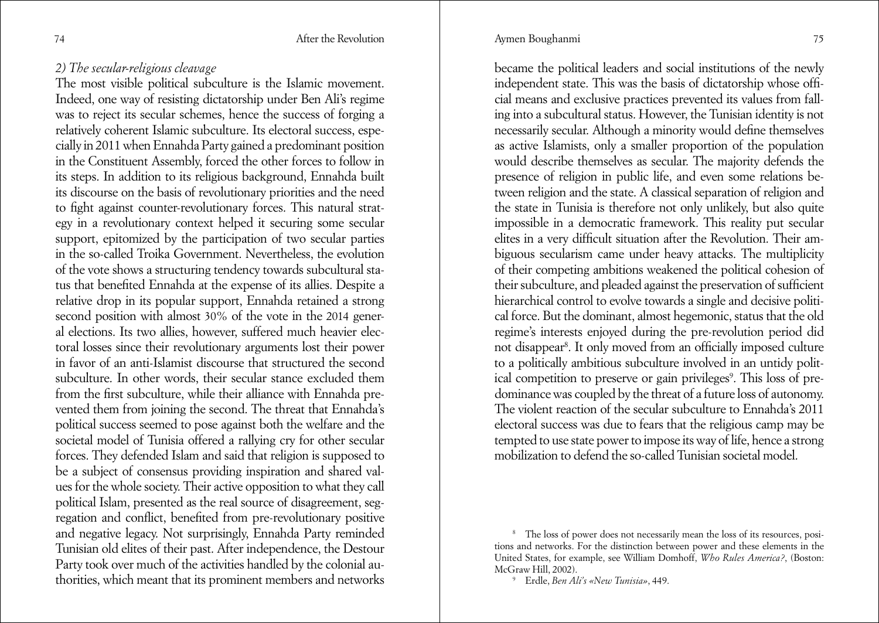*2) The secular-religious cleavage*

The most visible political subculture is the Islamic movement. Indeed, one way of resisting dictatorship under Ben Ali's regime was to reject its secular schemes, hence the success of forging a relatively coherent Islamic subculture. Its electoral success, especially in 2011 when Ennahda Party gained a predominant position in the Constituent Assembly, forced the other forces to follow in its steps. In addition to its religious background, Ennahda built its discourse on the basis of revolutionary priorities and the need to fight against counter-revolutionary forces. This natural strategy in a revolutionary context helped it securing some secular support, epitomized by the participation of two secular parties in the so-called Troika Government. Nevertheless, the evolution of the vote shows a structuring tendency towards subcultural status that benefited Ennahda at the expense of its allies. Despite a relative drop in its popular support, Ennahda retained a strong second position with almost 30% of the vote in the 2014 general elections. Its two allies, however, suffered much heavier electoral losses since their revolutionary arguments lost their power in favor of an anti-Islamist discourse that structured the second subculture. In other words, their secular stance excluded them from the first subculture, while their alliance with Ennahda prevented them from joining the second. The threat that Ennahda's political success seemed to pose against both the welfare and the societal model of Tunisia offered a rallying cry for other secular forces. They defended Islam and said that religion is supposed to be a subject of consensus providing inspiration and shared values for the whole society. Their active opposition to what they call political Islam, presented as the real source of disagreement, segregation and conflict, benefited from pre-revolutionary positive and negative legacy. Not surprisingly, Ennahda Party reminded Tunisian old elites of their past. After independence, the Destour Party took over much of the activities handled by the colonial authorities, which meant that its prominent members and networks became the political leaders and social institutions of the newly independent state. This was the basis of dictatorship whose official means and exclusive practices prevented its values from falling into a subcultural status. However, the Tunisian identity is not necessarily secular. Although a minority would define themselves as active Islamists, only a smaller proportion of the population would describe themselves as secular. The majority defends the presence of religion in public life, and even some relations between religion and the state. A classical separation of religion and the state in Tunisia is therefore not only unlikely, but also quite impossible in a democratic framework. This reality put secular elites in a very difficult situation after the Revolution. Their ambiguous secularism came under heavy attacks. The multiplicity of their competing ambitions weakened the political cohesion of their subculture, and pleaded against the preservation of sufficient hierarchical control to evolve towards a single and decisive political force. But the dominant, almost hegemonic, status that the old regime's interests enjoyed during the pre-revolution period did not disappear[8]. It only moved from an officially imposed culture to a politically ambitious subculture involved in an untidy political competition to preserve or gain privileges[9]. This loss of predominance was coupled by the threat of a future loss of autonomy. The violent reaction of the secular subculture to Ennahda's 2011 electoral success was due to fears that the religious camp may be tempted to use state power to impose its way of life, hence a strong mobilization to defend the so-called Tunisian societal model.

[8] The loss of power does not necessarily mean the loss of its resources, positions and networks. For the distinction between power and these elements in the United States, for example, see William Domhoff, *Who Rules America?*, (Boston: McGraw Hill, 2002).

[9] Erdle, *Ben Ali's «New Tunisia»*, 449.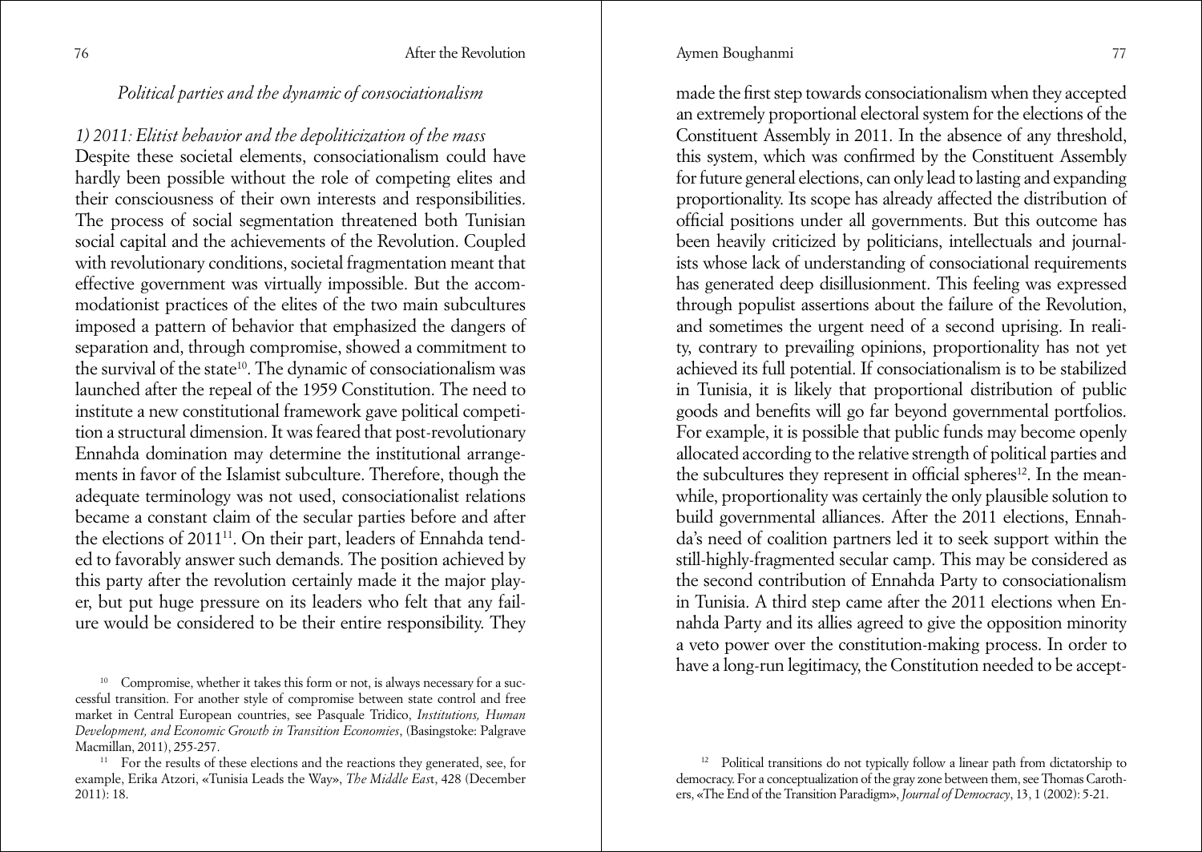*Political parties and the dynamic of consociationalism*

*1) 2011: Elitist behavior and the depoliticization of the mass*

Despite these societal elements, consociationalism could have hardly been possible without the role of competing elites and their consciousness of their own interests and responsibilities. The process of social segmentation threatened both Tunisian social capital and the achievements of the Revolution. Coupled with revolutionary conditions, societal fragmentation meant that effective government was virtually impossible. But the accommodationist practices of the elites of the two main subcultures imposed a pattern of behavior that emphasized the dangers of separation and, through compromise, showed a commitment to the survival of the state[10]. The dynamic of consociationalism was launched after the repeal of the 1959 Constitution. The need to institute a new constitutional framework gave political competition a structural dimension. It was feared that post-revolutionary Ennahda domination may determine the institutional arrangements in favor of the Islamist subculture. Therefore, though the adequate terminology was not used, consociationalist relations became a constant claim of the secular parties before and after the elections of 2011[11]. On their part, leaders of Ennahda tended to favorably answer such demands. The position achieved by this party after the revolution certainly made it the major player, but put huge pressure on its leaders who felt that any failure would be considered to be their entire responsibility. They made the first step towards consociationalism when they accepted an extremely proportional electoral system for the elections of the Constituent Assembly in 2011. In the absence of any threshold, this system, which was confirmed by the Constituent Assembly for future general elections, can only lead to lasting and expanding proportionality. Its scope has already affected the distribution of official positions under all governments. But this outcome has been heavily criticized by politicians, intellectuals and journalists whose lack of understanding of consociational requirements has generated deep disillusionment. This feeling was expressed through populist assertions about the failure of the Revolution, and sometimes the urgent need of a second uprising. In reality, contrary to prevailing opinions, proportionality has not yet achieved its full potential. If consociationalism is to be stabilized in Tunisia, it is likely that proportional distribution of public goods and benefits will go far beyond governmental portfolios. For example, it is possible that public funds may become openly allocated according to the relative strength of political parties and the subcultures they represent in official spheres[12]. In the meanwhile, proportionality was certainly the only plausible solution to build governmental alliances. After the 2011 elections, Ennahda's need of coalition partners led it to seek support within the still-highly-fragmented secular camp. This may be considered as the second contribution of Ennahda Party to consociationalism in Tunisia. A third step came after the 2011 elections when Ennahda Party and its allies agreed to give the opposition minority a veto power over the constitution-making process. In order to have a long-run legitimacy, the Constitution needed to be accept-

---

[10] Compromise, whether it takes this form or not, is always necessary for a successful transition. For another style of compromise between state control and free market in Central European countries, see Pasquale Tridico, *Institutions, Human Development, and Economic Growth in Transition Economies*, (Basingstoke: Palgrave Macmillan, 2011), 255-257.

[11] For the results of these elections and the reactions they generated, see, for example, Erika Atzori, «Tunisia Leads the Way», *The Middle East*, 428 (December 2011): 18.

[12] Political transitions do not typically follow a linear path from dictatorship to democracy. For a conceptualization of the gray zone between them, see Thomas Carothers, «The End of the Transition Paradigm», *Journal of Democracy*, 13, 1 (2002): 5-21.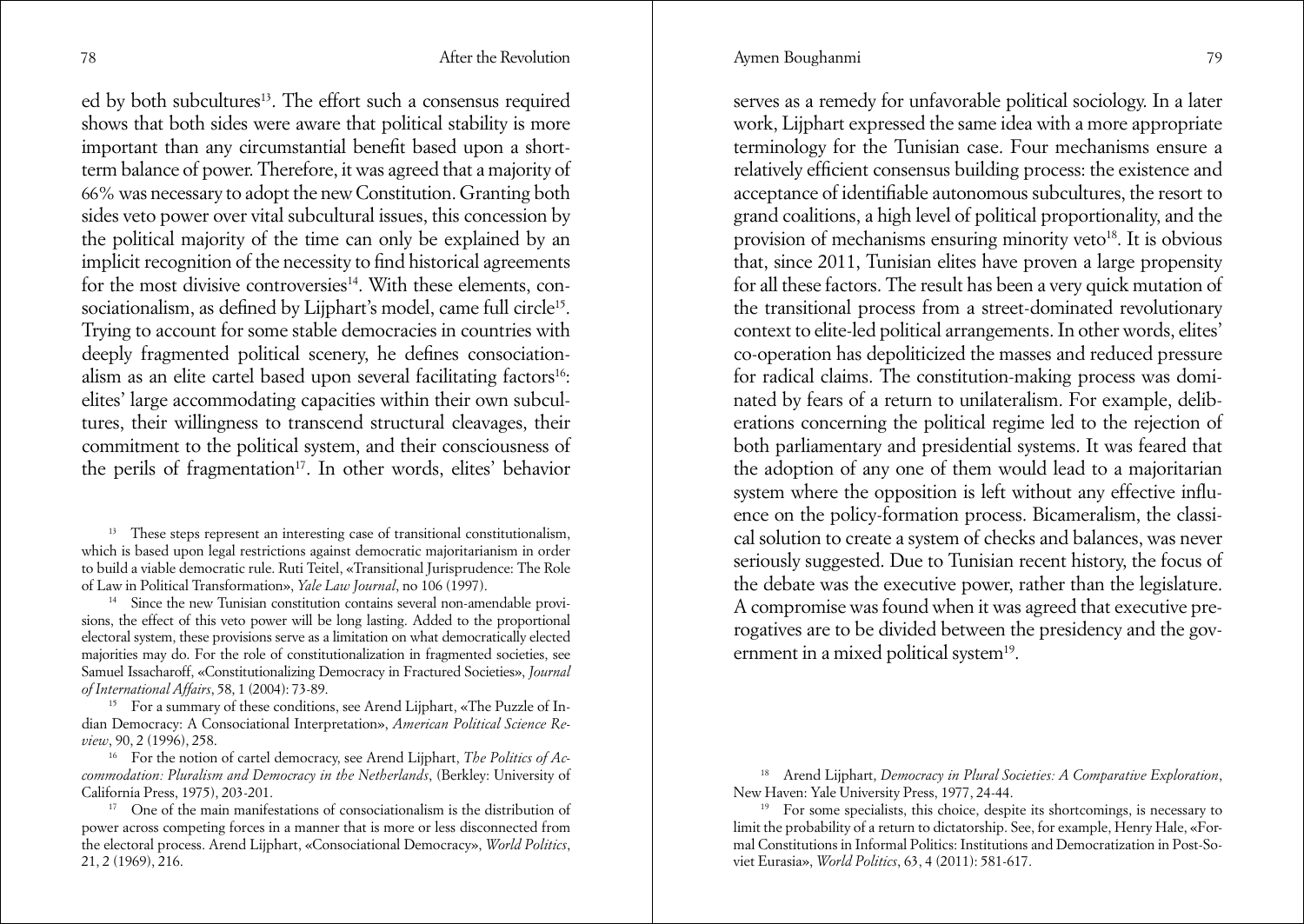ed by both subcultures[13]. The effort such a consensus required shows that both sides were aware that political stability is more important than any circumstantial benefit based upon a short-term balance of power. Therefore, it was agreed that a majority of 66% was necessary to adopt the new Constitution. Granting both sides veto power over vital subcultural issues, this concession by the political majority of the time can only be explained by an implicit recognition of the necessity to find historical agreements for the most divisive controversies[14]. With these elements, consociationalism, as defined by Lijphart's model, came full circle[15]. Trying to account for some stable democracies in countries with deeply fragmented political scenery, he defines consociationalism as an elite cartel based upon several facilitating factors[16]: elites' large accommodating capacities within their own subcultures, their willingness to transcend structural cleavages, their commitment to the political system, and their consciousness of the perils of fragmentation[17]. In other words, elites' behavior serves as a remedy for unfavorable political sociology. In a later work, Lijphart expressed the same idea with a more appropriate terminology for the Tunisian case. Four mechanisms ensure a relatively efficient consensus building process: the existence and acceptance of identifiable autonomous subcultures, the resort to grand coalitions, a high level of political proportionality, and the provision of mechanisms ensuring minority veto[18]. It is obvious that, since 2011, Tunisian elites have proven a large propensity for all these factors. The result has been a very quick mutation of the transitional process from a street-dominated revolutionary context to elite-led political arrangements. In other words, elites' co-operation has depoliticized the masses and reduced pressure for radical claims. The constitution-making process was dominated by fears of a return to unilateralism. For example, deliberations concerning the political regime led to the rejection of both parliamentary and presidential systems. It was feared that the adoption of any one of them would lead to a majoritarian system where the opposition is left without any effective influence on the policy-formation process. Bicameralism, the classical solution to create a system of checks and balances, was never seriously suggested. Due to Tunisian recent history, the focus of the debate was the executive power, rather than the legislature. A compromise was found when it was agreed that executive prerogatives are to be divided between the presidency and the government in a mixed political system[19].

[13] These steps represent an interesting case of transitional constitutionalism, which is based upon legal restrictions against democratic majoritarianism in order to build a viable democratic rule. Ruti Teitel, «Transitional Jurisprudence: The Role of Law in Political Transformation», *Yale Law Journal*, no 106 (1997).

[14] Since the new Tunisian constitution contains several non-amendable provisions, the effect of this veto power will be long lasting. Added to the proportional electoral system, these provisions serve as a limitation on what democratically elected majorities may do. For the role of constitutionalization in fragmented societies, see Samuel Issacharoff, «Constitutionalizing Democracy in Fractured Societies», *Journal of International Affairs*, 58, 1 (2004): 73-89.

[15] For a summary of these conditions, see Arend Lijphart, «The Puzzle of Indian Democracy: A Consociational Interpretation», *American Political Science Review*, 90, 2 (1996), 258.

[16] For the notion of cartel democracy, see Arend Lijphart, *The Politics of Accommodation: Pluralism and Democracy in the Netherlands*, (Berkley: University of California Press, 1975), 203-201.

[17] One of the main manifestations of consociationalism is the distribution of power across competing forces in a manner that is more or less disconnected from the electoral process. Arend Lijphart, «Consociational Democracy», *World Politics*, 21, 2 (1969), 216.

[18] Arend Lijphart, *Democracy in Plural Societies: A Comparative Exploration*, New Haven: Yale University Press, 1977, 24-44.

[19] For some specialists, this choice, despite its shortcomings, is necessary to limit the probability of a return to dictatorship. See, for example, Henry Hale, «Formal Constitutions in Informal Politics: Institutions and Democratization in Post-Soviet Eurasia», *World Politics*, 63, 4 (2011): 581-617.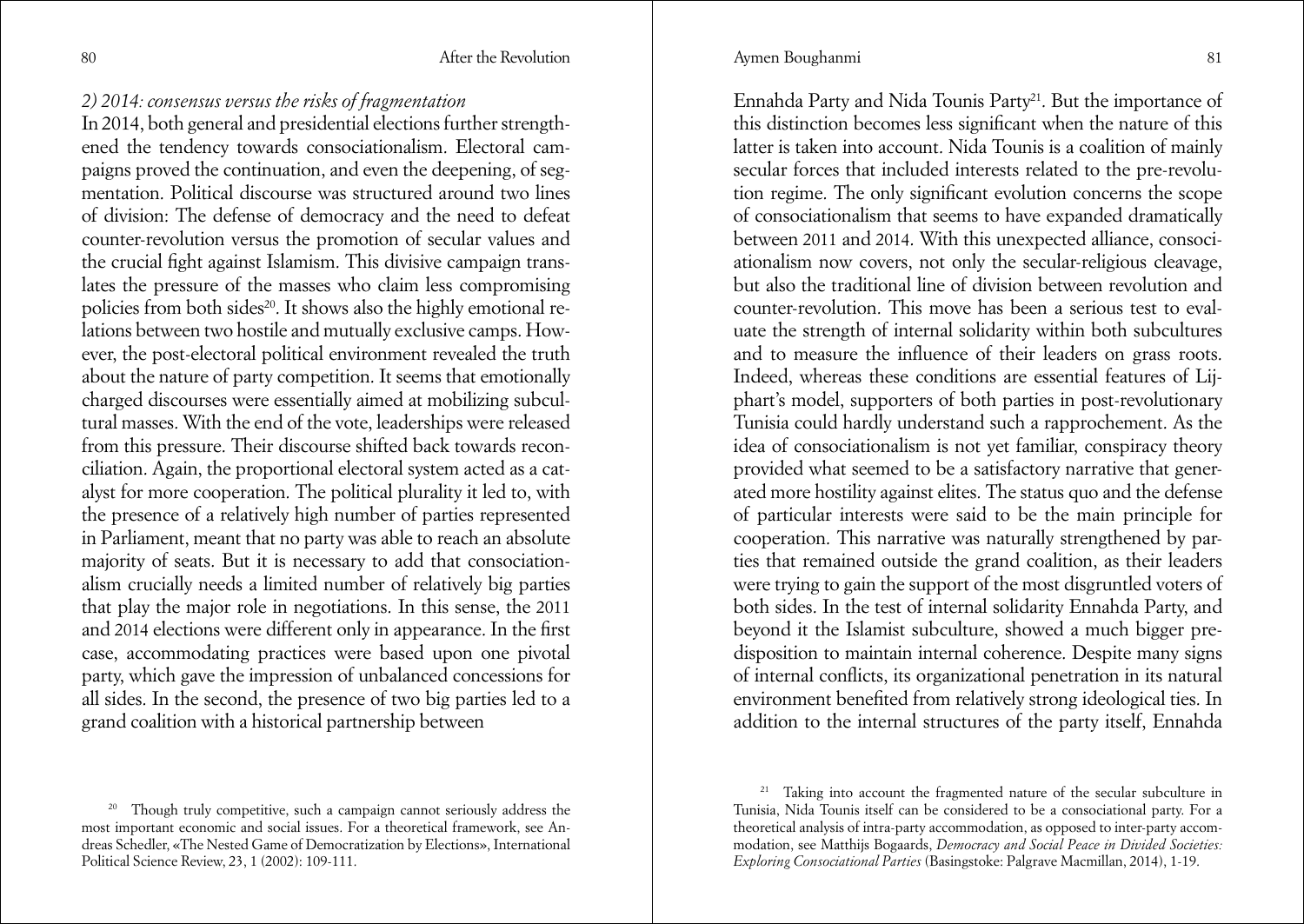*2) 2014: consensus versus the risks of fragmentation*

In 2014, both general and presidential elections further strengthened the tendency towards consociationalism. Electoral campaigns proved the continuation, and even the deepening, of segmentation. Political discourse was structured around two lines of division: The defense of democracy and the need to defeat counter-revolution versus the promotion of secular values and the crucial fight against Islamism. This divisive campaign translates the pressure of the masses who claim less compromising policies from both sides[20]. It shows also the highly emotional relations between two hostile and mutually exclusive camps. However, the post-electoral political environment revealed the truth about the nature of party competition. It seems that emotionally charged discourses were essentially aimed at mobilizing subcultural masses. With the end of the vote, leaderships were released from this pressure. Their discourse shifted back towards reconciliation. Again, the proportional electoral system acted as a catalyst for more cooperation. The political plurality it led to, with the presence of a relatively high number of parties represented in Parliament, meant that no party was able to reach an absolute majority of seats. But it is necessary to add that consociationalism crucially needs a limited number of relatively big parties that play the major role in negotiations. In this sense, the 2011 and 2014 elections were different only in appearance. In the first case, accommodating practices were based upon one pivotal party, which gave the impression of unbalanced concessions for all sides. In the second, the presence of two big parties led to a grand coalition with a historical partnership between Ennahda Party and Nida Tounis Party[21]. But the importance of this distinction becomes less significant when the nature of this latter is taken into account. Nida Tounis is a coalition of mainly secular forces that included interests related to the pre-revolution regime. The only significant evolution concerns the scope of consociationalism that seems to have expanded dramatically between 2011 and 2014. With this unexpected alliance, consociationalism now covers, not only the secular-religious cleavage, but also the traditional line of division between revolution and counter-revolution. This move has been a serious test to evaluate the strength of internal solidarity within both subcultures and to measure the influence of their leaders on grass roots. Indeed, whereas these conditions are essential features of Lijphart's model, supporters of both parties in post-revolutionary Tunisia could hardly understand such a rapprochement. As the idea of consociationalism is not yet familiar, conspiracy theory provided what seemed to be a satisfactory narrative that generated more hostility against elites. The status quo and the defense of particular interests were said to be the main principle for cooperation. This narrative was naturally strengthened by parties that remained outside the grand coalition, as their leaders were trying to gain the support of the most disgruntled voters of both sides. In the test of internal solidarity Ennahda Party, and beyond it the Islamist subculture, showed a much bigger predisposition to maintain internal coherence. Despite many signs of internal conflicts, its organizational penetration in its natural environment benefited from relatively strong ideological ties. In addition to the internal structures of the party itself, Ennahda

[20] Though truly competitive, such a campaign cannot seriously address the most important economic and social issues. For a theoretical framework, see Andreas Schedler, «The Nested Game of Democratization by Elections», International Political Science Review, 23, 1 (2002): 109-111.

[21] Taking into account the fragmented nature of the secular subculture in Tunisia, Nida Tounis itself can be considered to be a consociational party. For a theoretical analysis of intra-party accommodation, as opposed to inter-party accommodation, see Matthijs Bogaards, *Democracy and Social Peace in Divided Societies: Exploring Consociational Parties* (Basingstoke: Palgrave Macmillan, 2014), 1-19.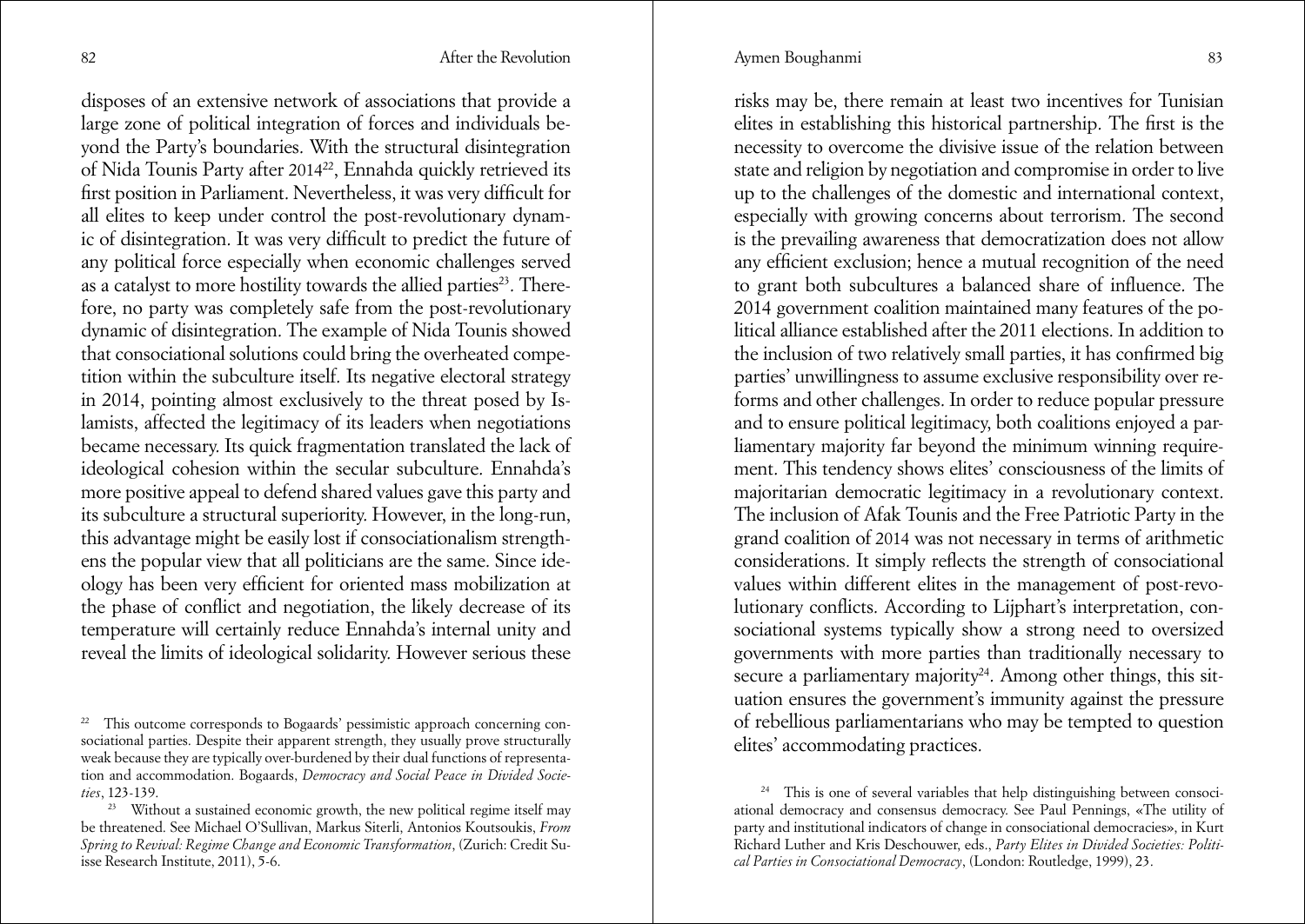disposes of an extensive network of associations that provide a large zone of political integration of forces and individuals beyond the Party's boundaries. With the structural disintegration of Nida Tounis Party after 2014[22], Ennahda quickly retrieved its first position in Parliament. Nevertheless, it was very difficult for all elites to keep under control the post-revolutionary dynamic of disintegration. It was very difficult to predict the future of any political force especially when economic challenges served as a catalyst to more hostility towards the allied parties[23]. Therefore, no party was completely safe from the post-revolutionary dynamic of disintegration. The example of Nida Tounis showed that consociational solutions could bring the overheated competition within the subculture itself. Its negative electoral strategy in 2014, pointing almost exclusively to the threat posed by Islamists, affected the legitimacy of its leaders when negotiations became necessary. Its quick fragmentation translated the lack of ideological cohesion within the secular subculture. Ennahda's more positive appeal to defend shared values gave this party and its subculture a structural superiority. However, in the long-run, this advantage might be easily lost if consociationalism strengthens the popular view that all politicians are the same. Since ideology has been very efficient for oriented mass mobilization at the phase of conflict and negotiation, the likely decrease of its temperature will certainly reduce Ennahda's internal unity and reveal the limits of ideological solidarity. However serious these risks may be, there remain at least two incentives for Tunisian elites in establishing this historical partnership. The first is the necessity to overcome the divisive issue of the relation between state and religion by negotiation and compromise in order to live up to the challenges of the domestic and international context, especially with growing concerns about terrorism. The second is the prevailing awareness that democratization does not allow any efficient exclusion; hence a mutual recognition of the need to grant both subcultures a balanced share of influence. The 2014 government coalition maintained many features of the political alliance established after the 2011 elections. In addition to the inclusion of two relatively small parties, it has confirmed big parties' unwillingness to assume exclusive responsibility over reforms and other challenges. In order to reduce popular pressure and to ensure political legitimacy, both coalitions enjoyed a parliamentary majority far beyond the minimum winning requirement. This tendency shows elites' consciousness of the limits of majoritarian democratic legitimacy in a revolutionary context. The inclusion of Afak Tounis and the Free Patriotic Party in the grand coalition of 2014 was not necessary in terms of arithmetic considerations. It simply reflects the strength of consociational values within different elites in the management of post-revolutionary conflicts. According to Lijphart's interpretation, consociational systems typically show a strong need to oversized governments with more parties than traditionally necessary to secure a parliamentary majority[24]. Among other things, this situation ensures the government's immunity against the pressure of rebellious parliamentarians who may be tempted to question elites' accommodating practices.

---

[22] This outcome corresponds to Bogaards' pessimistic approach concerning consociational parties. Despite their apparent strength, they usually prove structurally weak because they are typically over-burdened by their dual functions of representation and accommodation. Bogaards, *Democracy and Social Peace in Divided Societies*, 123-139.

[23] Without a sustained economic growth, the new political regime itself may be threatened. See Michael O'Sullivan, Markus Siterli, Antonios Koutsoukis, *From Spring to Revival: Regime Change and Economic Transformation*, (Zurich: Credit Suisse Research Institute, 2011), 5-6.

[24] This is one of several variables that help distinguishing between consociational democracy and consensus democracy. See Paul Pennings, «The utility of party and institutional indicators of change in consociational democracies», in Kurt Richard Luther and Kris Deschouwer, eds., *Party Elites in Divided Societies: Political Parties in Consociational Democracy*, (London: Routledge, 1999), 23.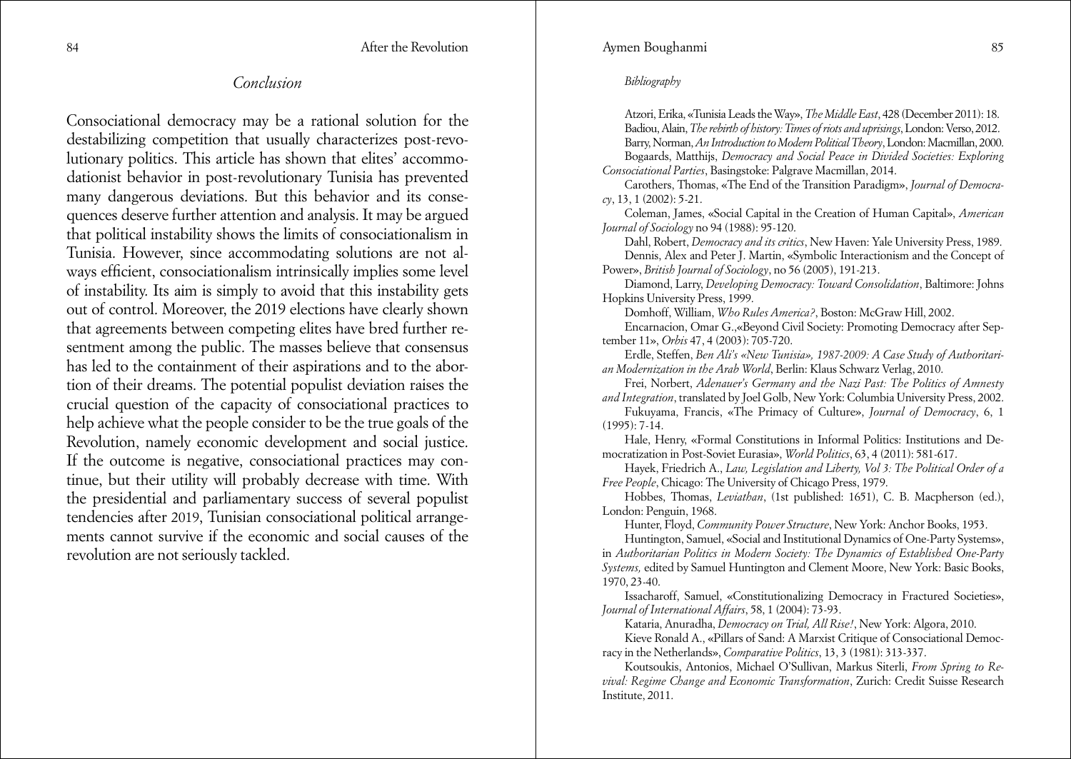## Conclusion

Consociational democracy may be a rational solution for the destabilizing competition that usually characterizes post-revolutionary politics. This article has shown that elites' accommodationist behavior in post-revolutionary Tunisia has prevented many dangerous deviations. But this behavior and its consequences deserve further attention and analysis. It may be argued that political instability shows the limits of consociationalism in Tunisia. However, since accommodating solutions are not always efficient, consociationalism intrinsically implies some level of instability. Its aim is simply to avoid that this instability gets out of control. Moreover, the 2019 elections have clearly shown that agreements between competing elites have bred further resentment among the public. The masses believe that consensus has led to the containment of their aspirations and to the abortion of their dreams. The potential populist deviation raises the crucial question of the capacity of consociational practices to help achieve what the people consider to be the true goals of the Revolution, namely economic development and social justice. If the outcome is negative, consociational practices may continue, but their utility will probably decrease with time. With the presidential and parliamentary success of several populist tendencies after 2019, Tunisian consociational political arrangements cannot survive if the economic and social causes of the revolution are not seriously tackled.

### *Bibliography*

Atzori, Erika, «Tunisia Leads the Way», *The Middle East*, 428 (December 2011): 18.

Badiou, Alain, *The rebirth of history: Times of riots and uprisings*, London: Verso, 2012.

Barry, Norman, *An Introduction to Modern Political Theory*, London: Macmillan, 2000.

Bogaards, Matthijs, *Democracy and Social Peace in Divided Societies: Exploring Consociational Parties*, Basingstoke: Palgrave Macmillan, 2014.

Carothers, Thomas, «The End of the Transition Paradigm», *Journal of Democracy*, 13, 1 (2002): 5-21.

Coleman, James, «Social Capital in the Creation of Human Capital», *American Journal of Sociology* no 94 (1988): 95-120.

Dahl, Robert, *Democracy and its critics*, New Haven: Yale University Press, 1989.

Dennis, Alex and Peter J. Martin, «Symbolic Interactionism and the Concept of Power», *British Journal of Sociology*, no 56 (2005), 191-213.

Diamond, Larry, *Developing Democracy: Toward Consolidation*, Baltimore: Johns Hopkins University Press, 1999.

Domhoff, William, *Who Rules America?*, Boston: McGraw Hill, 2002.

Encarnacion, Omar G.,«Beyond Civil Society: Promoting Democracy after September 11», *Orbis* 47, 4 (2003): 705-720.

Erdle, Steffen, *Ben Ali's «New Tunisia», 1987-2009: A Case Study of Authoritarian Modernization in the Arab World*, Berlin: Klaus Schwarz Verlag, 2010.

Frei, Norbert, *Adenauer's Germany and the Nazi Past: The Politics of Amnesty and Integration*, translated by Joel Golb, New York: Columbia University Press, 2002.

Fukuyama, Francis, «The Primacy of Culture», *Journal of Democracy*, 6, 1 (1995): 7-14.

Hale, Henry, «Formal Constitutions in Informal Politics: Institutions and Democratization in Post-Soviet Eurasia», *World Politics*, 63, 4 (2011): 581-617.

Hayek, Friedrich A., *Law, Legislation and Liberty, Vol 3: The Political Order of a Free People*, Chicago: The University of Chicago Press, 1979.

Hobbes, Thomas, *Leviathan*, (1st published: 1651), C. B. Macpherson (ed.), London: Penguin, 1968.

Hunter, Floyd, *Community Power Structure*, New York: Anchor Books, 1953.

Huntington, Samuel, «Social and Institutional Dynamics of One-Party Systems», in *Authoritarian Politics in Modern Society: The Dynamics of Established One-Party Systems,* edited by Samuel Huntington and Clement Moore, New York: Basic Books, 1970, 23-40.

Issacharoff, Samuel, «Constitutionalizing Democracy in Fractured Societies», *Journal of International Affairs*, 58, 1 (2004): 73-93.

Kataria, Anuradha, *Democracy on Trial, All Rise!*, New York: Algora, 2010.

Kieve Ronald A., «Pillars of Sand: A Marxist Critique of Consociational Democracy in the Netherlands», *Comparative Politics*, 13, 3 (1981): 313-337.

Koutsoukis, Antonios, Michael O'Sullivan, Markus Siterli, *From Spring to Revival: Regime Change and Economic Transformation*, Zurich: Credit Suisse Research Institute, 2011.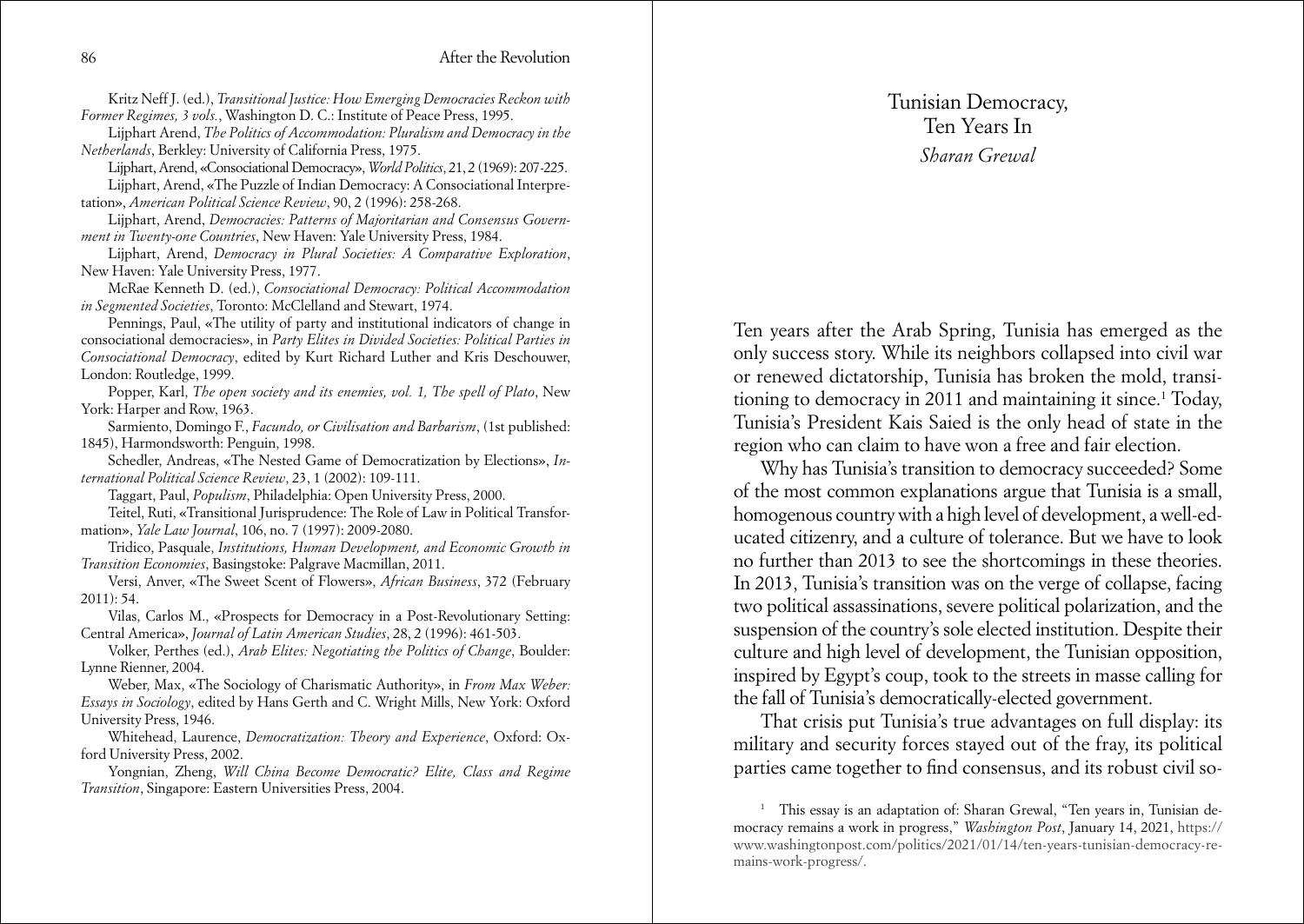Kritz Neff J. (ed.), *Transitional Justice: How Emerging Democracies Reckon with Former Regimes, 3 vols.*, Washington D. C.: Institute of Peace Press, 1995.

Lijphart Arend, *The Politics of Accommodation: Pluralism and Democracy in the Netherlands*, Berkley: University of California Press, 1975.

Lijphart, Arend, «Consociational Democracy», *World Politics*, 21, 2 (1969): 207-225.

Lijphart, Arend, «The Puzzle of Indian Democracy: A Consociational Interpretation», *American Political Science Review*, 90, 2 (1996): 258-268.

Lijphart, Arend, *Democracies: Patterns of Majoritarian and Consensus Government in Twenty-one Countries*, New Haven: Yale University Press, 1984.

Lijphart, Arend, *Democracy in Plural Societies: A Comparative Exploration*, New Haven: Yale University Press, 1977.

McRae Kenneth D. (ed.), *Consociational Democracy: Political Accommodation in Segmented Societies*, Toronto: McClelland and Stewart, 1974.

Pennings, Paul, «The utility of party and institutional indicators of change in consociational democracies», in *Party Elites in Divided Societies: Political Parties in Consociational Democracy*, edited by Kurt Richard Luther and Kris Deschouwer, London: Routledge, 1999.

Popper, Karl, *The open society and its enemies, vol. 1, The spell of Plato*, New York: Harper and Row, 1963.

Sarmiento, Domingo F., *Facundo, or Civilisation and Barbarism*, (1st published: 1845), Harmondsworth: Penguin, 1998.

Schedler, Andreas, «The Nested Game of Democratization by Elections», *International Political Science Review*, 23, 1 (2002): 109-111.

Taggart, Paul, *Populism*, Philadelphia: Open University Press, 2000.

Teitel, Ruti, «Transitional Jurisprudence: The Role of Law in Political Transformation», *Yale Law Journal*, 106, no. 7 (1997): 2009-2080.

Tridico, Pasquale, *Institutions, Human Development, and Economic Growth in Transition Economies*, Basingstoke: Palgrave Macmillan, 2011.

Versi, Anver, «The Sweet Scent of Flowers», *African Business*, 372 (February 2011): 54.

Vilas, Carlos M., «Prospects for Democracy in a Post-Revolutionary Setting: Central America», *Journal of Latin American Studies*, 28, 2 (1996): 461-503.

Volker, Perthes (ed.), *Arab Elites: Negotiating the Politics of Change*, Boulder: Lynne Rienner, 2004.

Weber, Max, «The Sociology of Charismatic Authority», in *From Max Weber: Essays in Sociology*, edited by Hans Gerth and C. Wright Mills, New York: Oxford University Press, 1946.

Whitehead, Laurence, *Democratization: Theory and Experience*, Oxford: Oxford University Press, 2002.

Yongnian, Zheng, *Will China Become Democratic? Elite, Class and Regime Transition*, Singapore: Eastern Universities Press, 2004.

# Tunisian Democracy, Ten Years In

*Sharan Grewal*

Ten years after the Arab Spring, Tunisia has emerged as the only success story. While its neighbors collapsed into civil war or renewed dictatorship, Tunisia has broken the mold, transitioning to democracy in 2011 and maintaining it since.[1] Today, Tunisia's President Kais Saied is the only head of state in the region who can claim to have won a free and fair election.

Why has Tunisia's transition to democracy succeeded? Some of the most common explanations argue that Tunisia is a small, homogenous country with a high level of development, a well-educated citizenry, and a culture of tolerance. But we have to look no further than 2013 to see the shortcomings in these theories. In 2013, Tunisia's transition was on the verge of collapse, facing two political assassinations, severe political polarization, and the suspension of the country's sole elected institution. Despite their culture and high level of development, the Tunisian opposition, inspired by Egypt's coup, took to the streets in masse calling for the fall of Tunisia's democratically-elected government.

That crisis put Tunisia's true advantages on full display: its military and security forces stayed out of the fray, its political parties came together to find consensus, and its robust civil so-

[1] This essay is an adaptation of: Sharan Grewal, "Ten years in, Tunisian democracy remains a work in progress," *Washington Post*, January 14, 2021, https://www.washingtonpost.com/politics/2021/01/14/ten-years-tunisian-democracy-remains-work-progress/.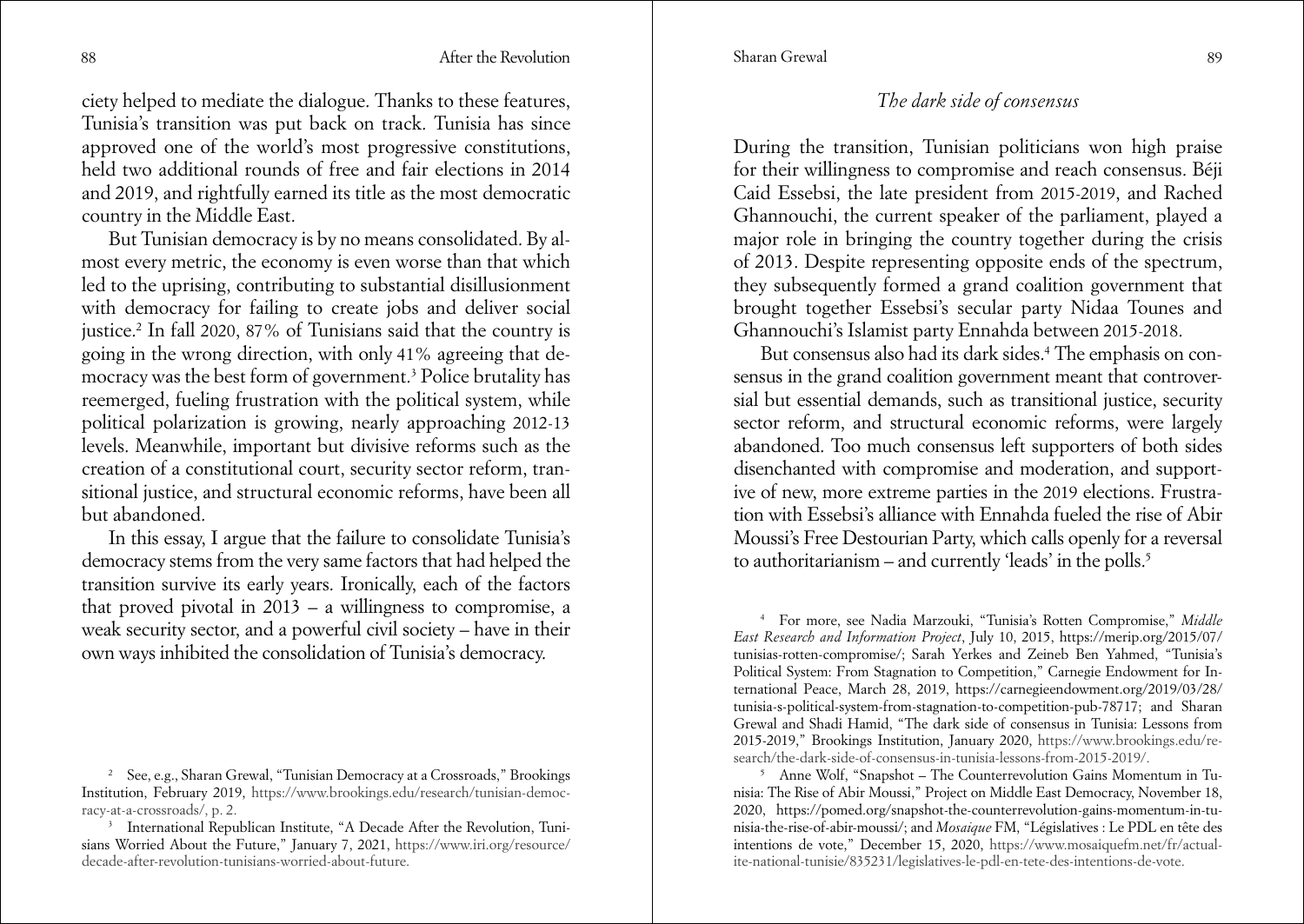ciety helped to mediate the dialogue. Thanks to these features, Tunisia's transition was put back on track. Tunisia has since approved one of the world's most progressive constitutions, held two additional rounds of free and fair elections in 2014 and 2019, and rightfully earned its title as the most democratic country in the Middle East.

But Tunisian democracy is by no means consolidated. By almost every metric, the economy is even worse than that which led to the uprising, contributing to substantial disillusionment with democracy for failing to create jobs and deliver social justice.[2] In fall 2020, 87% of Tunisians said that the country is going in the wrong direction, with only 41% agreeing that democracy was the best form of government.[3] Police brutality has reemerged, fueling frustration with the political system, while political polarization is growing, nearly approaching 2012-13 levels. Meanwhile, important but divisive reforms such as the creation of a constitutional court, security sector reform, transitional justice, and structural economic reforms, have been all but abandoned.

In this essay, I argue that the failure to consolidate Tunisia's democracy stems from the very same factors that had helped the transition survive its early years. Ironically, each of the factors that proved pivotal in 2013 – a willingness to compromise, a weak security sector, and a powerful civil society – have in their own ways inhibited the consolidation of Tunisia's democracy.

### *The dark side of consensus*

During the transition, Tunisian politicians won high praise for their willingness to compromise and reach consensus. Béji Caid Essebsi, the late president from 2015-2019, and Rached Ghannouchi, the current speaker of the parliament, played a major role in bringing the country together during the crisis of 2013. Despite representing opposite ends of the spectrum, they subsequently formed a grand coalition government that brought together Essebsi's secular party Nidaa Tounes and Ghannouchi's Islamist party Ennahda between 2015-2018.

But consensus also had its dark sides.[4] The emphasis on consensus in the grand coalition government meant that controversial but essential demands, such as transitional justice, security sector reform, and structural economic reforms, were largely abandoned. Too much consensus left supporters of both sides disenchanted with compromise and moderation, and supportive of new, more extreme parties in the 2019 elections. Frustration with Essebsi's alliance with Ennahda fueled the rise of Abir Moussi's Free Destourian Party, which calls openly for a reversal to authoritarianism – and currently 'leads' in the polls.[5]

---

[2] See, e.g., Sharan Grewal, "Tunisian Democracy at a Crossroads," Brookings Institution, February 2019, https://www.brookings.edu/research/tunisian-democracy-at-a-crossroads/, p. 2.

[3] International Republican Institute, "A Decade After the Revolution, Tunisians Worried About the Future," January 7, 2021, https://www.iri.org/resource/decade-after-revolution-tunisians-worried-about-future.

[4] For more, see Nadia Marzouki, "Tunisia's Rotten Compromise," *Middle East Research and Information Project*, July 10, 2015, https://merip.org/2015/07/tunisias-rotten-compromise/; Sarah Yerkes and Zeineb Ben Yahmed, "Tunisia's Political System: From Stagnation to Competition," Carnegie Endowment for International Peace, March 28, 2019, https://carnegieendowment.org/2019/03/28/tunisia-s-political-system-from-stagnation-to-competition-pub-78717; and Sharan Grewal and Shadi Hamid, "The dark side of consensus in Tunisia: Lessons from 2015-2019," Brookings Institution, January 2020, https://www.brookings.edu/research/the-dark-side-of-consensus-in-tunisia-lessons-from-2015-2019/.

[5] Anne Wolf, "Snapshot – The Counterrevolution Gains Momentum in Tunisia: The Rise of Abir Moussi," Project on Middle East Democracy, November 18, 2020, https://pomed.org/snapshot-the-counterrevolution-gains-momentum-in-tunisia-the-rise-of-abir-moussi/; and *Mosaique* FM, "Législatives : Le PDL en tête des intentions de vote," December 15, 2020, https://www.mosaiquefm.net/fr/actualite-national-tunisie/835231/legislatives-le-pdl-en-tete-des-intentions-de-vote.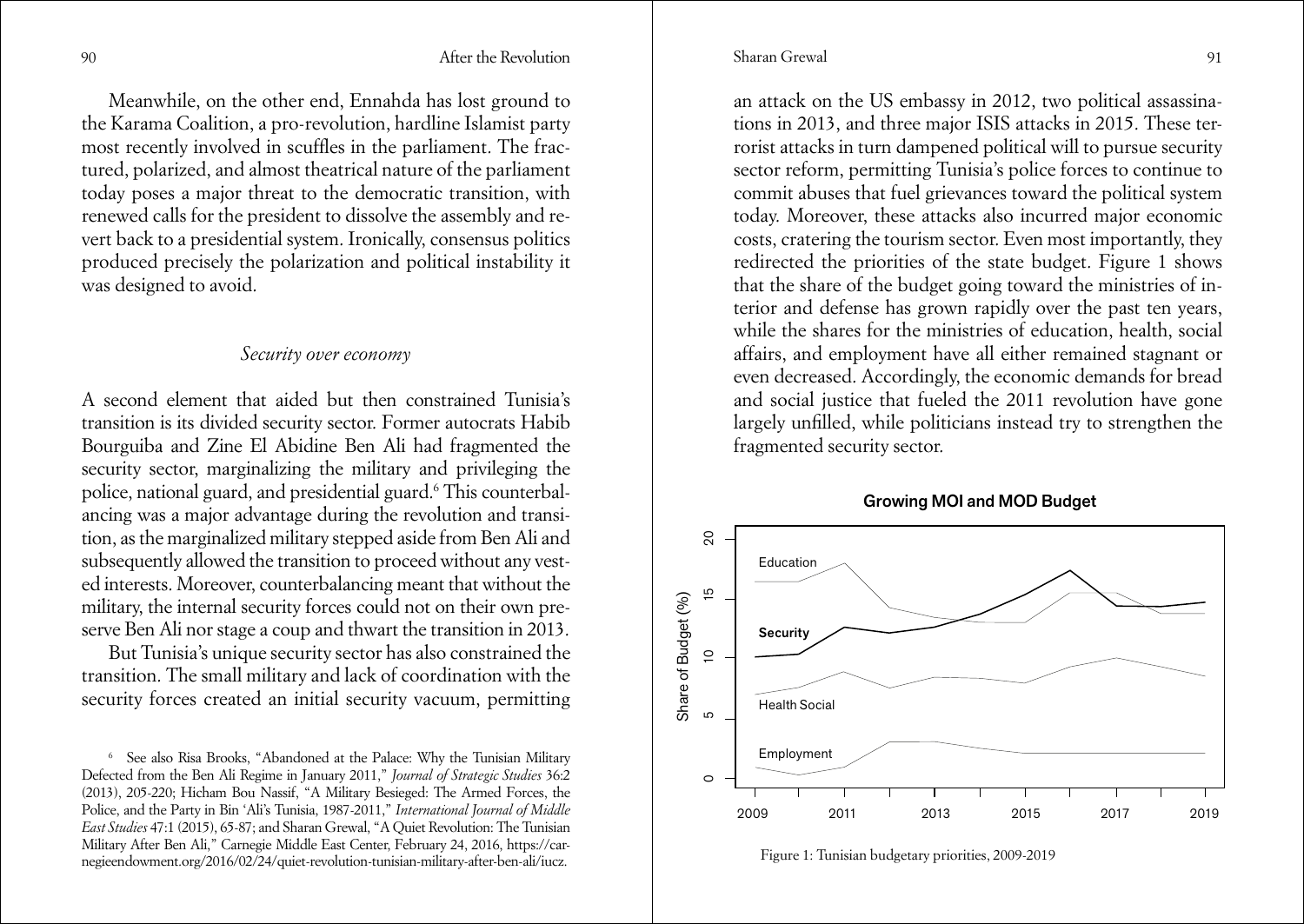Meanwhile, on the other end, Ennahda has lost ground to the Karama Coalition, a pro-revolution, hardline Islamist party most recently involved in scuffles in the parliament. The fractured, polarized, and almost theatrical nature of the parliament today poses a major threat to the democratic transition, with renewed calls for the president to dissolve the assembly and revert back to a presidential system. Ironically, consensus politics produced precisely the polarization and political instability it was designed to avoid.

### *Security over economy*

A second element that aided but then constrained Tunisia's transition is its divided security sector. Former autocrats Habib Bourguiba and Zine El Abidine Ben Ali had fragmented the security sector, marginalizing the military and privileging the police, national guard, and presidential guard.[6] This counterbalancing was a major advantage during the revolution and transition, as the marginalized military stepped aside from Ben Ali and subsequently allowed the transition to proceed without any vested interests. Moreover, counterbalancing meant that without the military, the internal security forces could not on their own preserve Ben Ali nor stage a coup and thwart the transition in 2013.

But Tunisia's unique security sector has also constrained the transition. The small military and lack of coordination with the security forces created an initial security vacuum, permitting an attack on the US embassy in 2012, two political assassinations in 2013, and three major ISIS attacks in 2015. These terrorist attacks in turn dampened political will to pursue security sector reform, permitting Tunisia's police forces to continue to commit abuses that fuel grievances toward the political system today. Moreover, these attacks also incurred major economic costs, cratering the tourism sector. Even most importantly, they redirected the priorities of the state budget. Figure 1 shows that the share of the budget going toward the ministries of interior and defense has grown rapidly over the past ten years, while the shares for the ministries of education, health, social affairs, and employment have all either remained stagnant or even decreased. Accordingly, the economic demands for bread and social justice that fueled the 2011 revolution have gone largely unfilled, while politicians instead try to strengthen the fragmented security sector.

Figure 1: Tunisian budgetary priorities, 2009-2019

[6] See also Risa Brooks, "Abandoned at the Palace: Why the Tunisian Military Defected from the Ben Ali Regime in January 2011," *Journal of Strategic Studies* 36:2 (2013), 205-220; Hicham Bou Nassif, "A Military Besieged: The Armed Forces, the Police, and the Party in Bin 'Ali's Tunisia, 1987-2011," *International Journal of Middle East Studies* 47:1 (2015), 65-87; and Sharan Grewal, "A Quiet Revolution: The Tunisian Military After Ben Ali," Carnegie Middle East Center, February 24, 2016, https://carnegieendowment.org/2016/02/24/quiet-revolution-tunisian-military-after-ben-ali/iucz.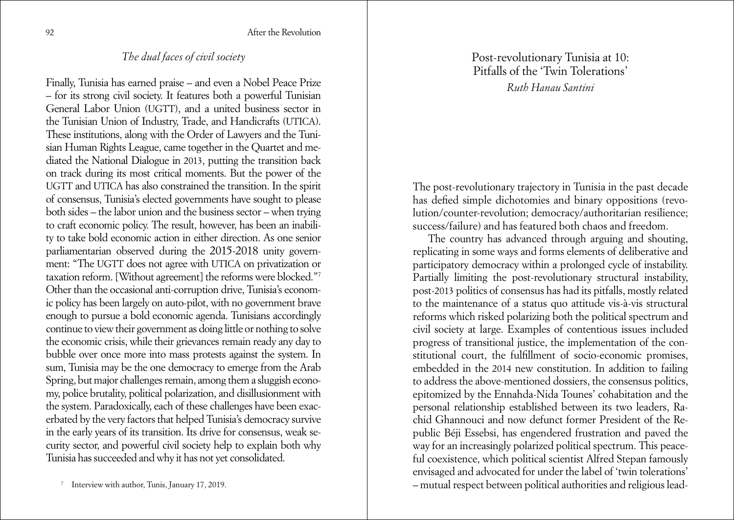### *The dual faces of civil society*

Finally, Tunisia has earned praise – and even a Nobel Peace Prize – for its strong civil society. It features both a powerful Tunisian General Labor Union (UGTT), and a united business sector in the Tunisian Union of Industry, Trade, and Handicrafts (UTICA). These institutions, along with the Order of Lawyers and the Tunisian Human Rights League, came together in the Quartet and mediated the National Dialogue in 2013, putting the transition back on track during its most critical moments. But the power of the UGTT and UTICA has also constrained the transition. In the spirit of consensus, Tunisia's elected governments have sought to please both sides – the labor union and the business sector – when trying to craft economic policy. The result, however, has been an inability to take bold economic action in either direction. As one senior parliamentarian observed during the 2015-2018 unity government: "The UGTT does not agree with UTICA on privatization or taxation reform. [Without agreement] the reforms were blocked."[7] Other than the occasional anti-corruption drive, Tunisia's economic policy has been largely on auto-pilot, with no government brave enough to pursue a bold economic agenda. Tunisians accordingly continue to view their government as doing little or nothing to solve the economic crisis, while their grievances remain ready any day to bubble over once more into mass protests against the system. In sum, Tunisia may be the one democracy to emerge from the Arab Spring, but major challenges remain, among them a sluggish economy, police brutality, political polarization, and disillusionment with the system. Paradoxically, each of these challenges have been exacerbated by the very factors that helped Tunisia's democracy survive in the early years of its transition. Its drive for consensus, weak security sector, and powerful civil society help to explain both why Tunisia has succeeded and why it has not yet consolidated.

[7] Interview with author, Tunis, January 17, 2019.

# Post-revolutionary Tunisia at 10: Pitfalls of the 'Twin Tolerations'

*Ruth Hanau Santini*

The post-revolutionary trajectory in Tunisia in the past decade has defied simple dichotomies and binary oppositions (revolution/counter-revolution; democracy/authoritarian resilience; success/failure) and has featured both chaos and freedom.

The country has advanced through arguing and shouting, replicating in some ways and forms elements of deliberative and participatory democracy within a prolonged cycle of instability. Partially limiting the post-revolutionary structural instability, post-2013 politics of consensus has had its pitfalls, mostly related to the maintenance of a status quo attitude vis-à-vis structural reforms which risked polarizing both the political spectrum and civil society at large. Examples of contentious issues included progress of transitional justice, the implementation of the constitutional court, the fulfillment of socio-economic promises, embedded in the 2014 new constitution. In addition to failing to address the above-mentioned dossiers, the consensus politics, epitomized by the Ennahda-Nida Tounes' cohabitation and the personal relationship established between its two leaders, Rachid Ghannouci and now defunct former President of the Republic Béji Essebsi, has engendered frustration and paved the way for an increasingly polarized political spectrum. This peaceful coexistence, which political scientist Alfred Stepan famously envisaged and advocated for under the label of 'twin tolerations' – mutual respect between political authorities and religious lead-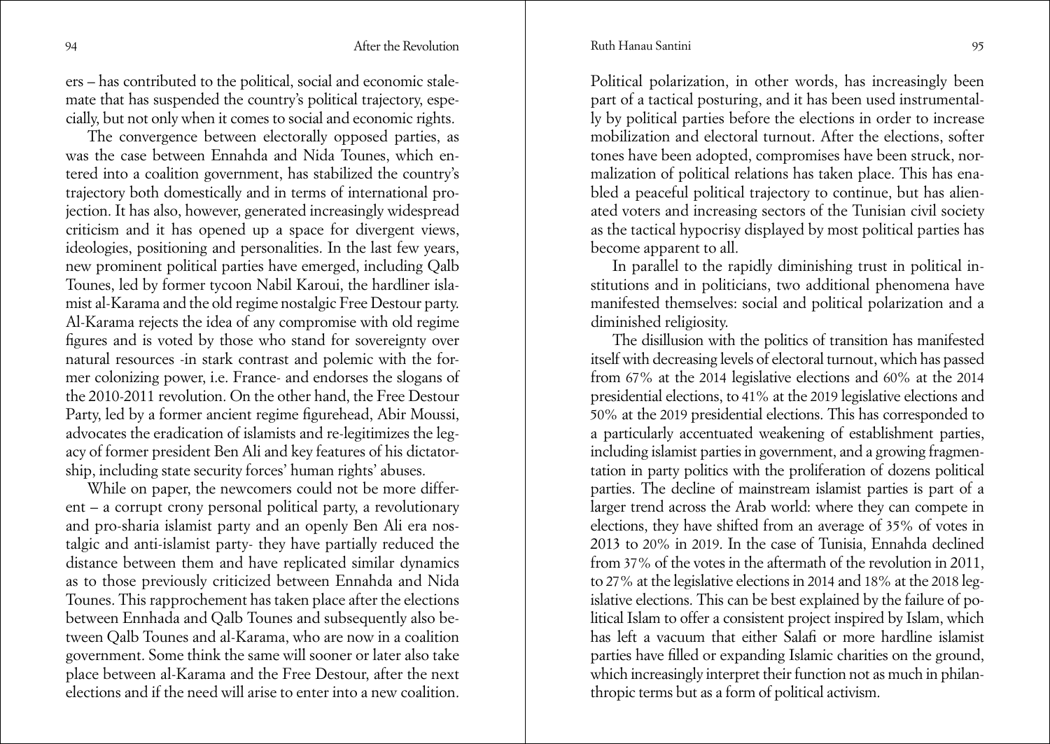ers – has contributed to the political, social and economic stalemate that has suspended the country's political trajectory, especially, but not only when it comes to social and economic rights.

The convergence between electorally opposed parties, as was the case between Ennahda and Nida Tounes, which entered into a coalition government, has stabilized the country's trajectory both domestically and in terms of international projection. It has also, however, generated increasingly widespread criticism and it has opened up a space for divergent views, ideologies, positioning and personalities. In the last few years, new prominent political parties have emerged, including Qalb Tounes, led by former tycoon Nabil Karoui, the hardliner islamist al-Karama and the old regime nostalgic Free Destour party. Al-Karama rejects the idea of any compromise with old regime figures and is voted by those who stand for sovereignty over natural resources -in stark contrast and polemic with the former colonizing power, i.e. France- and endorses the slogans of the 2010-2011 revolution. On the other hand, the Free Destour Party, led by a former ancient regime figurehead, Abir Moussi, advocates the eradication of islamists and re-legitimizes the legacy of former president Ben Ali and key features of his dictatorship, including state security forces' human rights' abuses.

While on paper, the newcomers could not be more different – a corrupt crony personal political party, a revolutionary and pro-sharia islamist party and an openly Ben Ali era nostalgic and anti-islamist party- they have partially reduced the distance between them and have replicated similar dynamics as to those previously criticized between Ennahda and Nida Tounes. This rapprochement has taken place after the elections between Ennhada and Qalb Tounes and subsequently also between Qalb Tounes and al-Karama, who are now in a coalition government. Some think the same will sooner or later also take place between al-Karama and the Free Destour, after the next elections and if the need will arise to enter into a new coalition.

Political polarization, in other words, has increasingly been part of a tactical posturing, and it has been used instrumentally by political parties before the elections in order to increase mobilization and electoral turnout. After the elections, softer tones have been adopted, compromises have been struck, normalization of political relations has taken place. This has enabled a peaceful political trajectory to continue, but has alienated voters and increasing sectors of the Tunisian civil society as the tactical hypocrisy displayed by most political parties has become apparent to all.

In parallel to the rapidly diminishing trust in political institutions and in politicians, two additional phenomena have manifested themselves: social and political polarization and a diminished religiosity.

The disillusion with the politics of transition has manifested itself with decreasing levels of electoral turnout, which has passed from 67% at the 2014 legislative elections and 60% at the 2014 presidential elections, to 41% at the 2019 legislative elections and 50% at the 2019 presidential elections. This has corresponded to a particularly accentuated weakening of establishment parties, including islamist parties in government, and a growing fragmentation in party politics with the proliferation of dozens political parties. The decline of mainstream islamist parties is part of a larger trend across the Arab world: where they can compete in elections, they have shifted from an average of 35% of votes in 2013 to 20% in 2019. In the case of Tunisia, Ennahda declined from 37% of the votes in the aftermath of the revolution in 2011, to 27% at the legislative elections in 2014 and 18% at the 2018 legislative elections. This can be best explained by the failure of political Islam to offer a consistent project inspired by Islam, which has left a vacuum that either Salafi or more hardline islamist parties have filled or expanding Islamic charities on the ground, which increasingly interpret their function not as much in philanthropic terms but as a form of political activism.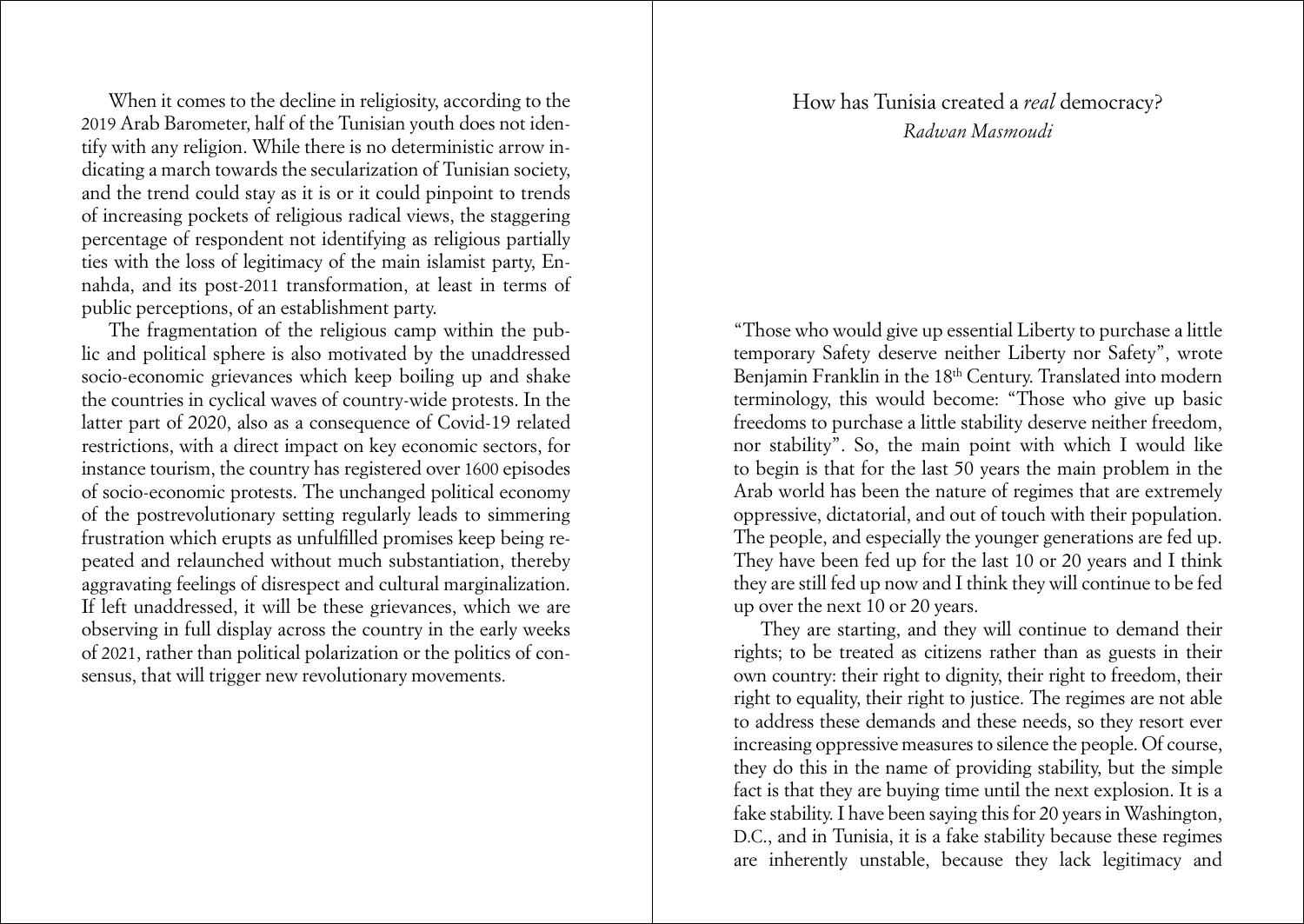When it comes to the decline in religiosity, according to the 2019 Arab Barometer, half of the Tunisian youth does not identify with any religion. While there is no deterministic arrow indicating a march towards the secularization of Tunisian society, and the trend could stay as it is or it could pinpoint to trends of increasing pockets of religious radical views, the staggering percentage of respondent not identifying as religious partially ties with the loss of legitimacy of the main islamist party, Ennahda, and its post-2011 transformation, at least in terms of public perceptions, of an establishment party.

The fragmentation of the religious camp within the public and political sphere is also motivated by the unaddressed socio-economic grievances which keep boiling up and shake the countries in cyclical waves of country-wide protests. In the latter part of 2020, also as a consequence of Covid-19 related restrictions, with a direct impact on key economic sectors, for instance tourism, the country has registered over 1600 episodes of socio-economic protests. The unchanged political economy of the postrevolutionary setting regularly leads to simmering frustration which erupts as unfulfilled promises keep being repeated and relaunched without much substantiation, thereby aggravating feelings of disrespect and cultural marginalization. If left unaddressed, it will be these grievances, which we are observing in full display across the country in the early weeks of 2021, rather than political polarization or the politics of consensus, that will trigger new revolutionary movements.

## How has Tunisia created a *real* democracy?

*Radwan Masmoudi*

"Those who would give up essential Liberty to purchase a little temporary Safety deserve neither Liberty nor Safety", wrote Benjamin Franklin in the 18th Century. Translated into modern terminology, this would become: "Those who give up basic freedoms to purchase a little stability deserve neither freedom, nor stability". So, the main point with which I would like to begin is that for the last 50 years the main problem in the Arab world has been the nature of regimes that are extremely oppressive, dictatorial, and out of touch with their population. The people, and especially the younger generations are fed up. They have been fed up for the last 10 or 20 years and I think they are still fed up now and I think they will continue to be fed up over the next 10 or 20 years.

They are starting, and they will continue to demand their rights; to be treated as citizens rather than as guests in their own country: their right to dignity, their right to freedom, their right to equality, their right to justice. The regimes are not able to address these demands and these needs, so they resort ever increasing oppressive measures to silence the people. Of course, they do this in the name of providing stability, but the simple fact is that they are buying time until the next explosion. It is a fake stability. I have been saying this for 20 years in Washington, D.C., and in Tunisia, it is a fake stability because these regimes are inherently unstable, because they lack legitimacy and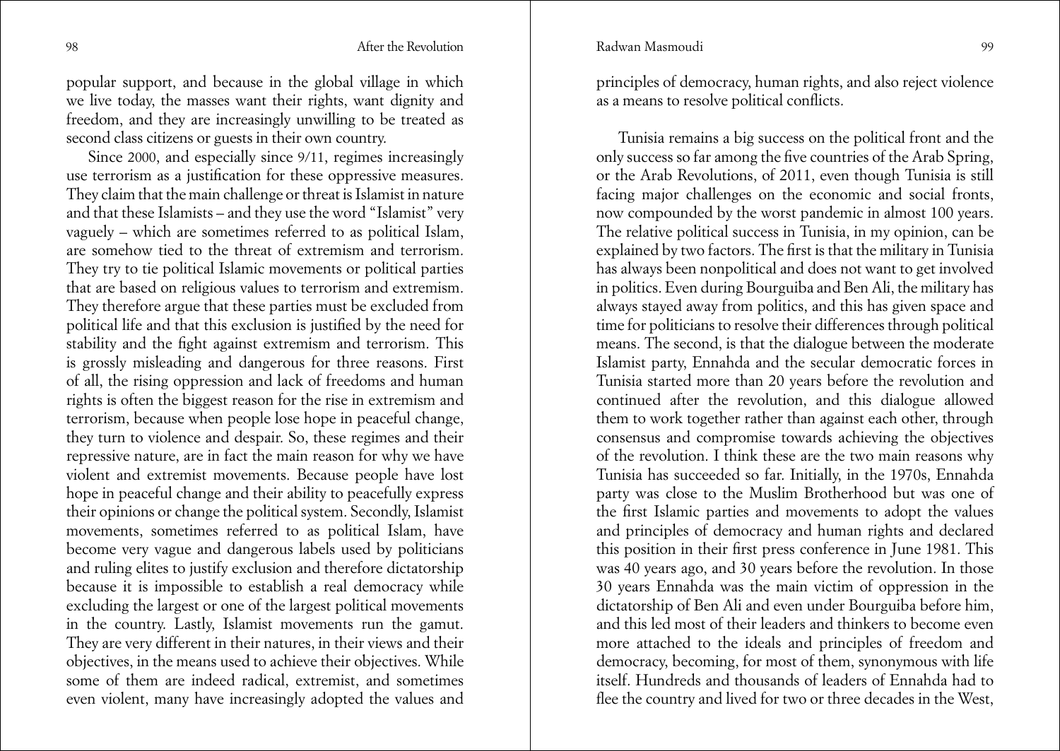popular support, and because in the global village in which we live today, the masses want their rights, want dignity and freedom, and they are increasingly unwilling to be treated as second class citizens or guests in their own country.

Since 2000, and especially since 9/11, regimes increasingly use terrorism as a justification for these oppressive measures. They claim that the main challenge or threat is Islamist in nature and that these Islamists – and they use the word "Islamist" very vaguely – which are sometimes referred to as political Islam, are somehow tied to the threat of extremism and terrorism. They try to tie political Islamic movements or political parties that are based on religious values to terrorism and extremism. They therefore argue that these parties must be excluded from political life and that this exclusion is justified by the need for stability and the fight against extremism and terrorism. This is grossly misleading and dangerous for three reasons. First of all, the rising oppression and lack of freedoms and human rights is often the biggest reason for the rise in extremism and terrorism, because when people lose hope in peaceful change, they turn to violence and despair. So, these regimes and their repressive nature, are in fact the main reason for why we have violent and extremist movements. Because people have lost hope in peaceful change and their ability to peacefully express their opinions or change the political system. Secondly, Islamist movements, sometimes referred to as political Islam, have become very vague and dangerous labels used by politicians and ruling elites to justify exclusion and therefore dictatorship because it is impossible to establish a real democracy while excluding the largest or one of the largest political movements in the country. Lastly, Islamist movements run the gamut. They are very different in their natures, in their views and their objectives, in the means used to achieve their objectives. While some of them are indeed radical, extremist, and sometimes even violent, many have increasingly adopted the values and principles of democracy, human rights, and also reject violence as a means to resolve political conflicts.

Tunisia remains a big success on the political front and the only success so far among the five countries of the Arab Spring, or the Arab Revolutions, of 2011, even though Tunisia is still facing major challenges on the economic and social fronts, now compounded by the worst pandemic in almost 100 years. The relative political success in Tunisia, in my opinion, can be explained by two factors. The first is that the military in Tunisia has always been nonpolitical and does not want to get involved in politics. Even during Bourguiba and Ben Ali, the military has always stayed away from politics, and this has given space and time for politicians to resolve their differences through political means. The second, is that the dialogue between the moderate Islamist party, Ennahda and the secular democratic forces in Tunisia started more than 20 years before the revolution and continued after the revolution, and this dialogue allowed them to work together rather than against each other, through consensus and compromise towards achieving the objectives of the revolution. I think these are the two main reasons why Tunisia has succeeded so far. Initially, in the 1970s, Ennahda party was close to the Muslim Brotherhood but was one of the first Islamic parties and movements to adopt the values and principles of democracy and human rights and declared this position in their first press conference in June 1981. This was 40 years ago, and 30 years before the revolution. In those 30 years Ennahda was the main victim of oppression in the dictatorship of Ben Ali and even under Bourguiba before him, and this led most of their leaders and thinkers to become even more attached to the ideals and principles of freedom and democracy, becoming, for most of them, synonymous with life itself. Hundreds and thousands of leaders of Ennahda had to flee the country and lived for two or three decades in the West,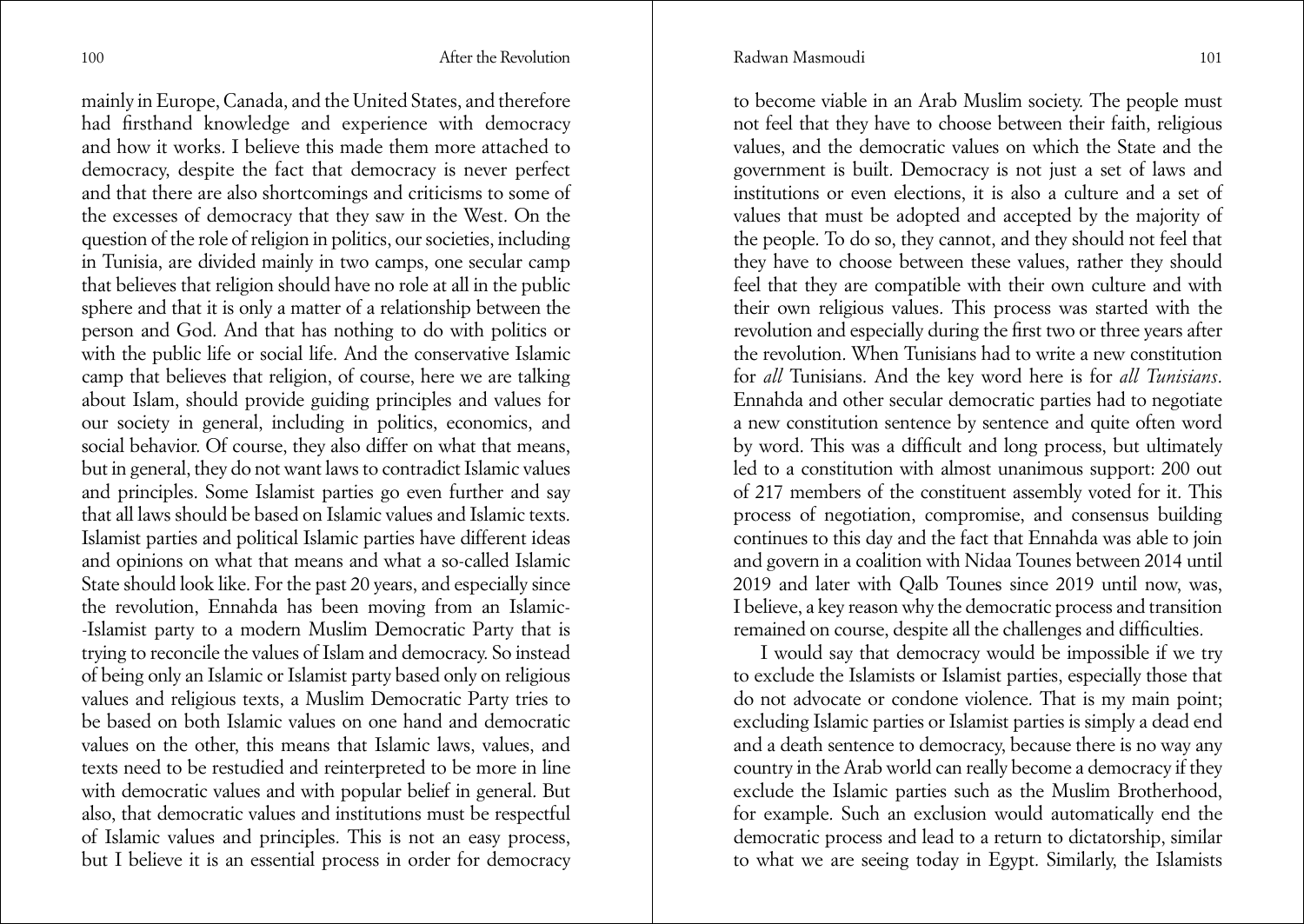mainly in Europe, Canada, and the United States, and therefore had firsthand knowledge and experience with democracy and how it works. I believe this made them more attached to democracy, despite the fact that democracy is never perfect and that there are also shortcomings and criticisms to some of the excesses of democracy that they saw in the West. On the question of the role of religion in politics, our societies, including in Tunisia, are divided mainly in two camps, one secular camp that believes that religion should have no role at all in the public sphere and that it is only a matter of a relationship between the person and God. And that has nothing to do with politics or with the public life or social life. And the conservative Islamic camp that believes that religion, of course, here we are talking about Islam, should provide guiding principles and values for our society in general, including in politics, economics, and social behavior. Of course, they also differ on what that means, but in general, they do not want laws to contradict Islamic values and principles. Some Islamist parties go even further and say that all laws should be based on Islamic values and Islamic texts. Islamist parties and political Islamic parties have different ideas and opinions on what that means and what a so-called Islamic State should look like. For the past 20 years, and especially since the revolution, Ennahda has been moving from an Islamic-Islamist party to a modern Muslim Democratic Party that is trying to reconcile the values of Islam and democracy. So instead of being only an Islamic or Islamist party based only on religious values and religious texts, a Muslim Democratic Party tries to be based on both Islamic values on one hand and democratic values on the other, this means that Islamic laws, values, and texts need to be restudied and reinterpreted to be more in line with democratic values and with popular belief in general. But also, that democratic values and institutions must be respectful of Islamic values and principles. This is not an easy process, but I believe it is an essential process in order for democracy to become viable in an Arab Muslim society. The people must not feel that they have to choose between their faith, religious values, and the democratic values on which the State and the government is built. Democracy is not just a set of laws and institutions or even elections, it is also a culture and a set of values that must be adopted and accepted by the majority of the people. To do so, they cannot, and they should not feel that they have to choose between these values, rather they should feel that they are compatible with their own culture and with their own religious values. This process was started with the revolution and especially during the first two or three years after the revolution. When Tunisians had to write a new constitution for *all* Tunisians. And the key word here is for *all Tunisians*. Ennahda and other secular democratic parties had to negotiate a new constitution sentence by sentence and quite often word by word. This was a difficult and long process, but ultimately led to a constitution with almost unanimous support: 200 out of 217 members of the constituent assembly voted for it. This process of negotiation, compromise, and consensus building continues to this day and the fact that Ennahda was able to join and govern in a coalition with Nidaa Tounes between 2014 until 2019 and later with Qalb Tounes since 2019 until now, was, I believe, a key reason why the democratic process and transition remained on course, despite all the challenges and difficulties.

I would say that democracy would be impossible if we try to exclude the Islamists or Islamist parties, especially those that do not advocate or condone violence. That is my main point; excluding Islamic parties or Islamist parties is simply a dead end and a death sentence to democracy, because there is no way any country in the Arab world can really become a democracy if they exclude the Islamic parties such as the Muslim Brotherhood, for example. Such an exclusion would automatically end the democratic process and lead to a return to dictatorship, similar to what we are seeing today in Egypt. Similarly, the Islamists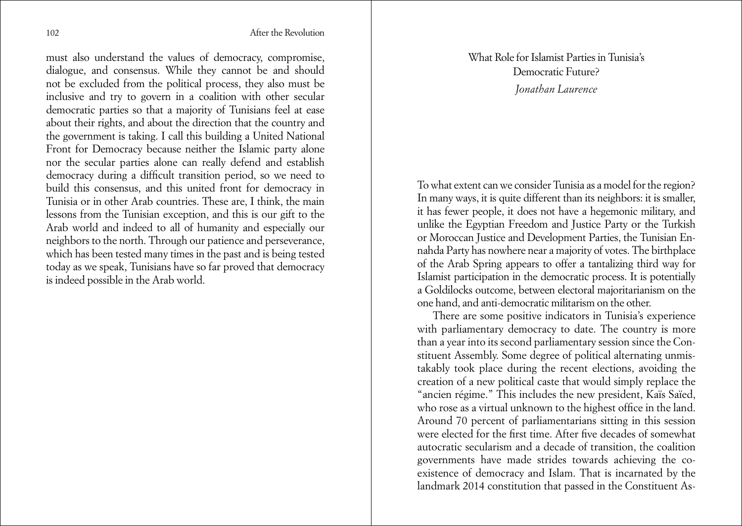must also understand the values of democracy, compromise, dialogue, and consensus. While they cannot be and should not be excluded from the political process, they also must be inclusive and try to govern in a coalition with other secular democratic parties so that a majority of Tunisians feel at ease about their rights, and about the direction that the country and the government is taking. I call this building a United National Front for Democracy because neither the Islamic party alone nor the secular parties alone can really defend and establish democracy during a difficult transition period, so we need to build this consensus, and this united front for democracy in Tunisia or in other Arab countries. These are, I think, the main lessons from the Tunisian exception, and this is our gift to the Arab world and indeed to all of humanity and especially our neighbors to the north. Through our patience and perseverance, which has been tested many times in the past and is being tested today as we speak, Tunisians have so far proved that democracy is indeed possible in the Arab world.

## What Role for Islamist Parties in Tunisia's Democratic Future?

*Jonathan Laurence*

To what extent can we consider Tunisia as a model for the region? In many ways, it is quite different than its neighbors: it is smaller, it has fewer people, it does not have a hegemonic military, and unlike the Egyptian Freedom and Justice Party or the Turkish or Moroccan Justice and Development Parties, the Tunisian Ennahda Party has nowhere near a majority of votes. The birthplace of the Arab Spring appears to offer a tantalizing third way for Islamist participation in the democratic process. It is potentially a Goldilocks outcome, between electoral majoritarianism on the one hand, and anti-democratic militarism on the other.

There are some positive indicators in Tunisia's experience with parliamentary democracy to date. The country is more than a year into its second parliamentary session since the Constituent Assembly. Some degree of political alternating unmistakably took place during the recent elections, avoiding the creation of a new political caste that would simply replace the "ancien régime." This includes the new president, Kaïs Saïed, who rose as a virtual unknown to the highest office in the land. Around 70 percent of parliamentarians sitting in this session were elected for the first time. After five decades of somewhat autocratic secularism and a decade of transition, the coalition governments have made strides towards achieving the co-existence of democracy and Islam. That is incarnated by the landmark 2014 constitution that passed in the Constituent As-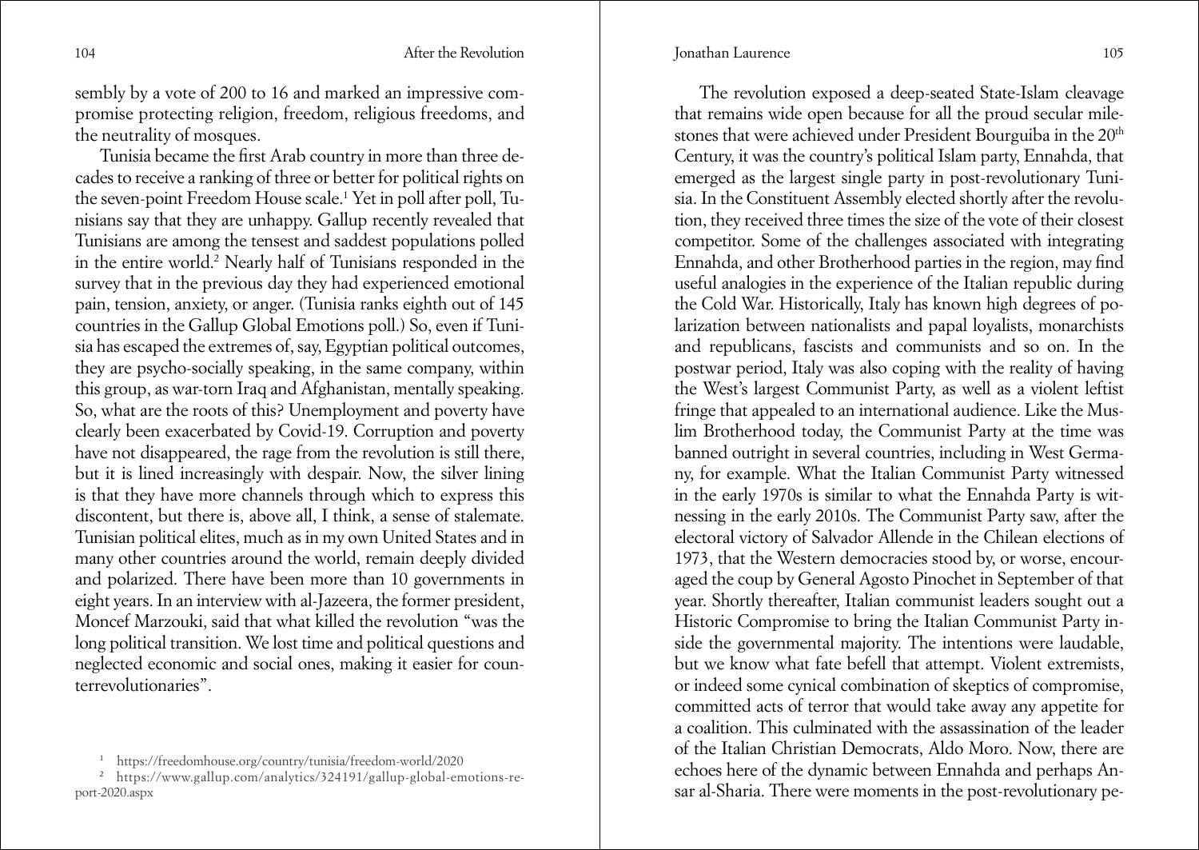sembly by a vote of 200 to 16 and marked an impressive compromise protecting religion, freedom, religious freedoms, and the neutrality of mosques.

Tunisia became the first Arab country in more than three decades to receive a ranking of three or better for political rights on the seven-point Freedom House scale.[1] Yet in poll after poll, Tunisians say that they are unhappy. Gallup recently revealed that Tunisians are among the tensest and saddest populations polled in the entire world.[2] Nearly half of Tunisians responded in the survey that in the previous day they had experienced emotional pain, tension, anxiety, or anger. (Tunisia ranks eighth out of 145 countries in the Gallup Global Emotions poll.) So, even if Tunisia has escaped the extremes of, say, Egyptian political outcomes, they are psycho-socially speaking, in the same company, within this group, as war-torn Iraq and Afghanistan, mentally speaking. So, what are the roots of this? Unemployment and poverty have clearly been exacerbated by Covid-19. Corruption and poverty have not disappeared, the rage from the revolution is still there, but it is lined increasingly with despair. Now, the silver lining is that they have more channels through which to express this discontent, but there is, above all, I think, a sense of stalemate. Tunisian political elites, much as in my own United States and in many other countries around the world, remain deeply divided and polarized. There have been more than 10 governments in eight years. In an interview with al-Jazeera, the former president, Moncef Marzouki, said that what killed the revolution "was the long political transition. We lost time and political questions and neglected economic and social ones, making it easier for counterrevolutionaries".

[1] https://freedomhouse.org/country/tunisia/freedom-world/2020

[2] https://www.gallup.com/analytics/324191/gallup-global-emotions-report-2020.aspx

The revolution exposed a deep-seated State-Islam cleavage that remains wide open because for all the proud secular milestones that were achieved under President Bourguiba in the 20th Century, it was the country's political Islam party, Ennahda, that emerged as the largest single party in post-revolutionary Tunisia. In the Constituent Assembly elected shortly after the revolution, they received three times the size of the vote of their closest competitor. Some of the challenges associated with integrating Ennahda, and other Brotherhood parties in the region, may find useful analogies in the experience of the Italian republic during the Cold War. Historically, Italy has known high degrees of polarization between nationalists and papal loyalists, monarchists and republicans, fascists and communists and so on. In the postwar period, Italy was also coping with the reality of having the West's largest Communist Party, as well as a violent leftist fringe that appealed to an international audience. Like the Muslim Brotherhood today, the Communist Party at the time was banned outright in several countries, including in West Germany, for example. What the Italian Communist Party witnessed in the early 1970s is similar to what the Ennahda Party is witnessing in the early 2010s. The Communist Party saw, after the electoral victory of Salvador Allende in the Chilean elections of 1973, that the Western democracies stood by, or worse, encouraged the coup by General Agosto Pinochet in September of that year. Shortly thereafter, Italian communist leaders sought out a Historic Compromise to bring the Italian Communist Party inside the governmental majority. The intentions were laudable, but we know what fate befell that attempt. Violent extremists, or indeed some cynical combination of skeptics of compromise, committed acts of terror that would take away any appetite for a coalition. This culminated with the assassination of the leader of the Italian Christian Democrats, Aldo Moro. Now, there are echoes here of the dynamic between Ennahda and perhaps Ansar al-Sharia. There were moments in the post-revolutionary pe-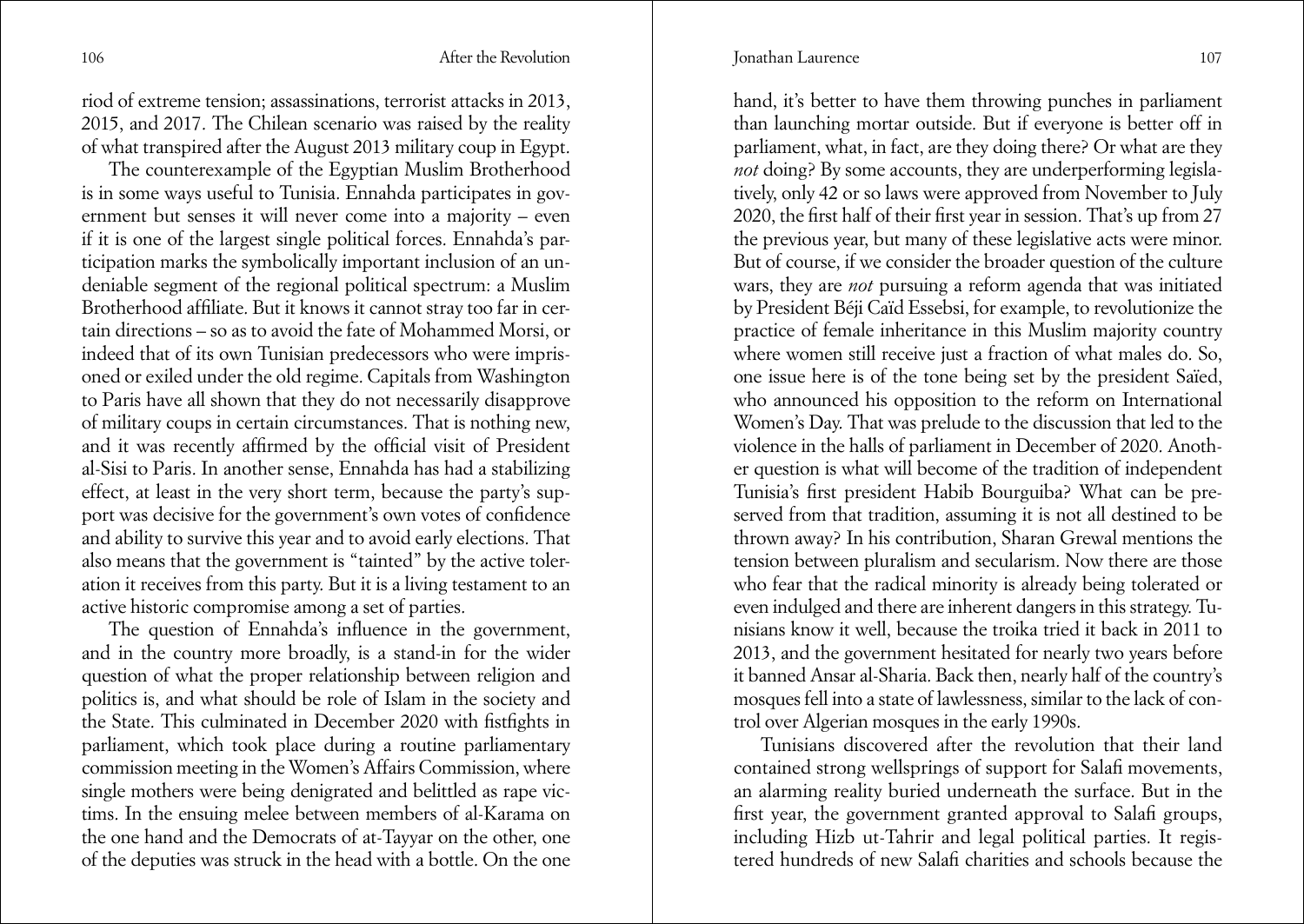riod of extreme tension; assassinations, terrorist attacks in 2013, 2015, and 2017. The Chilean scenario was raised by the reality of what transpired after the August 2013 military coup in Egypt.

The counterexample of the Egyptian Muslim Brotherhood is in some ways useful to Tunisia. Ennahda participates in government but senses it will never come into a majority – even if it is one of the largest single political forces. Ennahda's participation marks the symbolically important inclusion of an undeniable segment of the regional political spectrum: a Muslim Brotherhood affiliate. But it knows it cannot stray too far in certain directions – so as to avoid the fate of Mohammed Morsi, or indeed that of its own Tunisian predecessors who were imprisoned or exiled under the old regime. Capitals from Washington to Paris have all shown that they do not necessarily disapprove of military coups in certain circumstances. That is nothing new, and it was recently affirmed by the official visit of President al-Sisi to Paris. In another sense, Ennahda has had a stabilizing effect, at least in the very short term, because the party's support was decisive for the government's own votes of confidence and ability to survive this year and to avoid early elections. That also means that the government is "tainted" by the active toleration it receives from this party. But it is a living testament to an active historic compromise among a set of parties.

The question of Ennahda's influence in the government, and in the country more broadly, is a stand-in for the wider question of what the proper relationship between religion and politics is, and what should be role of Islam in the society and the State. This culminated in December 2020 with fistfights in parliament, which took place during a routine parliamentary commission meeting in the Women's Affairs Commission, where single mothers were being denigrated and belittled as rape victims. In the ensuing melee between members of al-Karama on the one hand and the Democrats of at-Tayyar on the other, one of the deputies was struck in the head with a bottle. On the one hand, it's better to have them throwing punches in parliament than launching mortar outside. But if everyone is better off in parliament, what, in fact, are they doing there? Or what are they *not* doing? By some accounts, they are underperforming legislatively, only 42 or so laws were approved from November to July 2020, the first half of their first year in session. That's up from 27 the previous year, but many of these legislative acts were minor. But of course, if we consider the broader question of the culture wars, they are *not* pursuing a reform agenda that was initiated by President Béji Caïd Essebsi, for example, to revolutionize the practice of female inheritance in this Muslim majority country where women still receive just a fraction of what males do. So, one issue here is of the tone being set by the president Saïed, who announced his opposition to the reform on International Women's Day. That was prelude to the discussion that led to the violence in the halls of parliament in December of 2020. Another question is what will become of the tradition of independent Tunisia's first president Habib Bourguiba? What can be preserved from that tradition, assuming it is not all destined to be thrown away? In his contribution, Sharan Grewal mentions the tension between pluralism and secularism. Now there are those who fear that the radical minority is already being tolerated or even indulged and there are inherent dangers in this strategy. Tunisians know it well, because the troika tried it back in 2011 to 2013, and the government hesitated for nearly two years before it banned Ansar al-Sharia. Back then, nearly half of the country's mosques fell into a state of lawlessness, similar to the lack of control over Algerian mosques in the early 1990s.

Tunisians discovered after the revolution that their land contained strong wellsprings of support for Salafi movements, an alarming reality buried underneath the surface. But in the first year, the government granted approval to Salafi groups, including Hizb ut-Tahrir and legal political parties. It registered hundreds of new Salafi charities and schools because the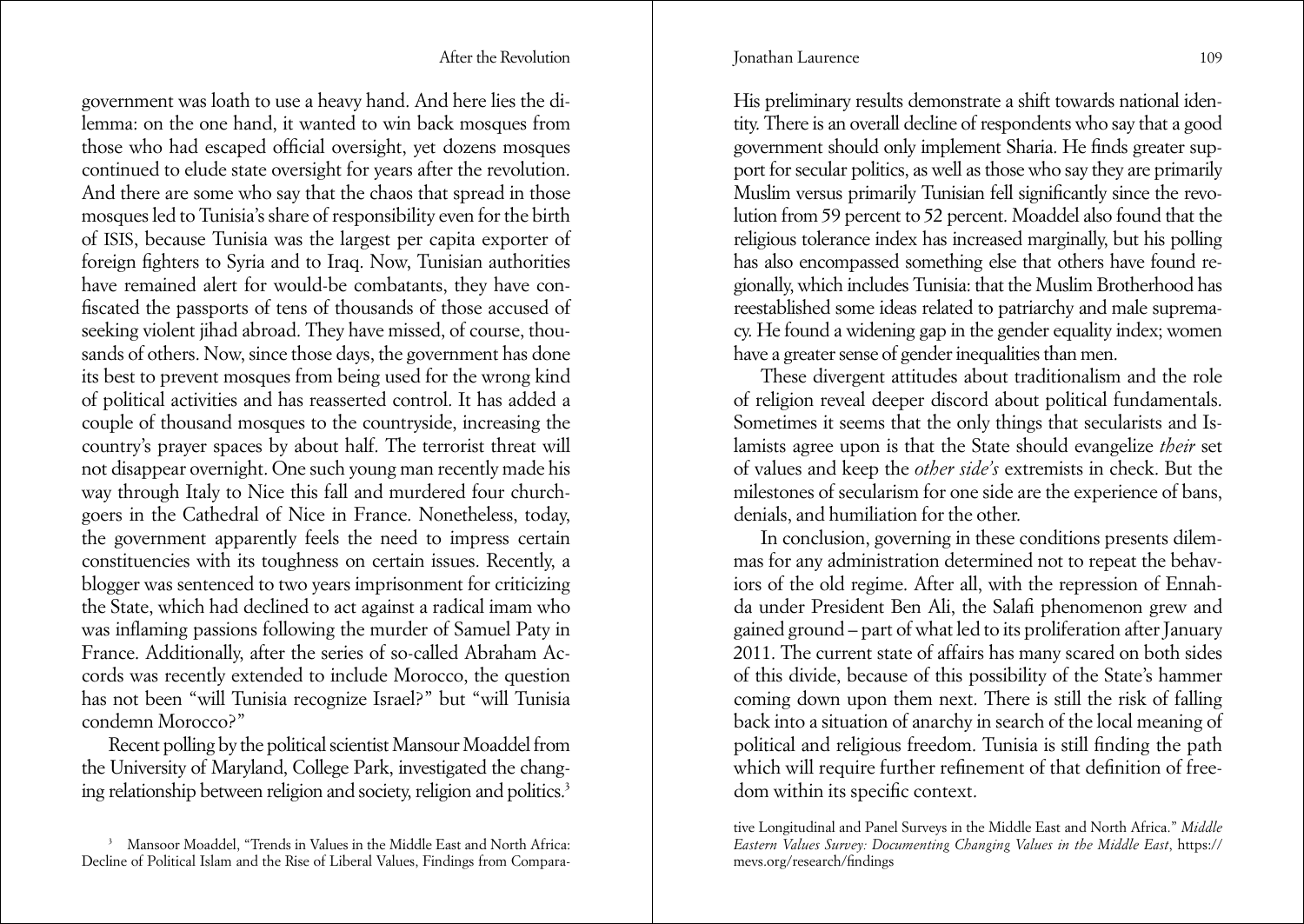government was loath to use a heavy hand. And here lies the dilemma: on the one hand, it wanted to win back mosques from those who had escaped official oversight, yet dozens mosques continued to elude state oversight for years after the revolution. And there are some who say that the chaos that spread in those mosques led to Tunisia's share of responsibility even for the birth of ISIS, because Tunisia was the largest per capita exporter of foreign fighters to Syria and to Iraq. Now, Tunisian authorities have remained alert for would-be combatants, they have confiscated the passports of tens of thousands of those accused of seeking violent jihad abroad. They have missed, of course, thousands of others. Now, since those days, the government has done its best to prevent mosques from being used for the wrong kind of political activities and has reasserted control. It has added a couple of thousand mosques to the countryside, increasing the country's prayer spaces by about half. The terrorist threat will not disappear overnight. One such young man recently made his way through Italy to Nice this fall and murdered four churchgoers in the Cathedral of Nice in France. Nonetheless, today, the government apparently feels the need to impress certain constituencies with its toughness on certain issues. Recently, a blogger was sentenced to two years imprisonment for criticizing the State, which had declined to act against a radical imam who was inflaming passions following the murder of Samuel Paty in France. Additionally, after the series of so-called Abraham Accords was recently extended to include Morocco, the question has not been "will Tunisia recognize Israel?" but "will Tunisia condemn Morocco?"

Recent polling by the political scientist Mansour Moaddel from the University of Maryland, College Park, investigated the changing relationship between religion and society, religion and politics.[3] His preliminary results demonstrate a shift towards national identity. There is an overall decline of respondents who say that a good government should only implement Sharia. He finds greater support for secular politics, as well as those who say they are primarily Muslim versus primarily Tunisian fell significantly since the revolution from 59 percent to 52 percent. Moaddel also found that the religious tolerance index has increased marginally, but his polling has also encompassed something else that others have found regionally, which includes Tunisia: that the Muslim Brotherhood has reestablished some ideas related to patriarchy and male supremacy. He found a widening gap in the gender equality index; women have a greater sense of gender inequalities than men.

These divergent attitudes about traditionalism and the role of religion reveal deeper discord about political fundamentals. Sometimes it seems that the only things that secularists and Islamists agree upon is that the State should evangelize *their* set of values and keep the *other side's* extremists in check. But the milestones of secularism for one side are the experience of bans, denials, and humiliation for the other.

In conclusion, governing in these conditions presents dilemmas for any administration determined not to repeat the behaviors of the old regime. After all, with the repression of Ennahda under President Ben Ali, the Salafi phenomenon grew and gained ground – part of what led to its proliferation after January 2011. The current state of affairs has many scared on both sides of this divide, because of this possibility of the State's hammer coming down upon them next. There is still the risk of falling back into a situation of anarchy in search of the local meaning of political and religious freedom. Tunisia is still finding the path which will require further refinement of that definition of freedom within its specific context.

[3] Mansoor Moaddel, "Trends in Values in the Middle East and North Africa: Decline of Political Islam and the Rise of Liberal Values, Findings from Comparative Longitudinal and Panel Surveys in the Middle East and North Africa." *Middle Eastern Values Survey: Documenting Changing Values in the Middle East*, https://mevs.org/research/findings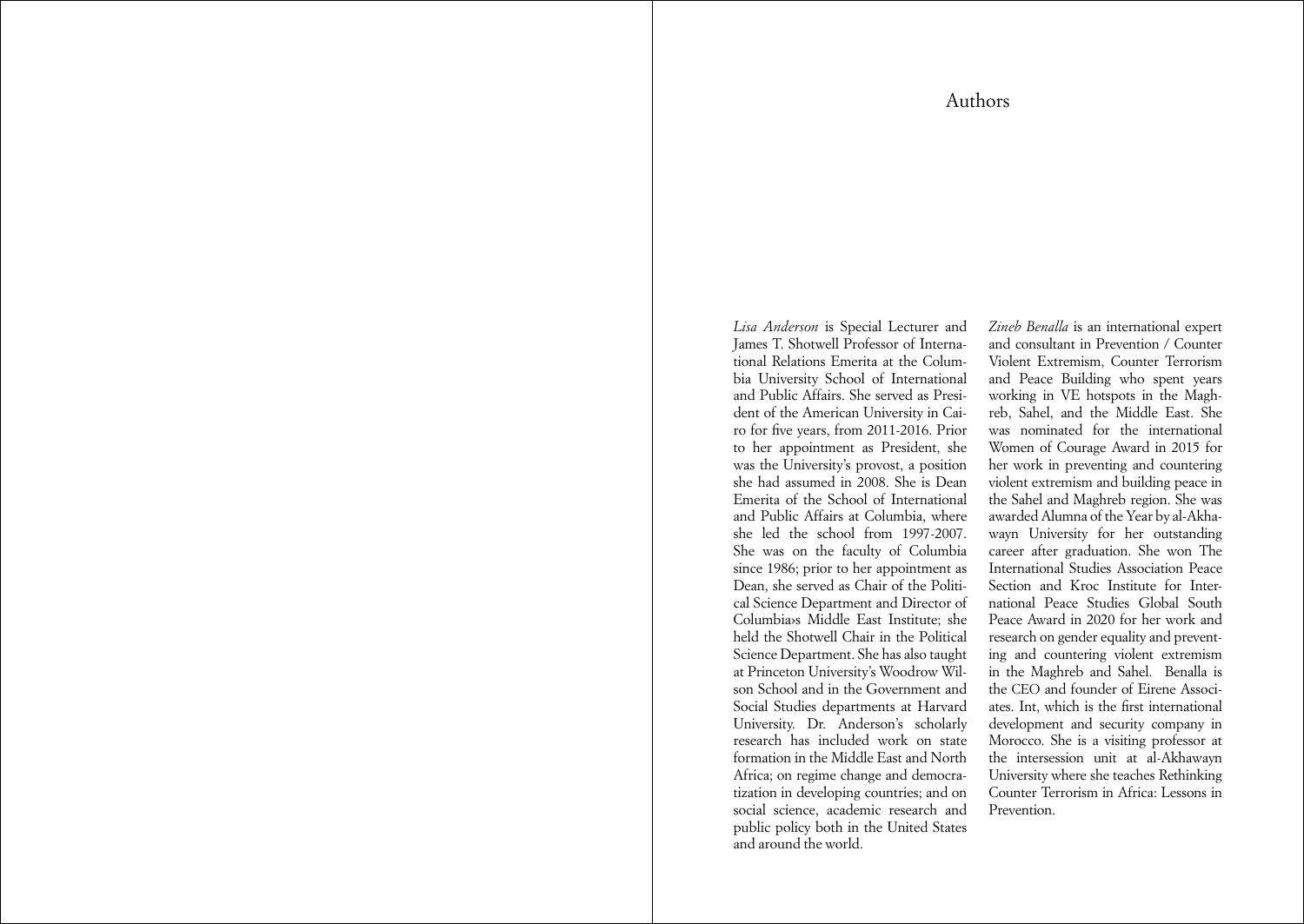# Authors

*Lisa Anderson* is Special Lecturer and James T. Shotwell Professor of International Relations Emerita at the Columbia University School of International and Public Affairs. She served as President of the American University in Cairo for five years, from 2011-2016. Prior to her appointment as President, she was the University's provost, a position she had assumed in 2008. She is Dean Emerita of the School of International and Public Affairs at Columbia, where she led the school from 1997-2007. She was on the faculty of Columbia since 1986; prior to her appointment as Dean, she served as Chair of the Political Science Department and Director of Columbia›s Middle East Institute; she held the Shotwell Chair in the Political Science Department. She has also taught at Princeton University's Woodrow Wilson School and in the Government and Social Studies departments at Harvard University. Dr. Anderson's scholarly research has included work on state formation in the Middle East and North Africa; on regime change and democratization in developing countries; and on social science, academic research and public policy both in the United States and around the world.

*Zineb Benalla* is an international expert and consultant in Prevention / Counter Violent Extremism, Counter Terrorism and Peace Building who spent years working in VE hotspots in the Maghreb, Sahel, and the Middle East. She was nominated for the international Women of Courage Award in 2015 for her work in preventing and countering violent extremism and building peace in the Sahel and Maghreb region. She was awarded Alumna of the Year by al-Akhawayn University for her outstanding career after graduation. She won The International Studies Association Peace Section and Kroc Institute for International Peace Studies Global South Peace Award in 2020 for her work and research on gender equality and preventing and countering violent extremism in the Maghreb and Sahel. Benalla is the CEO and founder of Eirene Associates. Int, which is the first international development and security company in Morocco. She is a visiting professor at the intersession unit at al-Akhawayn University where she teaches Rethinking Counter Terrorism in Africa: Lessons in Prevention.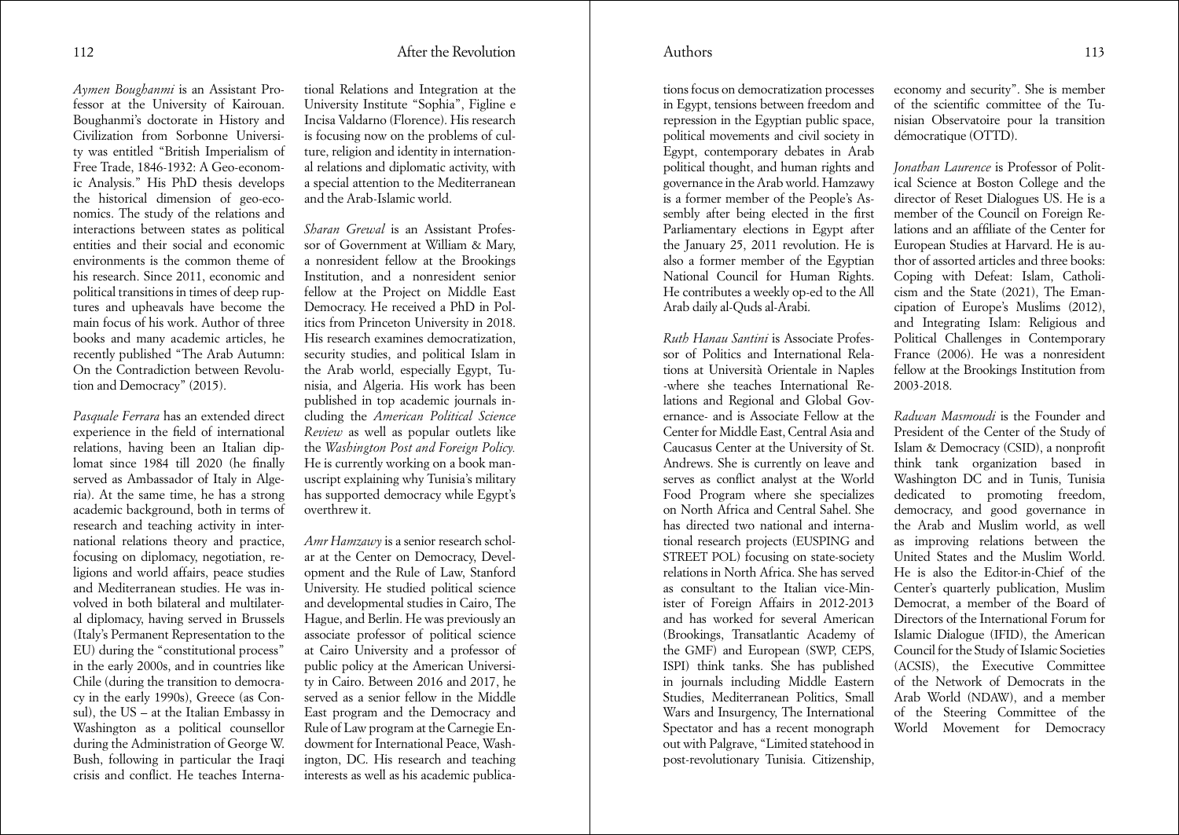*Aymen Boughanmi* is an Assistant Professor at the University of Kairouan. Boughanmi's doctorate in History and Civilization from Sorbonne University was entitled "British Imperialism of Free Trade, 1846-1932: A Geo-economic Analysis." His PhD thesis develops the historical dimension of geo-economics. The study of the relations and interactions between states as political entities and their social and economic environments is the common theme of his research. Since 2011, economic and political transitions in times of deep ruptures and upheavals have become the main focus of his work. Author of three books and many academic articles, he recently published "The Arab Autumn: On the Contradiction between Revolution and Democracy" (2015).

*Pasquale Ferrara* has an extended direct experience in the field of international relations, having been an Italian diplomat since 1984 till 2020 (he finally served as Ambassador of Italy in Algeria). At the same time, he has a strong academic background, both in terms of research and teaching activity in international relations theory and practice, focusing on diplomacy, negotiation, religions and world affairs, peace studies and Mediterranean studies. He was involved in both bilateral and multilateral diplomacy, having served in Brussels (Italy's Permanent Representation to the EU) during the "constitutional process" in the early 2000s, and in countries like Chile (during the transition to democracy in the early 1990s), Greece (as Consul), the US – at the Italian Embassy in Washington as a political counsellor during the Administration of George W. Bush, following in particular the Iraqi crisis and conflict. He teaches International Relations and Integration at the University Institute "Sophia", Figline e Incisa Valdarno (Florence). His research is focusing now on the problems of culture, religion and identity in international relations and diplomatic activity, with a special attention to the Mediterranean and the Arab-Islamic world.

*Sharan Grewal* is an Assistant Professor of Government at William & Mary, a nonresident fellow at the Brookings Institution, and a nonresident senior fellow at the Project on Middle East Democracy. He received a PhD in Politics from Princeton University in 2018. His research examines democratization, security studies, and political Islam in the Arab world, especially Egypt, Tunisia, and Algeria. His work has been published in top academic journals including the *American Political Science Review* as well as popular outlets like the *Washington Post and Foreign Policy.* He is currently working on a book manuscript explaining why Tunisia's military has supported democracy while Egypt's overthrew it.

*Amr Hamzawy* is a senior research scholar at the Center on Democracy, Development and the Rule of Law, Stanford University. He studied political science and developmental studies in Cairo, The Hague, and Berlin. He was previously an associate professor of political science at Cairo University and a professor of public policy at the American University in Cairo. Between 2016 and 2017, he served as a senior fellow in the Middle East program and the Democracy and Rule of Law program at the Carnegie Endowment for International Peace, Washington, DC. His research and teaching interests as well as his academic publications focus on democratization processes in Egypt, tensions between freedom and repression in the Egyptian public space, political movements and civil society in Egypt, contemporary debates in Arab political thought, and human rights and governance in the Arab world. Hamzawy is a former member of the People's Assembly after being elected in the first Parliamentary elections in Egypt after the January 25, 2011 revolution. He is also a former member of the Egyptian National Council for Human Rights. He contributes a weekly op-ed to the All Arab daily al-Quds al-Arabi.

*Ruth Hanau Santini* is Associate Professor of Politics and International Relations at Università Orientale in Naples -where she teaches International Relations and Regional and Global Governance- and is Associate Fellow at the Center for Middle East, Central Asia and Caucasus Center at the University of St. Andrews. She is currently on leave and serves as conflict analyst at the World Food Program where she specializes on North Africa and Central Sahel. She has directed two national and international research projects (EUSPING and STREET POL) focusing on state-society relations in North Africa. She has served as consultant to the Italian vice-Minister of Foreign Affairs in 2012-2013 and has worked for several American (Brookings, Transatlantic Academy of the GMF) and European (SWP, CEPS, ISPI) think tanks. She has published in journals including Middle Eastern Studies, Mediterranean Politics, Small Wars and Insurgency, The International Spectator and has a recent monograph out with Palgrave, "Limited statehood in post-revolutionary Tunisia. Citizenship, economy and security". She is member of the scientific committee of the Tunisian Observatoire pour la transition démocratique (OTTD).

*Jonathan Laurence* is Professor of Political Science at Boston College and the director of Reset Dialogues US. He is a member of the Council on Foreign Relations and an affiliate of the Center for European Studies at Harvard. He is author of assorted articles and three books: Coping with Defeat: Islam, Catholicism and the State (2021), The Emancipation of Europe's Muslims (2012), and Integrating Islam: Religious and Political Challenges in Contemporary France (2006). He was a nonresident fellow at the Brookings Institution from 2003-2018.

*Radwan Masmoudi* is the Founder and President of the Center of the Study of Islam & Democracy (CSID), a nonprofit think tank organization based in Washington DC and in Tunis, Tunisia dedicated to promoting freedom, democracy, and good governance in the Arab and Muslim world, as well as improving relations between the United States and the Muslim World. He is also the Editor-in-Chief of the Center's quarterly publication, Muslim Democrat, a member of the Board of Directors of the International Forum for Islamic Dialogue (IFID), the American Council for the Study of Islamic Societies (ACSIS), the Executive Committee of the Network of Democrats in the Arab World (NDAW), and a member of the Steering Committee of the World Movement for Democracy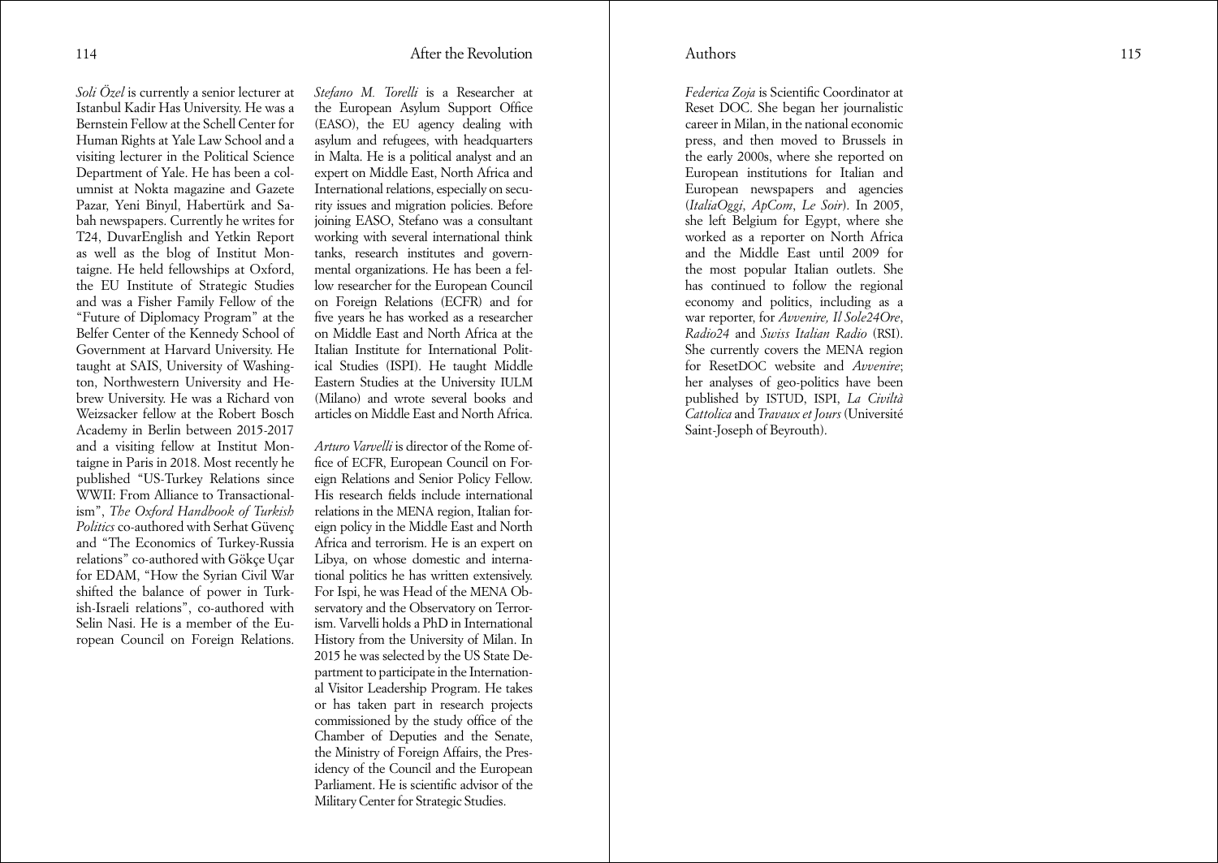*Soli Özel* is currently a senior lecturer at Istanbul Kadir Has University. He was a Bernstein Fellow at the Schell Center for Human Rights at Yale Law School and a visiting lecturer in the Political Science Department of Yale. He has been a columnist at Nokta magazine and Gazete Pazar, Yeni Binyıl, Habertürk and Sabah newspapers. Currently he writes for T24, DuvarEnglish and Yetkin Report as well as the blog of Institut Montaigne. He held fellowships at Oxford, the EU Institute of Strategic Studies and was a Fisher Family Fellow of the "Future of Diplomacy Program" at the Belfer Center of the Kennedy School of Government at Harvard University. He taught at SAIS, University of Washington, Northwestern University and Hebrew University. He was a Richard von Weizsacker fellow at the Robert Bosch Academy in Berlin between 2015-2017 and a visiting fellow at Institut Montaigne in Paris in 2018. Most recently he published "US-Turkey Relations since WWII: From Alliance to Transactionalism", *The Oxford Handbook of Turkish Politics* co-authored with Serhat Güvenç and "The Economics of Turkey-Russia relations" co-authored with Gökçe Uçar for EDAM, "How the Syrian Civil War shifted the balance of power in Turkish-Israeli relations", co-authored with Selin Nasi. He is a member of the European Council on Foreign Relations.

*Stefano M. Torelli* is a Researcher at the European Asylum Support Office (EASO), the EU agency dealing with asylum and refugees, with headquarters in Malta. He is a political analyst and an expert on Middle East, North Africa and International relations, especially on security issues and migration policies. Before joining EASO, Stefano was a consultant working with several international think tanks, research institutes and governmental organizations. He has been a fellow researcher for the European Council on Foreign Relations (ECFR) and for five years he has worked as a researcher on Middle East and North Africa at the Italian Institute for International Political Studies (ISPI). He taught Middle Eastern Studies at the University IULM (Milano) and wrote several books and articles on Middle East and North Africa.

*Arturo Varvelli* is director of the Rome office of ECFR, European Council on Foreign Relations and Senior Policy Fellow. His research fields include international relations in the MENA region, Italian foreign policy in the Middle East and North Africa and terrorism. He is an expert on Libya, on whose domestic and international politics he has written extensively. For Ispi, he was Head of the MENA Observatory and the Observatory on Terrorism. Varvelli holds a PhD in International History from the University of Milan. In 2015 he was selected by the US State Department to participate in the International Visitor Leadership Program. He takes or has taken part in research projects commissioned by the study office of the Chamber of Deputies and the Senate, the Ministry of Foreign Affairs, the Presidency of the Council and the European Parliament. He is scientific advisor of the Military Center for Strategic Studies.

*Federica Zoja* is Scientific Coordinator at Reset DOC. She began her journalistic career in Milan, in the national economic press, and then moved to Brussels in the early 2000s, where she reported on European institutions for Italian and European newspapers and agencies (*ItaliaOggi*, *ApCom*, *Le Soir*). In 2005, she left Belgium for Egypt, where she worked as a reporter on North Africa and the Middle East until 2009 for the most popular Italian outlets. She has continued to follow the regional economy and politics, including as a war reporter, for *Avvenire, Il Sole24Ore*, *Radio24* and *Swiss Italian Radio* (RSI). She currently covers the MENA region for ResetDOC website and *Avvenire*; her analyses of geo-politics have been published by ISTUD, ISPI, *La Civiltà Cattolica* and *Travaux et Jours* (Université Saint-Joseph of Beyrouth).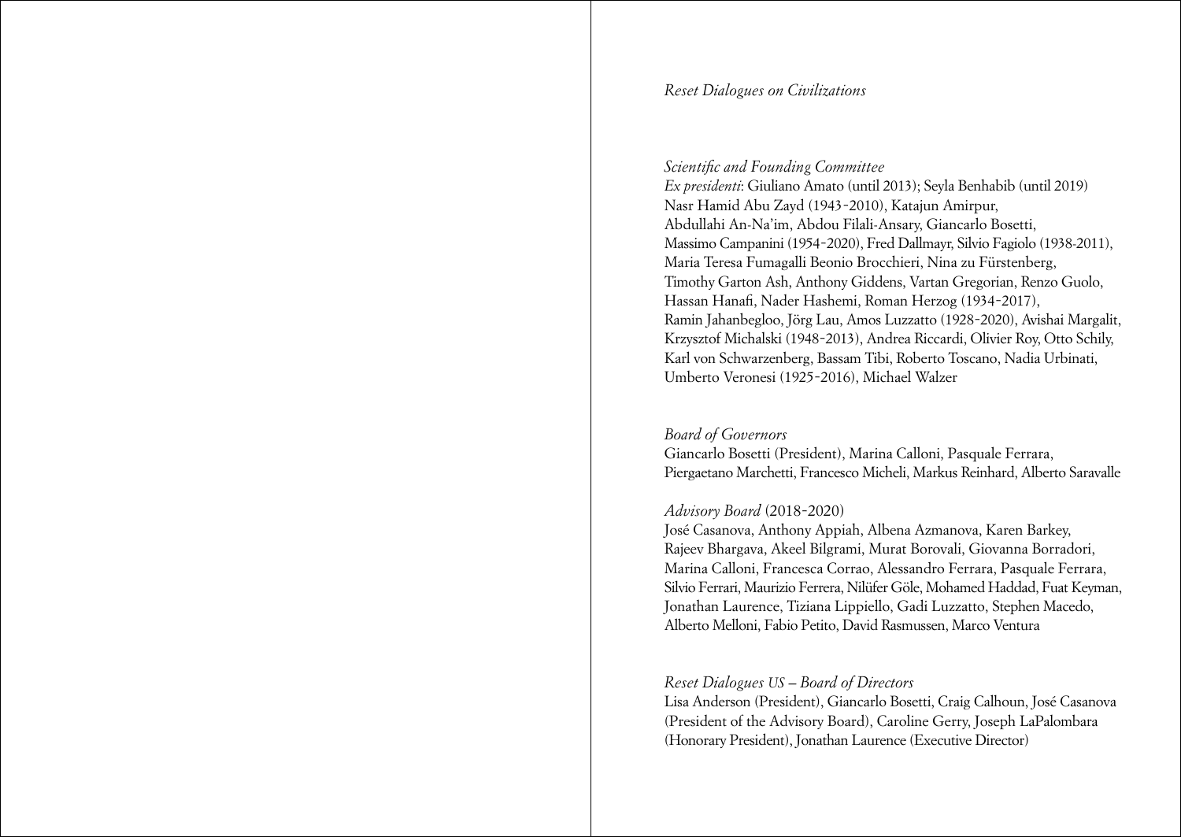*Reset Dialogues on Civilizations*

*Scientific and Founding Committee*

*Ex presidenti*: Giuliano Amato (until 2013); Seyla Benhabib (until 2019)
Nasr Hamid Abu Zayd (1943-2010), Katajun Amirpur,
Abdullahi An-Na'im, Abdou Filali-Ansary, Giancarlo Bosetti,
Massimo Campanini (1954-2020), Fred Dallmayr, Silvio Fagiolo (1938-2011),
Maria Teresa Fumagalli Beonio Brocchieri, Nina zu Fürstenberg,
Timothy Garton Ash, Anthony Giddens, Vartan Gregorian, Renzo Guolo,
Hassan Hanafi, Nader Hashemi, Roman Herzog (1934-2017),
Ramin Jahanbegloo, Jörg Lau, Amos Luzzatto (1928-2020), Avishai Margalit,
Krzysztof Michalski (1948-2013), Andrea Riccardi, Olivier Roy, Otto Schily,
Karl von Schwarzenberg, Bassam Tibi, Roberto Toscano, Nadia Urbinati,
Umberto Veronesi (1925-2016), Michael Walzer

*Board of Governors*

Giancarlo Bosetti (President), Marina Calloni, Pasquale Ferrara,
Piergaetano Marchetti, Francesco Micheli, Markus Reinhard, Alberto Saravalle

*Advisory Board* (2018-2020)

José Casanova, Anthony Appiah, Albena Azmanova, Karen Barkey,
Rajeev Bhargava, Akeel Bilgrami, Murat Borovali, Giovanna Borradori,
Marina Calloni, Francesca Corrao, Alessandro Ferrara, Pasquale Ferrara,
Silvio Ferrari, Maurizio Ferrera, Nilüfer Göle, Mohamed Haddad, Fuat Keyman,
Jonathan Laurence, Tiziana Lippiello, Gadi Luzzatto, Stephen Macedo,
Alberto Melloni, Fabio Petito, David Rasmussen, Marco Ventura

*Reset Dialogues US – Board of Directors*

Lisa Anderson (President), Giancarlo Bosetti, Craig Calhoun, José Casanova
(President of the Advisory Board), Caroline Gerry, Joseph LaPalombara
(Honorary President), Jonathan Laurence (Executive Director)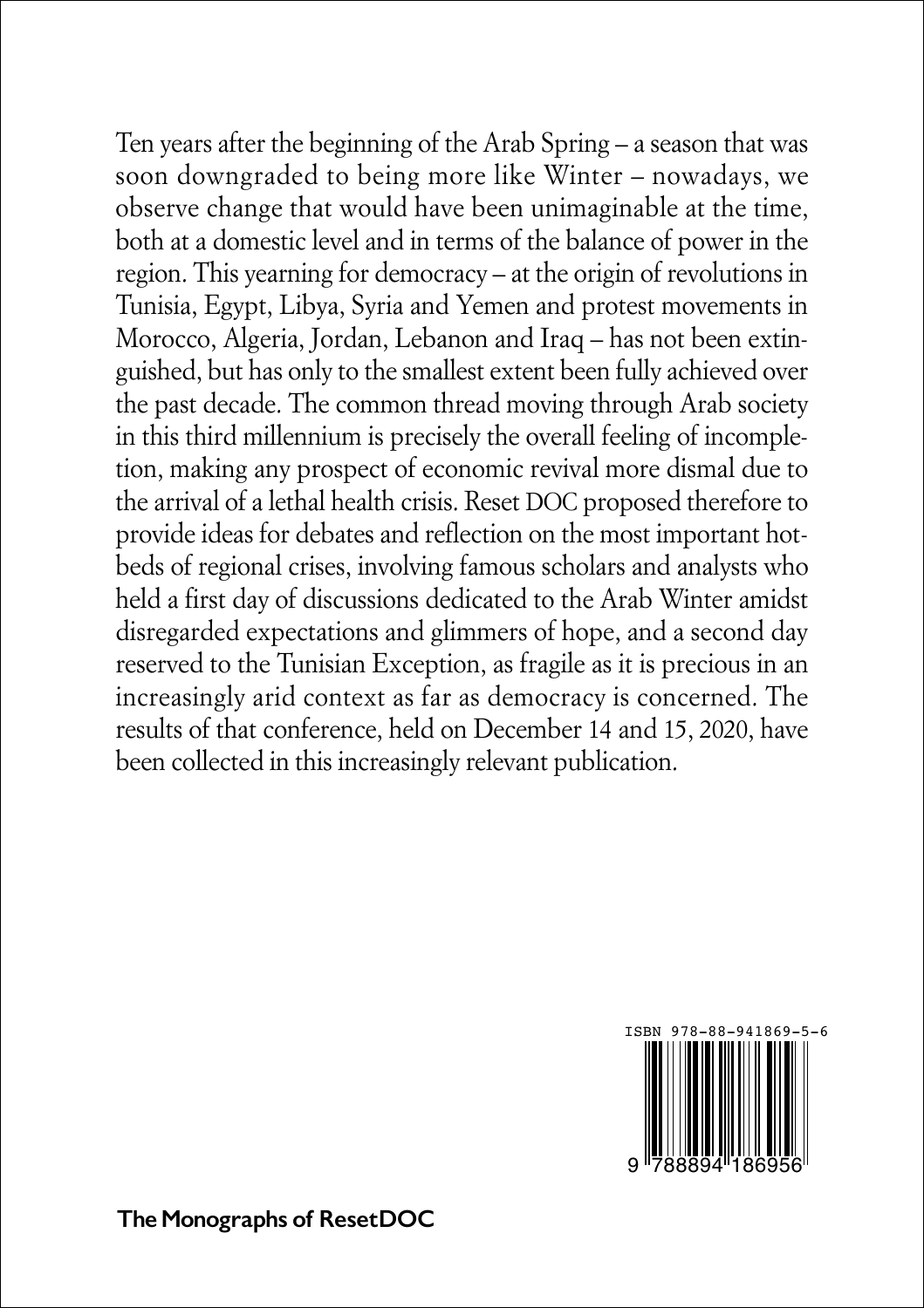Ten years after the beginning of the Arab Spring – a season that was soon downgraded to being more like Winter – nowadays, we observe change that would have been unimaginable at the time, both at a domestic level and in terms of the balance of power in the region. This yearning for democracy – at the origin of revolutions in Tunisia, Egypt, Libya, Syria and Yemen and protest movements in Morocco, Algeria, Jordan, Lebanon and Iraq – has not been extinguished, but has only to the smallest extent been fully achieved over the past decade. The common thread moving through Arab society in this third millennium is precisely the overall feeling of incompletion, making any prospect of economic revival more dismal due to the arrival of a lethal health crisis. Reset DOC proposed therefore to provide ideas for debates and reflection on the most important hotbeds of regional crises, involving famous scholars and analysts who held a first day of discussions dedicated to the Arab Winter amidst disregarded expectations and glimmers of hope, and a second day reserved to the Tunisian Exception, as fragile as it is precious in an increasingly arid context as far as democracy is concerned. The results of that conference, held on December 14 and 15, 2020, have been collected in this increasingly relevant publication.

ISBN 978-88-941869-5-6

9 788894 186956

**The Monographs of ResetDOC**